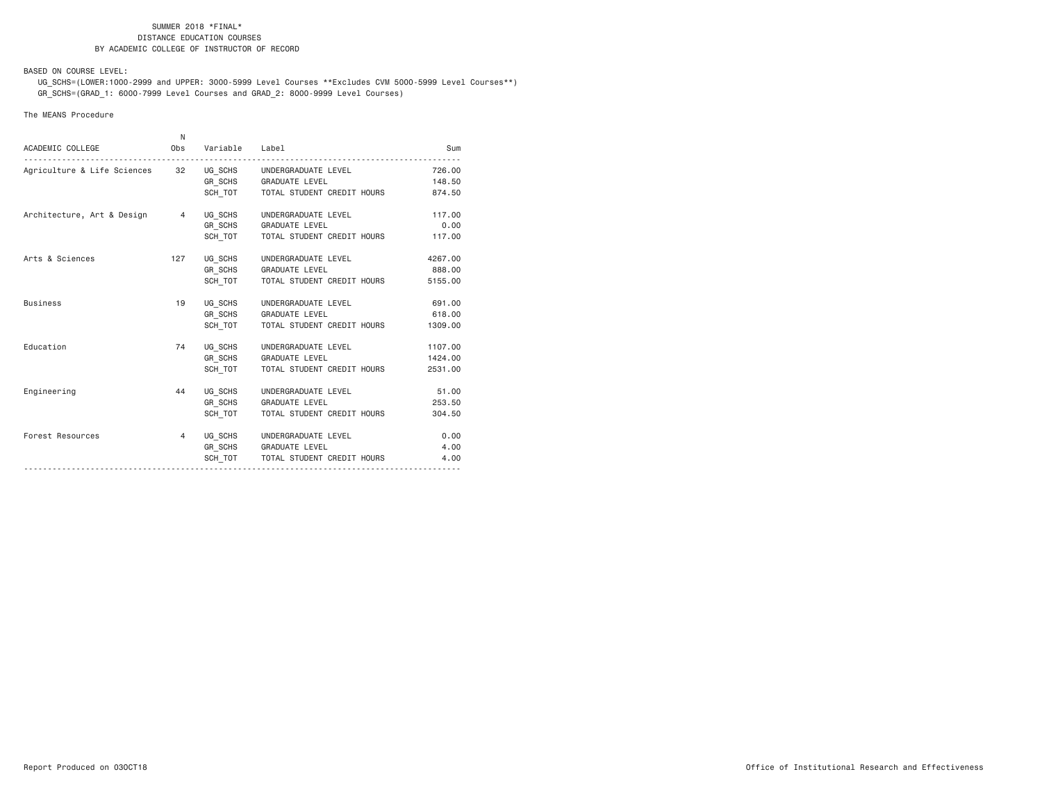SUMMER 2018 *FINAL*
DISTANCE EDUCATION COURSES
BY ACADEMIC COLLEGE OF INSTRUCTOR OF RECORD

BASED ON COURSE LEVEL:
UG_SCHS=(LOWER:1000-2999 and UPPER: 3000-5999 Level Courses **Excludes CVM 5000-5999 Level Courses**)
GR_SCHS=(GRAD_1: 6000-7999 Level Courses and GRAD_2: 8000-9999 Level Courses)

The MEANS Procedure

| ACADEMIC COLLEGE | N Obs | Variable | Label | Sum |
|---|---|---|---|---|
| Agriculture & Life Sciences | 32 | UG_SCHS | UNDERGRADUATE LEVEL | 726.00 |
| | | GR_SCHS | GRADUATE LEVEL | 148.50 |
| | | SCH_TOT | TOTAL STUDENT CREDIT HOURS | 874.50 |
| Architecture, Art & Design | 4 | UG_SCHS | UNDERGRADUATE LEVEL | 117.00 |
| | | GR_SCHS | GRADUATE LEVEL | 0.00 |
| | | SCH_TOT | TOTAL STUDENT CREDIT HOURS | 117.00 |
| Arts & Sciences | 127 | UG_SCHS | UNDERGRADUATE LEVEL | 4267.00 |
| | | GR_SCHS | GRADUATE LEVEL | 888.00 |
| | | SCH_TOT | TOTAL STUDENT CREDIT HOURS | 5155.00 |
| Business | 19 | UG_SCHS | UNDERGRADUATE LEVEL | 691.00 |
| | | GR_SCHS | GRADUATE LEVEL | 618.00 |
| | | SCH_TOT | TOTAL STUDENT CREDIT HOURS | 1309.00 |
| Education | 74 | UG_SCHS | UNDERGRADUATE LEVEL | 1107.00 |
| | | GR_SCHS | GRADUATE LEVEL | 1424.00 |
| | | SCH_TOT | TOTAL STUDENT CREDIT HOURS | 2531.00 |
| Engineering | 44 | UG_SCHS | UNDERGRADUATE LEVEL | 51.00 |
| | | GR_SCHS | GRADUATE LEVEL | 253.50 |
| | | SCH_TOT | TOTAL STUDENT CREDIT HOURS | 304.50 |
| Forest Resources | 4 | UG_SCHS | UNDERGRADUATE LEVEL | 0.00 |
| | | GR_SCHS | GRADUATE LEVEL | 4.00 |
| | | SCH_TOT | TOTAL STUDENT CREDIT HOURS | 4.00 |

Report Produced on 03OCT18

Office of Institutional Research and Effectiveness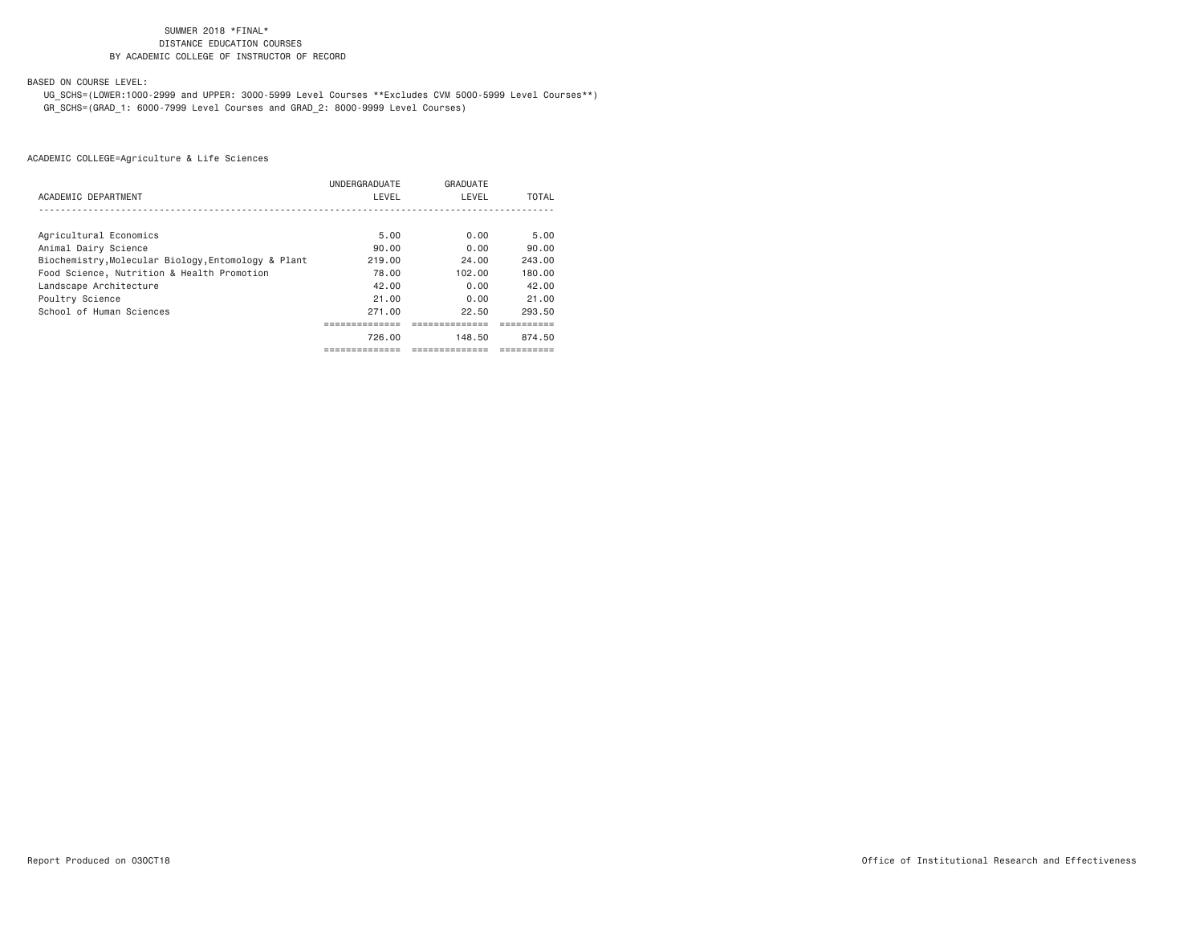SUMMER 2018 *FINAL*
DISTANCE EDUCATION COURSES
BY ACADEMIC COLLEGE OF INSTRUCTOR OF RECORD

BASED ON COURSE LEVEL:

UG_SCHS=(LOWER:1000-2999 and UPPER: 3000-5999 Level Courses **Excludes CVM 5000-5999 Level Courses**)
GR_SCHS=(GRAD_1: 6000-7999 Level Courses and GRAD_2: 8000-9999 Level Courses)

ACADEMIC COLLEGE=Agriculture & Life Sciences

| ACADEMIC DEPARTMENT | UNDERGRADUATE LEVEL | GRADUATE LEVEL | TOTAL |
|---|---|---|---|
| Agricultural Economics | 5.00 | 0.00 | 5.00 |
| Animal Dairy Science | 90.00 | 0.00 | 90.00 |
| Biochemistry,Molecular Biology,Entomology & Plant | 219.00 | 24.00 | 243.00 |
| Food Science, Nutrition & Health Promotion | 78.00 | 102.00 | 180.00 |
| Landscape Architecture | 42.00 | 0.00 | 42.00 |
| Poultry Science | 21.00 | 0.00 | 21.00 |
| School of Human Sciences | 271.00 | 22.50 | 293.50 |
| | 726.00 | 148.50 | 874.50 |

Report Produced on 03OCT18

Office of Institutional Research and Effectiveness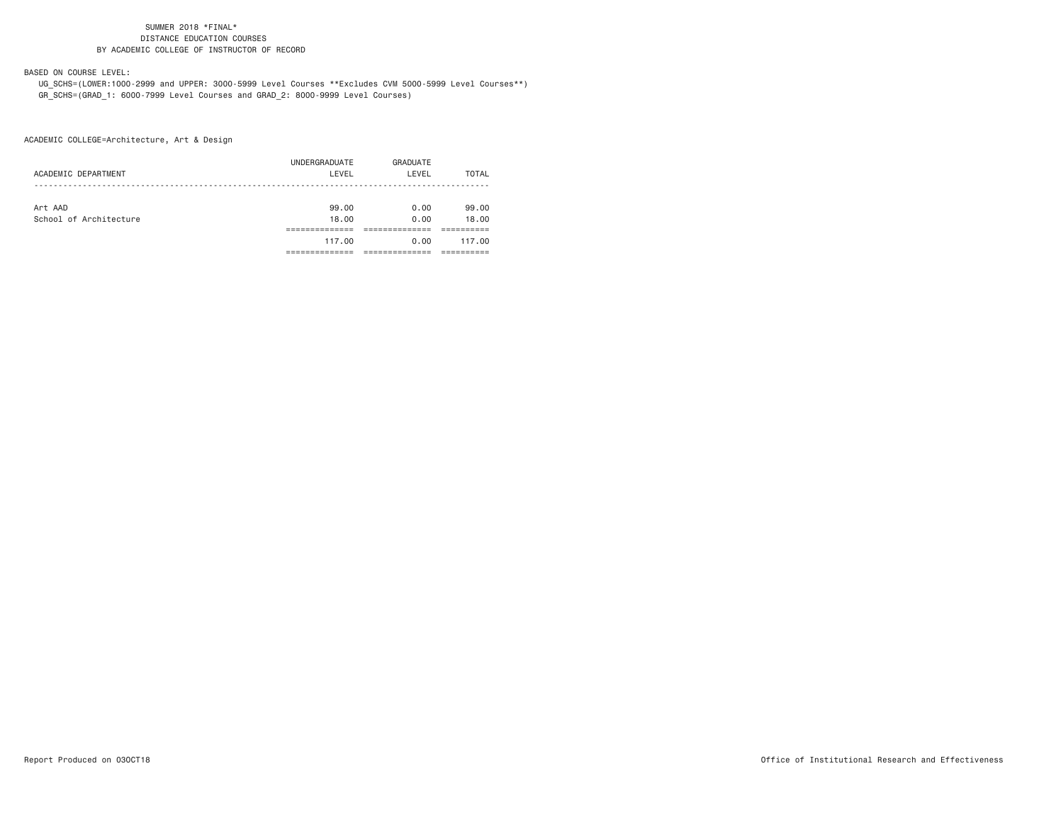SUMMER 2018 *FINAL*
DISTANCE EDUCATION COURSES
BY ACADEMIC COLLEGE OF INSTRUCTOR OF RECORD

BASED ON COURSE LEVEL:
UG_SCHS=(LOWER:1000-2999 and UPPER: 3000-5999 Level Courses **Excludes CVM 5000-5999 Level Courses**)
GR_SCHS=(GRAD_1: 6000-7999 Level Courses and GRAD_2: 8000-9999 Level Courses)

ACADEMIC COLLEGE=Architecture, Art & Design

| ACADEMIC DEPARTMENT | UNDERGRADUATE LEVEL | GRADUATE LEVEL | TOTAL |
|---|---|---|---|
| Art AAD | 99.00 | 0.00 | 99.00 |
| School of Architecture | 18.00 | 0.00 | 18.00 |
| | 117.00 | 0.00 | 117.00 |

Report Produced on 03OCT18

Office of Institutional Research and Effectiveness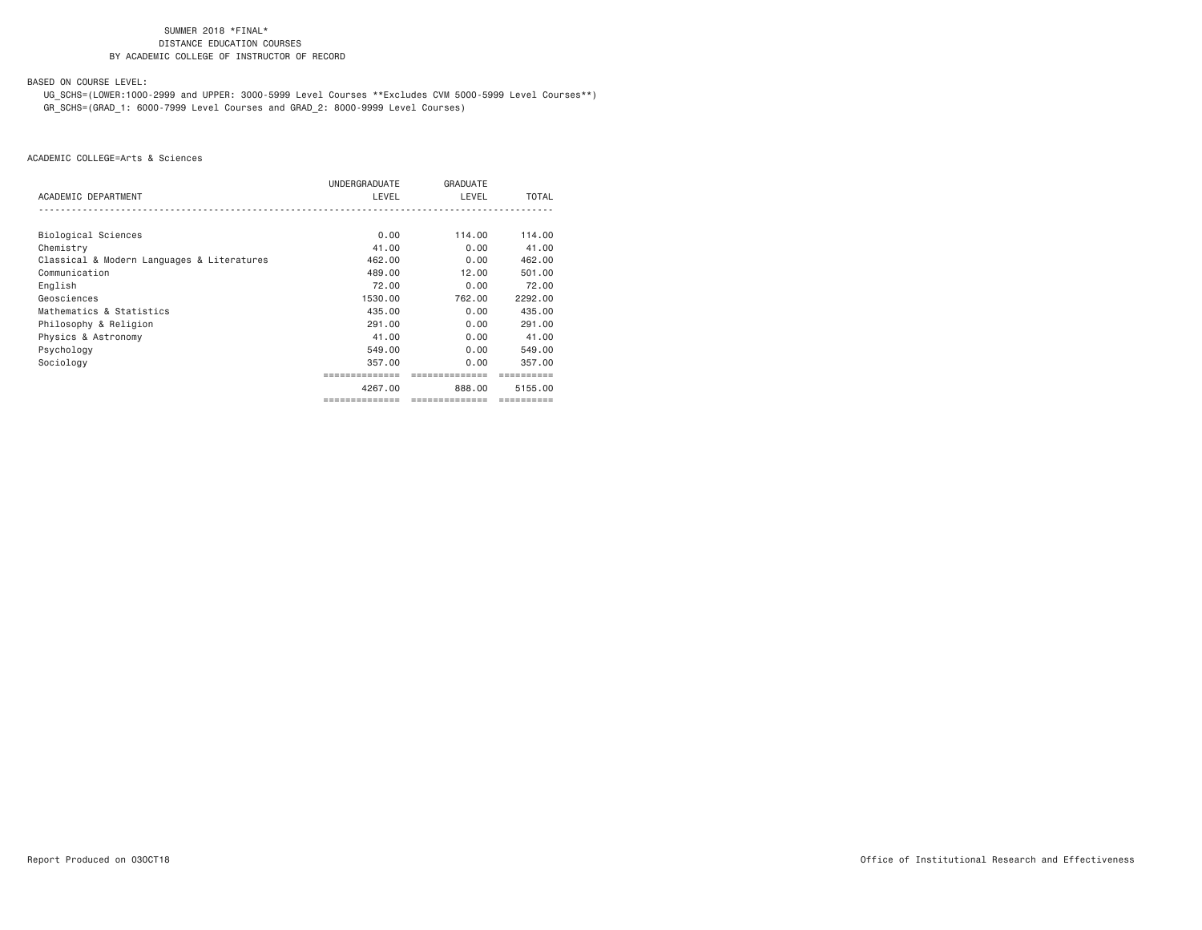SUMMER 2018 *FINAL*
DISTANCE EDUCATION COURSES
BY ACADEMIC COLLEGE OF INSTRUCTOR OF RECORD

BASED ON COURSE LEVEL:

UG_SCHS=(LOWER:1000-2999 and UPPER: 3000-5999 Level Courses **Excludes CVM 5000-5999 Level Courses**)
GR_SCHS=(GRAD_1: 6000-7999 Level Courses and GRAD_2: 8000-9999 Level Courses)

ACADEMIC COLLEGE=Arts & Sciences

| ACADEMIC DEPARTMENT | UNDERGRADUATE LEVEL | GRADUATE LEVEL | TOTAL |
|---|---|---|---|
| Biological Sciences | 0.00 | 114.00 | 114.00 |
| Chemistry | 41.00 | 0.00 | 41.00 |
| Classical & Modern Languages & Literatures | 462.00 | 0.00 | 462.00 |
| Communication | 489.00 | 12.00 | 501.00 |
| English | 72.00 | 0.00 | 72.00 |
| Geosciences | 1530.00 | 762.00 | 2292.00 |
| Mathematics & Statistics | 435.00 | 0.00 | 435.00 |
| Philosophy & Religion | 291.00 | 0.00 | 291.00 |
| Physics & Astronomy | 41.00 | 0.00 | 41.00 |
| Psychology | 549.00 | 0.00 | 549.00 |
| Sociology | 357.00 | 0.00 | 357.00 |
| | 4267.00 | 888.00 | 5155.00 |

Report Produced on 03OCT18

Office of Institutional Research and Effectiveness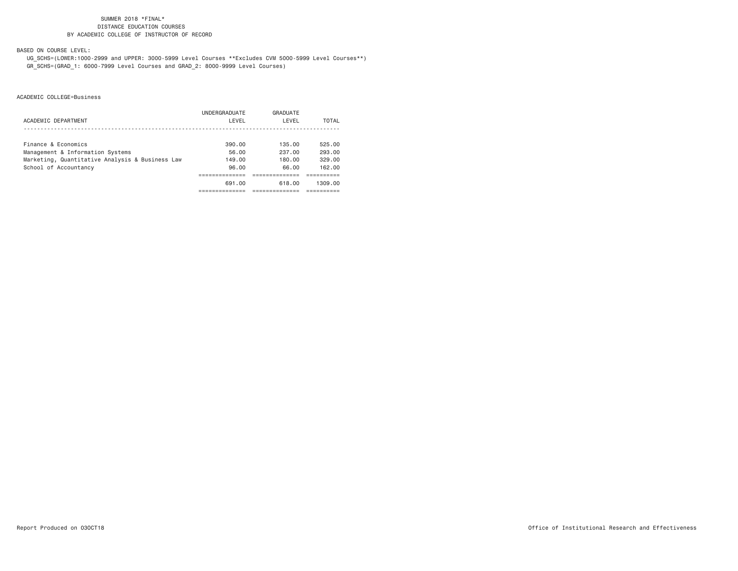SUMMER 2018 *FINAL*
DISTANCE EDUCATION COURSES
BY ACADEMIC COLLEGE OF INSTRUCTOR OF RECORD

BASED ON COURSE LEVEL:

UG_SCHS=(LOWER:1000-2999 and UPPER: 3000-5999 Level Courses **Excludes CVM 5000-5999 Level Courses**)
GR_SCHS=(GRAD_1: 6000-7999 Level Courses and GRAD_2: 8000-9999 Level Courses)

ACADEMIC COLLEGE=Business

| ACADEMIC DEPARTMENT | UNDERGRADUATE LEVEL | GRADUATE LEVEL | TOTAL |
|---|---|---|---|
| Finance & Economics | 390.00 | 135.00 | 525.00 |
| Management & Information Systems | 56.00 | 237.00 | 293.00 |
| Marketing, Quantitative Analysis & Business Law | 149.00 | 180.00 | 329.00 |
| School of Accountancy | 96.00 | 66.00 | 162.00 |
| | 691.00 | 618.00 | 1309.00 |

Report Produced on 03OCT18

Office of Institutional Research and Effectiveness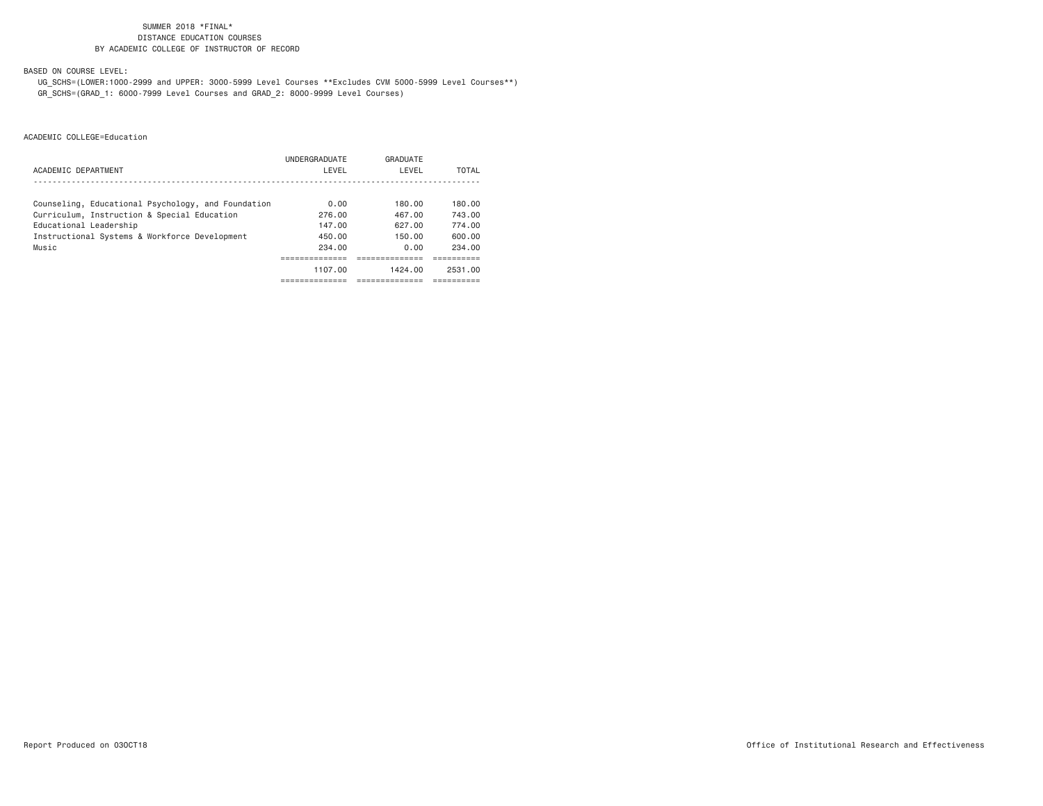SUMMER 2018 *FINAL*
DISTANCE EDUCATION COURSES
BY ACADEMIC COLLEGE OF INSTRUCTOR OF RECORD

BASED ON COURSE LEVEL:

UG_SCHS=(LOWER:1000-2999 and UPPER: 3000-5999 Level Courses **Excludes CVM 5000-5999 Level Courses**)
GR_SCHS=(GRAD_1: 6000-7999 Level Courses and GRAD_2: 8000-9999 Level Courses)

ACADEMIC COLLEGE=Education

| ACADEMIC DEPARTMENT | UNDERGRADUATE LEVEL | GRADUATE LEVEL | TOTAL |
|---|---|---|---|
| Counseling, Educational Psychology, and Foundation | 0.00 | 180.00 | 180.00 |
| Curriculum, Instruction & Special Education | 276.00 | 467.00 | 743.00 |
| Educational Leadership | 147.00 | 627.00 | 774.00 |
| Instructional Systems & Workforce Development | 450.00 | 150.00 | 600.00 |
| Music | 234.00 | 0.00 | 234.00 |
| | 1107.00 | 1424.00 | 2531.00 |

Report Produced on 03OCT18

Office of Institutional Research and Effectiveness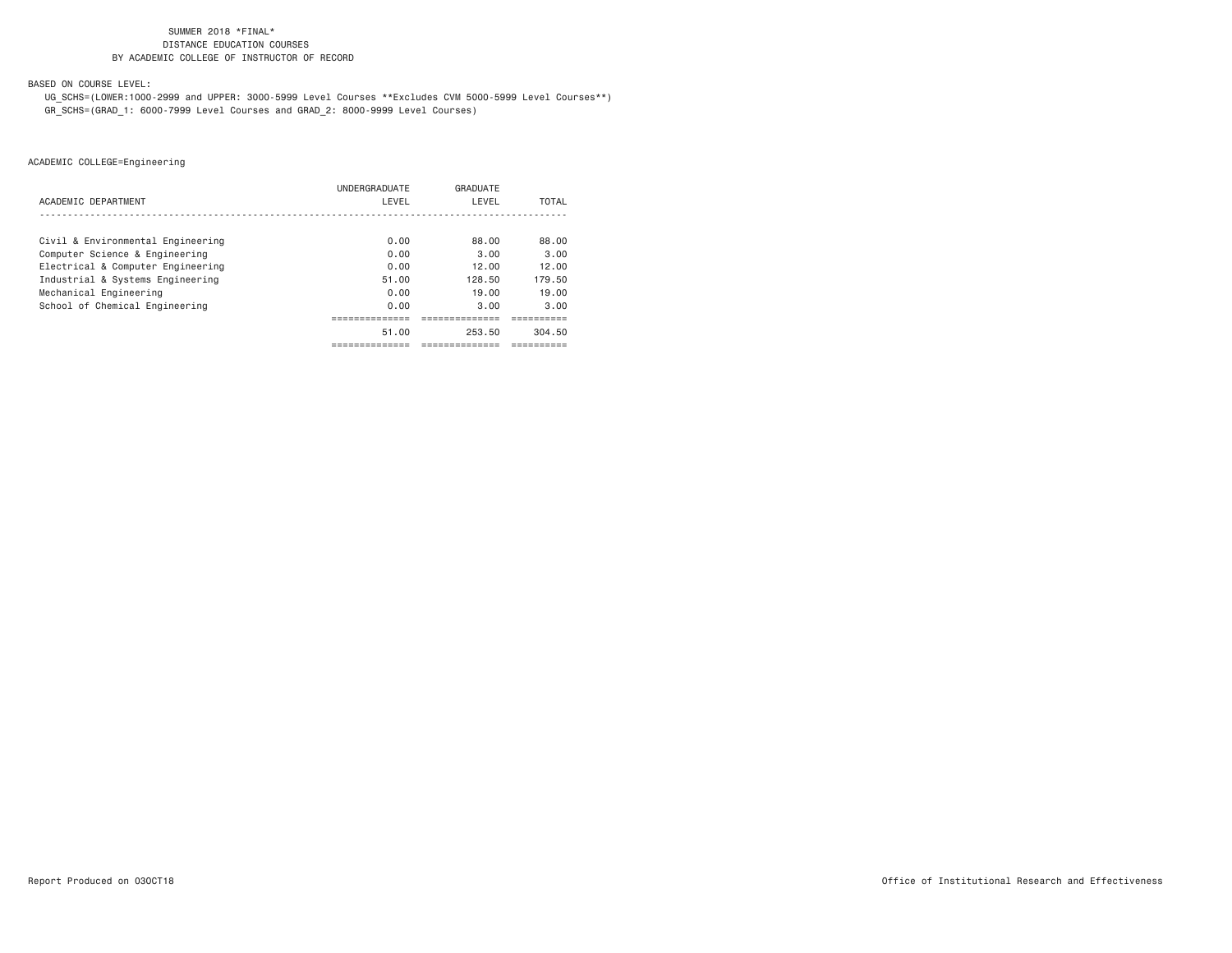SUMMER 2018 *FINAL*
DISTANCE EDUCATION COURSES
BY ACADEMIC COLLEGE OF INSTRUCTOR OF RECORD

BASED ON COURSE LEVEL:
UG_SCHS=(LOWER:1000-2999 and UPPER: 3000-5999 Level Courses **Excludes CVM 5000-5999 Level Courses**)
GR_SCHS=(GRAD_1: 6000-7999 Level Courses and GRAD_2: 8000-9999 Level Courses)

ACADEMIC COLLEGE=Engineering

| ACADEMIC DEPARTMENT | UNDERGRADUATE LEVEL | GRADUATE LEVEL | TOTAL |
|---|---|---|---|
| Civil & Environmental Engineering | 0.00 | 88.00 | 88.00 |
| Computer Science & Engineering | 0.00 | 3.00 | 3.00 |
| Electrical & Computer Engineering | 0.00 | 12.00 | 12.00 |
| Industrial & Systems Engineering | 51.00 | 128.50 | 179.50 |
| Mechanical Engineering | 0.00 | 19.00 | 19.00 |
| School of Chemical Engineering | 0.00 | 3.00 | 3.00 |
| | 51.00 | 253.50 | 304.50 |

Report Produced on 03OCT18 Office of Institutional Research and Effectiveness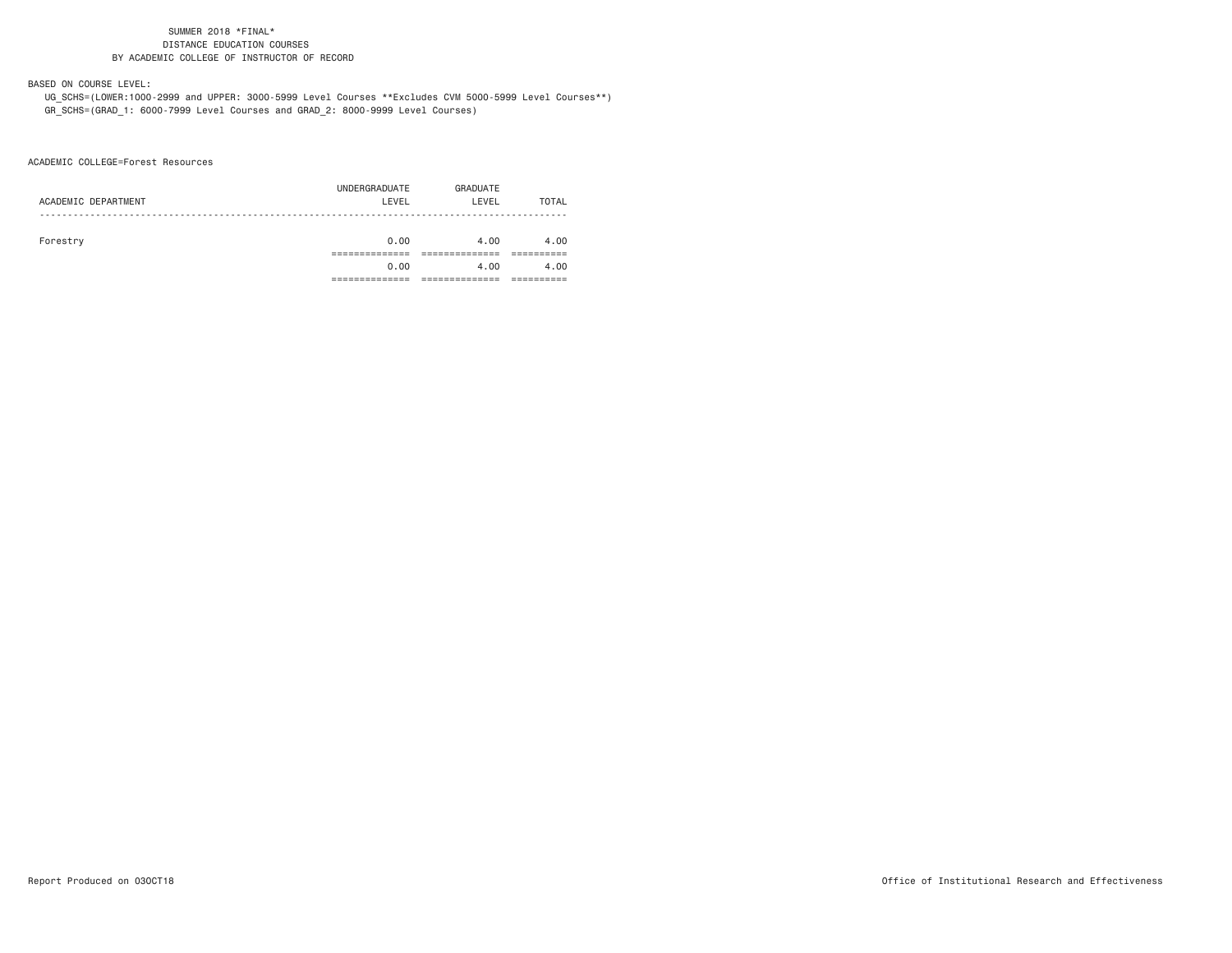SUMMER 2018 *FINAL*
DISTANCE EDUCATION COURSES
BY ACADEMIC COLLEGE OF INSTRUCTOR OF RECORD

BASED ON COURSE LEVEL:
UG_SCHS=(LOWER:1000-2999 and UPPER: 3000-5999 Level Courses **Excludes CVM 5000-5999 Level Courses**)
GR_SCHS=(GRAD_1: 6000-7999 Level Courses and GRAD_2: 8000-9999 Level Courses)

ACADEMIC COLLEGE=Forest Resources

| ACADEMIC DEPARTMENT | UNDERGRADUATE LEVEL | GRADUATE LEVEL | TOTAL |
|---|---|---|---|
| Forestry | 0.00 | 4.00 | 4.00 |
| | 0.00 | 4.00 | 4.00 |

Report Produced on 03OCT18

Office of Institutional Research and Effectiveness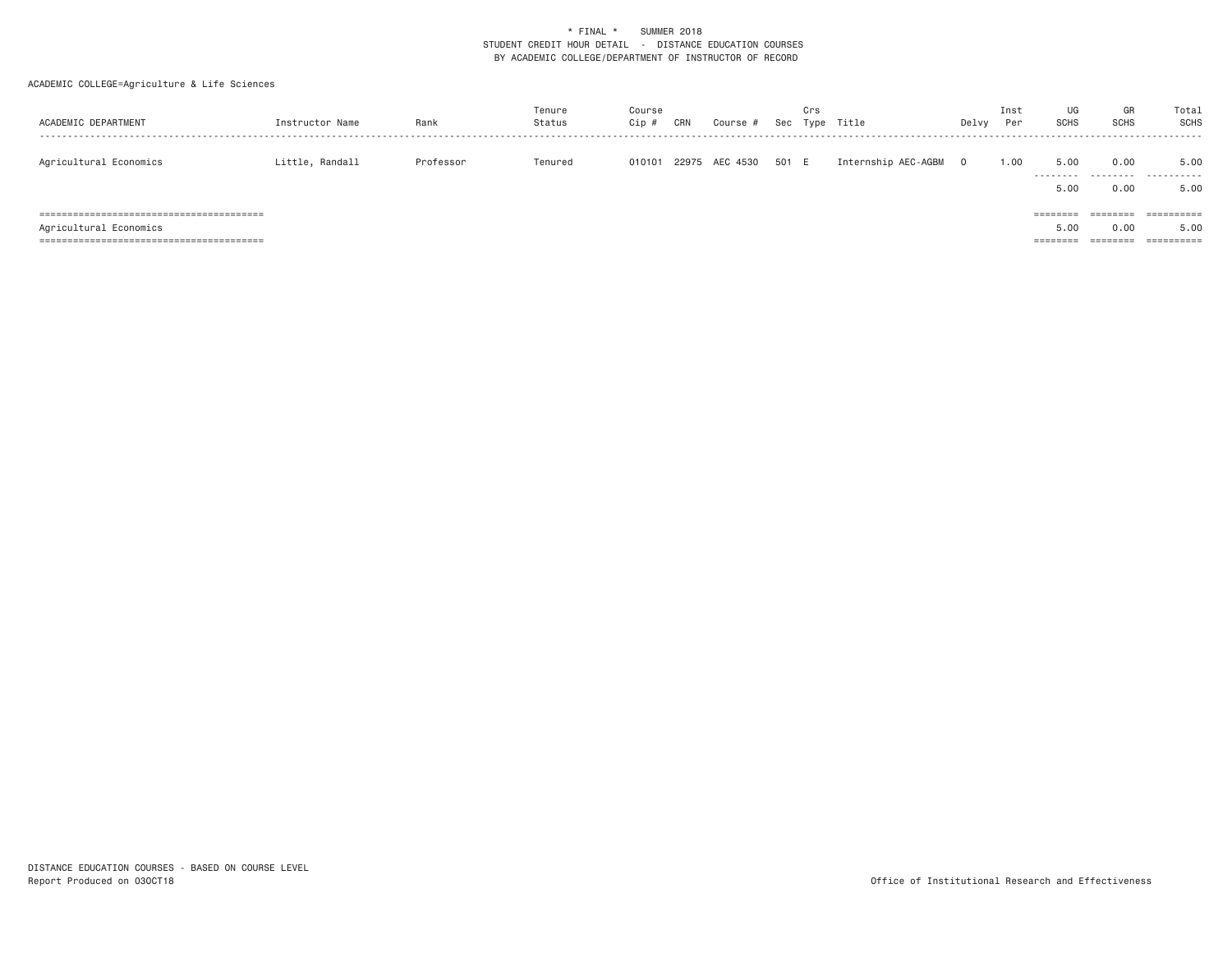# * FINAL * SUMMER 2018
## STUDENT CREDIT HOUR DETAIL - DISTANCE EDUCATION COURSES
## BY ACADEMIC COLLEGE/DEPARTMENT OF INSTRUCTOR OF RECORD

ACADEMIC COLLEGE=Agriculture & Life Sciences

| ACADEMIC DEPARTMENT | Instructor Name | Rank | Tenure Status | Course Cip # | CRN | Course # | Sec | Crs Type | Title | Delvy | Inst Per | UG SCHS | GR SCHS | Total SCHS |
|---|---|---|---|---|---|---|---|---|---|---|---|---|---|---|
| Agricultural Economics | Little, Randall | Professor | Tenured | 010101 | 22975 | AEC 4530 | 501 | E | Internship AEC-AGBM | O | 1.00 | 5.00 | 0.00 | 5.00 |
| | | | | | | | | | | | | 5.00 | 0.00 | 5.00 |
| Agricultural Economics | | | | | | | | | | | | 5.00 | 0.00 | 5.00 |

DISTANCE EDUCATION COURSES - BASED ON COURSE LEVEL
Report Produced on 03OCT18

Office of Institutional Research and Effectiveness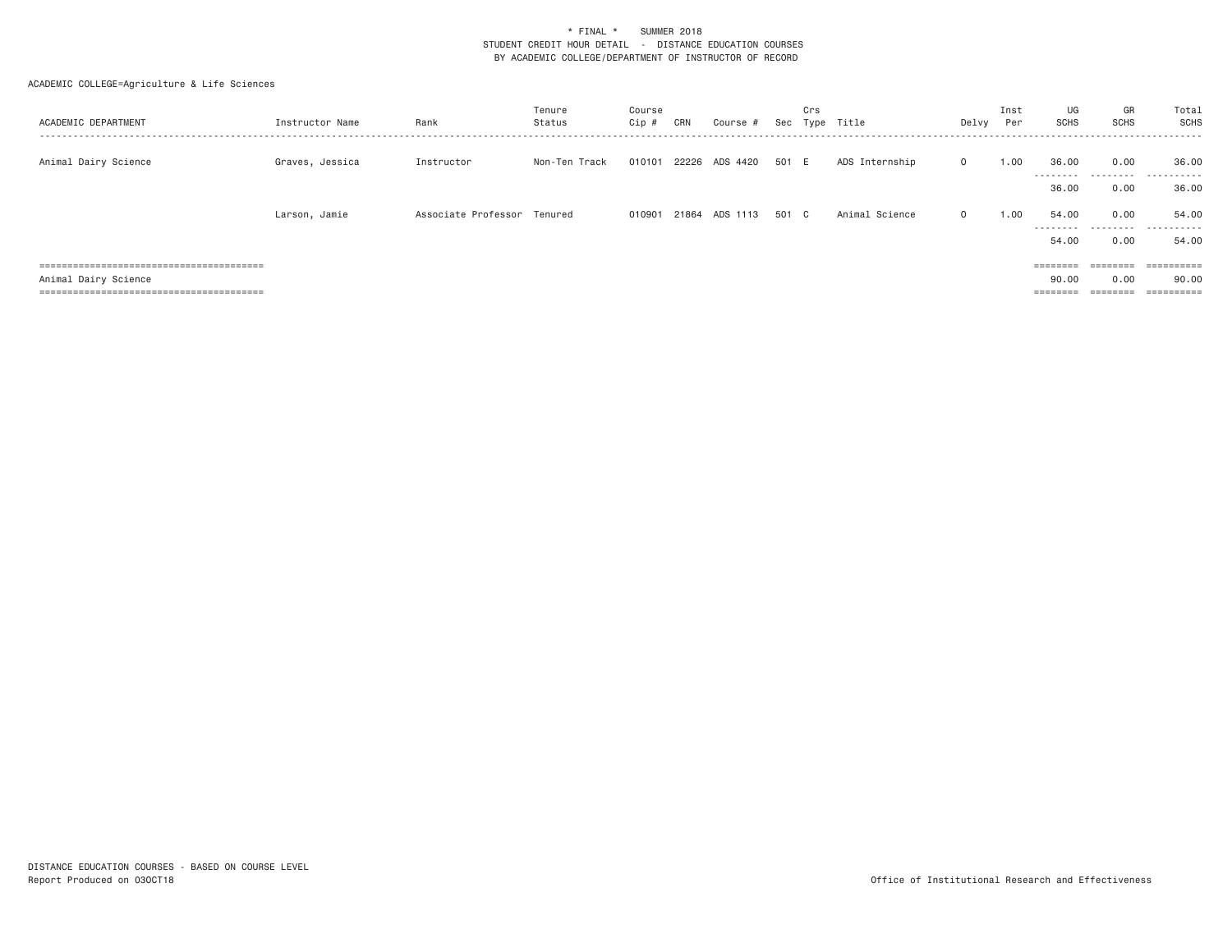\* FINAL \* SUMMER 2018
STUDENT CREDIT HOUR DETAIL - DISTANCE EDUCATION COURSES
BY ACADEMIC COLLEGE/DEPARTMENT OF INSTRUCTOR OF RECORD

ACADEMIC COLLEGE=Agriculture & Life Sciences

| ACADEMIC DEPARTMENT | Instructor Name | Rank | Tenure Status | Course Cip # | CRN | Course # | Sec | Crs Type | Title | Delvy | Inst Per | UG SCHS | GR SCHS | Total SCHS |
|---|---|---|---|---|---|---|---|---|---|---|---|---|---|---|
| Animal Dairy Science | Graves, Jessica | Instructor | Non-Ten Track | 010101 | 22226 | ADS 4420 | 501 | E | ADS Internship | O | 1.00 | 36.00 | 0.00 | 36.00 |
| | | | | | | | | | | | | 36.00 | 0.00 | 36.00 |
| | Larson, Jamie | Associate Professor | Tenured | 010901 | 21864 | ADS 1113 | 501 | C | Animal Science | O | 1.00 | 54.00 | 0.00 | 54.00 |
| | | | | | | | | | | | | 54.00 | 0.00 | 54.00 |
| Animal Dairy Science | | | | | | | | | | | | 90.00 | 0.00 | 90.00 |

DISTANCE EDUCATION COURSES - BASED ON COURSE LEVEL
Report Produced on 03OCT18

Office of Institutional Research and Effectiveness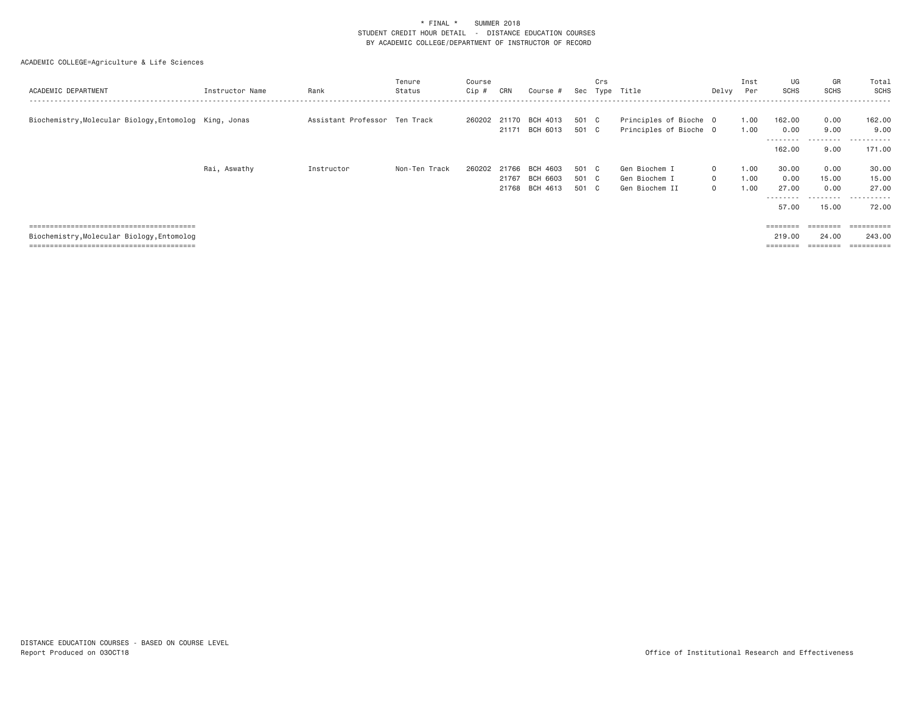\* FINAL \* SUMMER 2018
STUDENT CREDIT HOUR DETAIL - DISTANCE EDUCATION COURSES
BY ACADEMIC COLLEGE/DEPARTMENT OF INSTRUCTOR OF RECORD

ACADEMIC COLLEGE=Agriculture & Life Sciences

| ACADEMIC DEPARTMENT | Instructor Name | Rank | Tenure Status | Course Cip # | CRN | Course # | Sec | Crs Type | Title | Delvy | Inst Per | UG SCHS | GR SCHS | Total SCHS |
|---|---|---|---|---|---|---|---|---|---|---|---|---|---|---|
| Biochemistry,Molecular Biology,Entomolog | King, Jonas | Assistant Professor | Ten Track | 260202 | 21170 | BCH 4013 | 501 | C | Principles of Bioche | O | 1.00 | 162.00 | 0.00 | 162.00 |
| | | | | | 21171 | BCH 6013 | 501 | C | Principles of Bioche | O | 1.00 | 0.00 | 9.00 | 9.00 |
| | | | | | | | | | | | | 162.00 | 9.00 | 171.00 |
| | Rai, Aswathy | Instructor | Non-Ten Track | 260202 | 21766 | BCH 4603 | 501 | C | Gen Biochem I | O | 1.00 | 30.00 | 0.00 | 30.00 |
| | | | | | 21767 | BCH 6603 | 501 | C | Gen Biochem I | O | 1.00 | 0.00 | 15.00 | 15.00 |
| | | | | | 21768 | BCH 4613 | 501 | C | Gen Biochem II | O | 1.00 | 27.00 | 0.00 | 27.00 |
| | | | | | | | | | | | | 57.00 | 15.00 | 72.00 |
| Biochemistry,Molecular Biology,Entomolog | | | | | | | | | | | | 219.00 | 24.00 | 243.00 |

DISTANCE EDUCATION COURSES - BASED ON COURSE LEVEL
Report Produced on 03OCT18

Office of Institutional Research and Effectiveness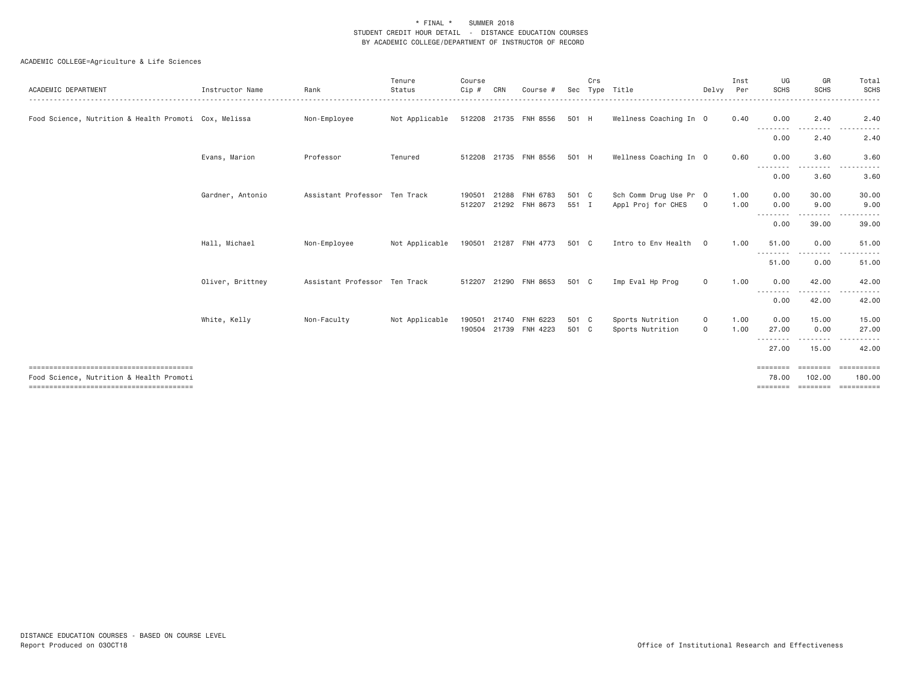\* FINAL \* SUMMER 2018
STUDENT CREDIT HOUR DETAIL - DISTANCE EDUCATION COURSES
BY ACADEMIC COLLEGE/DEPARTMENT OF INSTRUCTOR OF RECORD

ACADEMIC COLLEGE=Agriculture & Life Sciences

| ACADEMIC DEPARTMENT | Instructor Name | Rank | Tenure Status | Course Cip # | CRN | Course # | Sec | Crs Type | Title | Delvy | Inst Per | UG SCHS | GR SCHS | Total SCHS |
|---|---|---|---|---|---|---|---|---|---|---|---|---|---|---|
| Food Science, Nutrition & Health Promoti | Cox, Melissa | Non-Employee | Not Applicable | 512208 | 21735 | FNH 8556 | 501 | H | Wellness Coaching In | O | 0.40 | 0.00 | 2.40 | 2.40 |
| | | | | | | | | | | | | 0.00 | 2.40 | 2.40 |
| | Evans, Marion | Professor | Tenured | 512208 | 21735 | FNH 8556 | 501 | H | Wellness Coaching In | O | 0.60 | 0.00 | 3.60 | 3.60 |
| | | | | | | | | | | | | 0.00 | 3.60 | 3.60 |
| | Gardner, Antonio | Assistant Professor | Ten Track | 190501 | 21288 | FNH 6783 | 501 | C | Sch Comm Drug Use Pr | O | 1.00 | 0.00 | 30.00 | 30.00 |
| | | | | 512207 | 21292 | FNH 8673 | 551 | I | Appl Proj for CHES | O | 1.00 | 0.00 | 9.00 | 9.00 |
| | | | | | | | | | | | | 0.00 | 39.00 | 39.00 |
| | Hall, Michael | Non-Employee | Not Applicable | 190501 | 21287 | FNH 4773 | 501 | C | Intro to Env Health | O | 1.00 | 51.00 | 0.00 | 51.00 |
| | | | | | | | | | | | | 51.00 | 0.00 | 51.00 |
| | Oliver, Brittney | Assistant Professor | Ten Track | 512207 | 21290 | FNH 8653 | 501 | C | Imp Eval Hp Prog | O | 1.00 | 0.00 | 42.00 | 42.00 |
| | | | | | | | | | | | | 0.00 | 42.00 | 42.00 |
| | White, Kelly | Non-Faculty | Not Applicable | 190501 | 21740 | FNH 6223 | 501 | C | Sports Nutrition | O | 1.00 | 0.00 | 15.00 | 15.00 |
| | | | | 190504 | 21739 | FNH 4223 | 501 | C | Sports Nutrition | O | 1.00 | 27.00 | 0.00 | 27.00 |
| | | | | | | | | | | | | 27.00 | 15.00 | 42.00 |
| Food Science, Nutrition & Health Promoti | | | | | | | | | | | | 78.00 | 102.00 | 180.00 |

DISTANCE EDUCATION COURSES - BASED ON COURSE LEVEL
Report Produced on 03OCT18

Office of Institutional Research and Effectiveness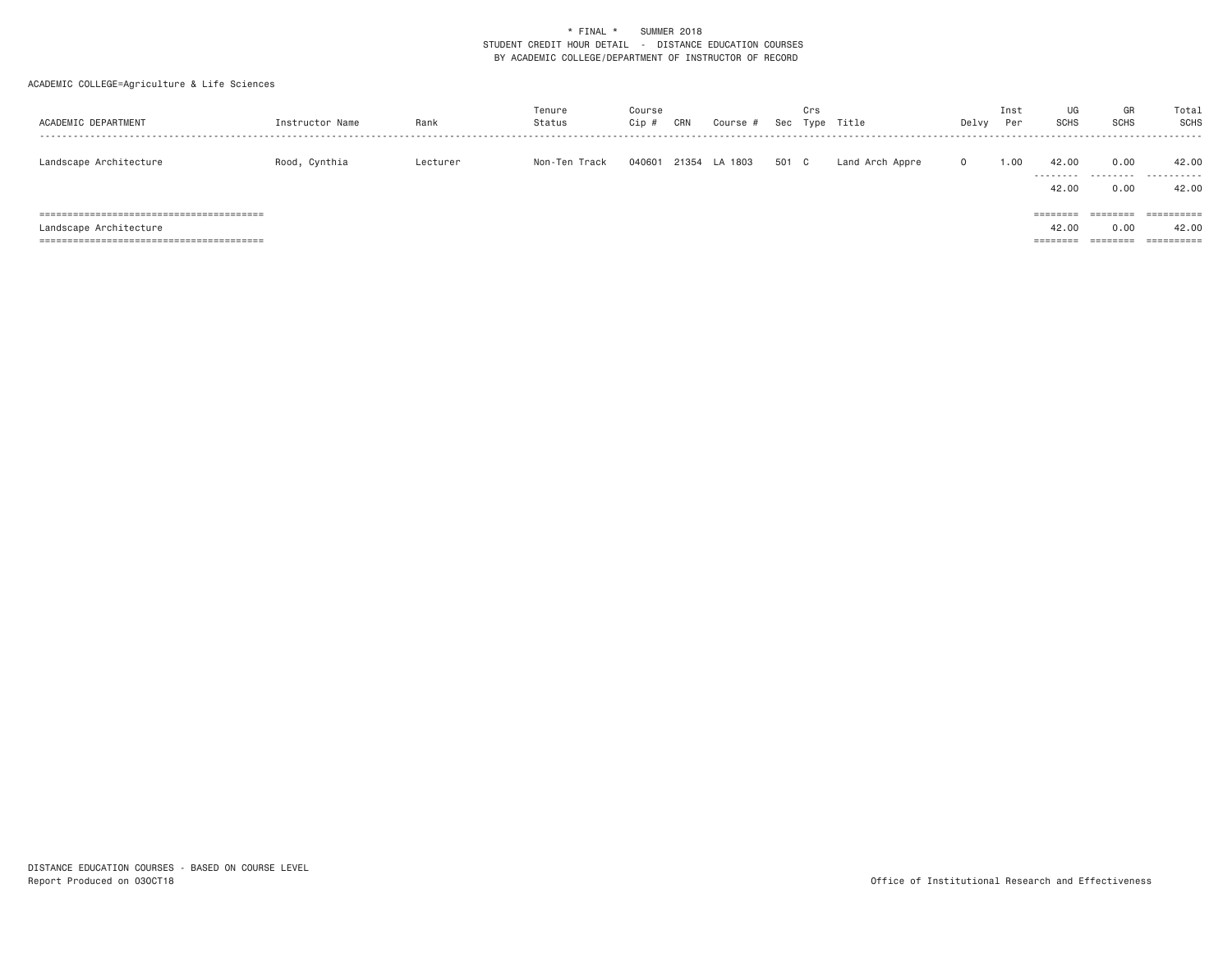\* FINAL \* SUMMER 2018
STUDENT CREDIT HOUR DETAIL - DISTANCE EDUCATION COURSES
BY ACADEMIC COLLEGE/DEPARTMENT OF INSTRUCTOR OF RECORD

ACADEMIC COLLEGE=Agriculture & Life Sciences

| ACADEMIC DEPARTMENT | Instructor Name | Rank | Tenure Status | Course Cip # | CRN | Course # | Sec | Crs Type | Title | Delvy | Inst Per | UG SCHS | GR SCHS | Total SCHS |
|---|---|---|---|---|---|---|---|---|---|---|---|---|---|---|
| Landscape Architecture | Rood, Cynthia | Lecturer | Non-Ten Track | 040601 | 21354 | LA 1803 | 501 | C | Land Arch Appre | O | 1.00 | 42.00 | 0.00 | 42.00 |
| | | | | | | | | | | | | 42.00 | 0.00 | 42.00 |
| Landscape Architecture | | | | | | | | | | | | 42.00 | 0.00 | 42.00 |

DISTANCE EDUCATION COURSES - BASED ON COURSE LEVEL
Report Produced on 03OCT18

Office of Institutional Research and Effectiveness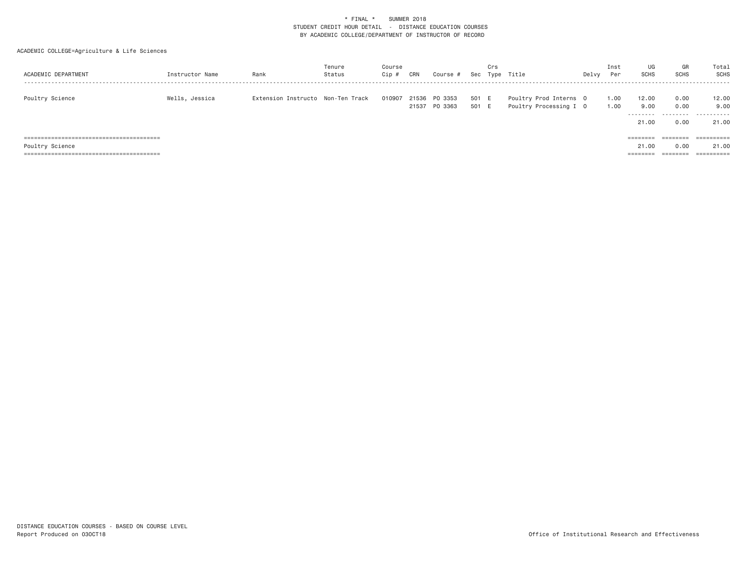\* FINAL \*    SUMMER 2018
STUDENT CREDIT HOUR DETAIL - DISTANCE EDUCATION COURSES
BY ACADEMIC COLLEGE/DEPARTMENT OF INSTRUCTOR OF RECORD

ACADEMIC COLLEGE=Agriculture & Life Sciences

| ACADEMIC DEPARTMENT | Instructor Name | Rank | Tenure Status | Course Cip # | CRN | Course # | Sec | Crs Type | Title | Delvy | Inst Per | UG SCHS | GR SCHS | Total SCHS |
|---|---|---|---|---|---|---|---|---|---|---|---|---|---|---|
| Poultry Science | Wells, Jessica | Extension Instructo | Non-Ten Track | 010907 | 21536 | PO 3353 | 501 | E | Poultry Prod Interns | O | 1.00 | 12.00 | 0.00 | 12.00 |
| | | | | | 21537 | PO 3363 | 501 | E | Poultry Processing I | O | 1.00 | 9.00 | 0.00 | 9.00 |
| | | | | | | | | | | | | 21.00 | 0.00 | 21.00 |
| Poultry Science | | | | | | | | | | | | 21.00 | 0.00 | 21.00 |

DISTANCE EDUCATION COURSES - BASED ON COURSE LEVEL
Report Produced on 03OCT18

Office of Institutional Research and Effectiveness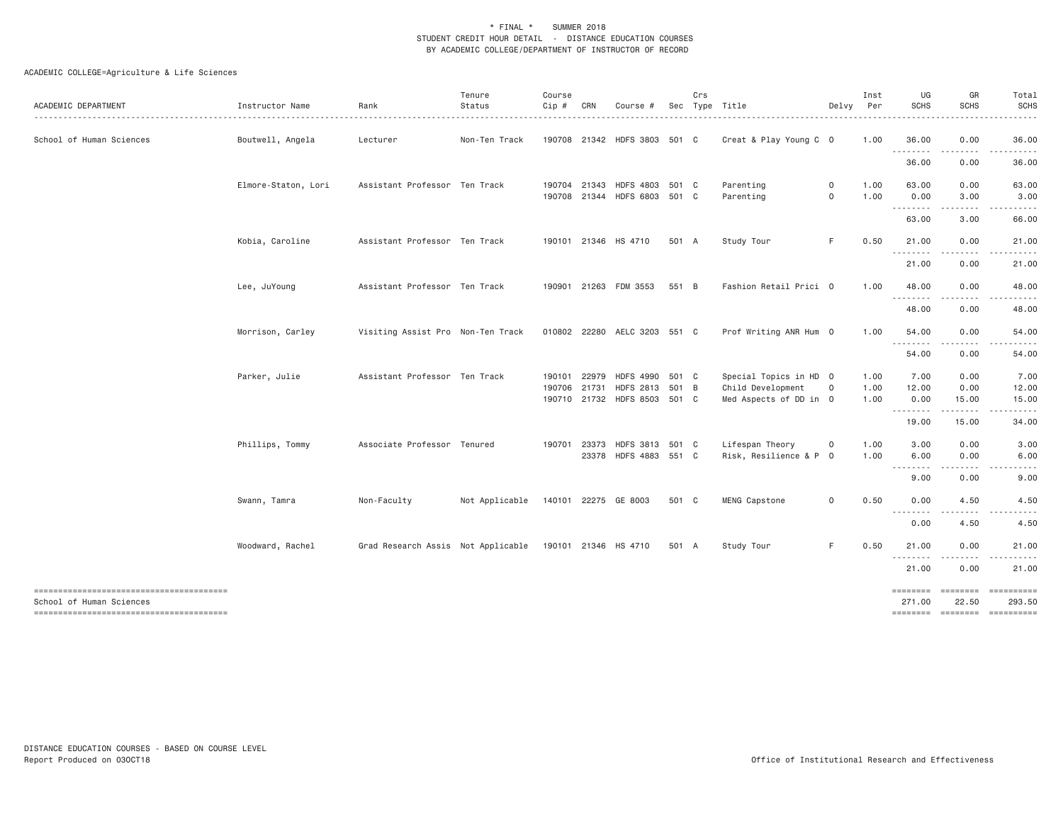\* FINAL \* SUMMER 2018
STUDENT CREDIT HOUR DETAIL - DISTANCE EDUCATION COURSES
BY ACADEMIC COLLEGE/DEPARTMENT OF INSTRUCTOR OF RECORD

ACADEMIC COLLEGE=Agriculture & Life Sciences

| ACADEMIC DEPARTMENT | Instructor Name | Rank | Tenure Status | Course Cip # | CRN | Course # | Sec | Crs Type | Title | Delvy | Inst Per | UG SCHS | GR SCHS | Total SCHS |
|---|---|---|---|---|---|---|---|---|---|---|---|---|---|---|
| School of Human Sciences | Boutwell, Angela | Lecturer | Non-Ten Track | 190708 | 21342 | HDFS 3803 | 501 | C | Creat & Play Young C | O | 1.00 | 36.00 | 0.00 | 36.00 |
| | | | | | | | | | | | | 36.00 | 0.00 | 36.00 |
| | Elmore-Staton, Lori | Assistant Professor | Ten Track | 190704 | 21343 | HDFS 4803 | 501 | C | Parenting | O | 1.00 | 63.00 | 0.00 | 63.00 |
| | | | | 190708 | 21344 | HDFS 6803 | 501 | C | Parenting | O | 1.00 | 0.00 | 3.00 | 3.00 |
| | | | | | | | | | | | | 63.00 | 3.00 | 66.00 |
| | Kobia, Caroline | Assistant Professor | Ten Track | 190101 | 21346 | HS 4710 | 501 | A | Study Tour | F | 0.50 | 21.00 | 0.00 | 21.00 |
| | | | | | | | | | | | | 21.00 | 0.00 | 21.00 |
| | Lee, JuYoung | Assistant Professor | Ten Track | 190901 | 21263 | FDM 3553 | 551 | B | Fashion Retail Prici | O | 1.00 | 48.00 | 0.00 | 48.00 |
| | | | | | | | | | | | | 48.00 | 0.00 | 48.00 |
| | Morrison, Carley | Visiting Assist Pro | Non-Ten Track | 010802 | 22280 | AELC 3203 | 551 | C | Prof Writing ANR Hum | O | 1.00 | 54.00 | 0.00 | 54.00 |
| | | | | | | | | | | | | 54.00 | 0.00 | 54.00 |
| | Parker, Julie | Assistant Professor | Ten Track | 190101 | 22979 | HDFS 4990 | 501 | C | Special Topics in HD | O | 1.00 | 7.00 | 0.00 | 7.00 |
| | | | | 190706 | 21731 | HDFS 2813 | 501 | B | Child Development | O | 1.00 | 12.00 | 0.00 | 12.00 |
| | | | | 190710 | 21732 | HDFS 8503 | 501 | C | Med Aspects of DD in | O | 1.00 | 0.00 | 15.00 | 15.00 |
| | | | | | | | | | | | | 19.00 | 15.00 | 34.00 |
| | Phillips, Tommy | Associate Professor | Tenured | 190701 | 23373 | HDFS 3813 | 501 | C | Lifespan Theory | O | 1.00 | 3.00 | 0.00 | 3.00 |
| | | | | | 23378 | HDFS 4883 | 551 | C | Risk, Resilience & P | O | 1.00 | 6.00 | 0.00 | 6.00 |
| | | | | | | | | | | | | 9.00 | 0.00 | 9.00 |
| | Swann, Tamra | Non-Faculty | Not Applicable | 140101 | 22275 | GE 8003 | 501 | C | MENG Capstone | O | 0.50 | 0.00 | 4.50 | 4.50 |
| | | | | | | | | | | | | 0.00 | 4.50 | 4.50 |
| | Woodward, Rachel | Grad Research Assis | Not Applicable | 190101 | 21346 | HS 4710 | 501 | A | Study Tour | F | 0.50 | 21.00 | 0.00 | 21.00 |
| | | | | | | | | | | | | 21.00 | 0.00 | 21.00 |
| School of Human Sciences | | | | | | | | | | | | 271.00 | 22.50 | 293.50 |

DISTANCE EDUCATION COURSES - BASED ON COURSE LEVEL
Report Produced on 03OCT18

Office of Institutional Research and Effectiveness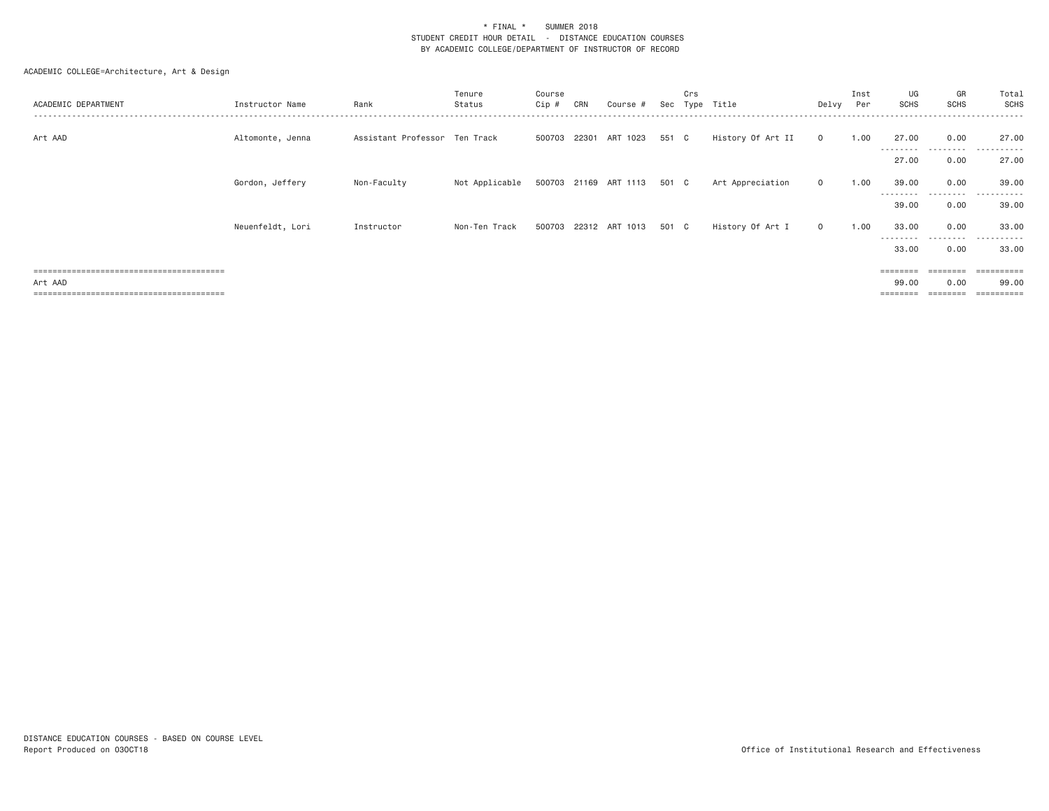\* FINAL \* SUMMER 2018
STUDENT CREDIT HOUR DETAIL - DISTANCE EDUCATION COURSES
BY ACADEMIC COLLEGE/DEPARTMENT OF INSTRUCTOR OF RECORD

ACADEMIC COLLEGE=Architecture, Art & Design

| ACADEMIC DEPARTMENT | Instructor Name | Rank | Tenure Status | Course Cip # | CRN | Course # | Sec | Crs Type | Title | Delvy | Inst Per | UG SCHS | GR SCHS | Total SCHS |
|---|---|---|---|---|---|---|---|---|---|---|---|---|---|---|
| Art AAD | Altomonte, Jenna | Assistant Professor | Ten Track | 500703 | 22301 | ART 1023 | 551 | C | History Of Art II | O | 1.00 | 27.00 | 0.00 | 27.00 |
| | | | | | | | | | | | | 27.00 | 0.00 | 27.00 |
| | Gordon, Jeffery | Non-Faculty | Not Applicable | 500703 | 21169 | ART 1113 | 501 | C | Art Appreciation | O | 1.00 | 39.00 | 0.00 | 39.00 |
| | | | | | | | | | | | | 39.00 | 0.00 | 39.00 |
| | Neuenfeldt, Lori | Instructor | Non-Ten Track | 500703 | 22312 | ART 1013 | 501 | C | History Of Art I | O | 1.00 | 33.00 | 0.00 | 33.00 |
| | | | | | | | | | | | | 33.00 | 0.00 | 33.00 |
| Art AAD | | | | | | | | | | | | 99.00 | 0.00 | 99.00 |

DISTANCE EDUCATION COURSES - BASED ON COURSE LEVEL
Report Produced on 03OCT18

Office of Institutional Research and Effectiveness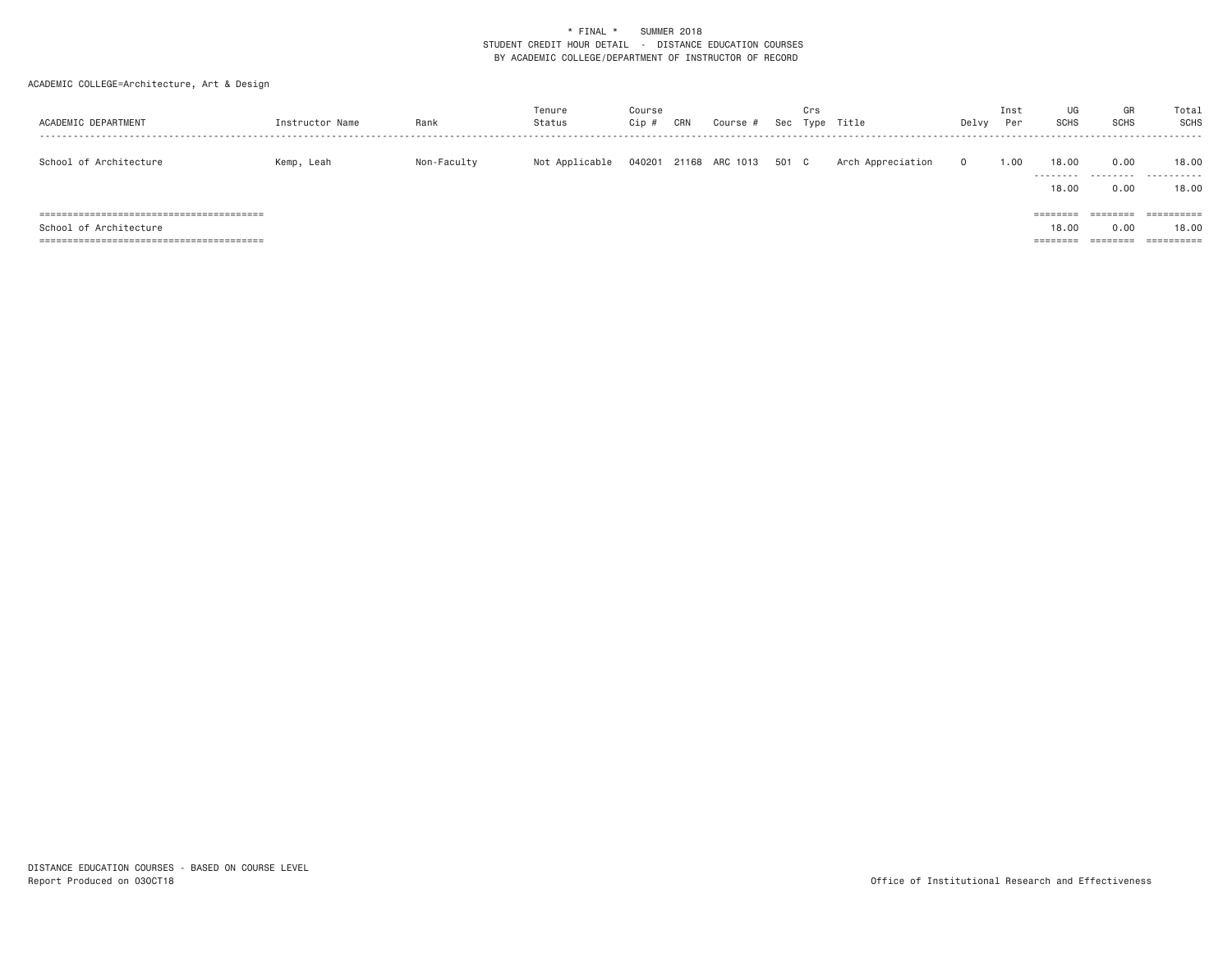\* FINAL \*    SUMMER 2018
STUDENT CREDIT HOUR DETAIL - DISTANCE EDUCATION COURSES
BY ACADEMIC COLLEGE/DEPARTMENT OF INSTRUCTOR OF RECORD

ACADEMIC COLLEGE=Architecture, Art & Design

| ACADEMIC DEPARTMENT | Instructor Name | Rank | Tenure Status | Course Cip # | CRN | Course # | Sec | Crs Type | Title | Delvy | Inst Per | UG SCHS | GR SCHS | Total SCHS |
|---|---|---|---|---|---|---|---|---|---|---|---|---|---|---|
| School of Architecture | Kemp, Leah | Non-Faculty | Not Applicable | 040201 | 21168 | ARC 1013 | 501 | C | Arch Appreciation | O | 1.00 | 18.00 | 0.00 | 18.00 |
| | | | | | | | | | | | | 18.00 | 0.00 | 18.00 |
| School of Architecture | | | | | | | | | | | | 18.00 | 0.00 | 18.00 |

DISTANCE EDUCATION COURSES - BASED ON COURSE LEVEL
Report Produced on 03OCT18

Office of Institutional Research and Effectiveness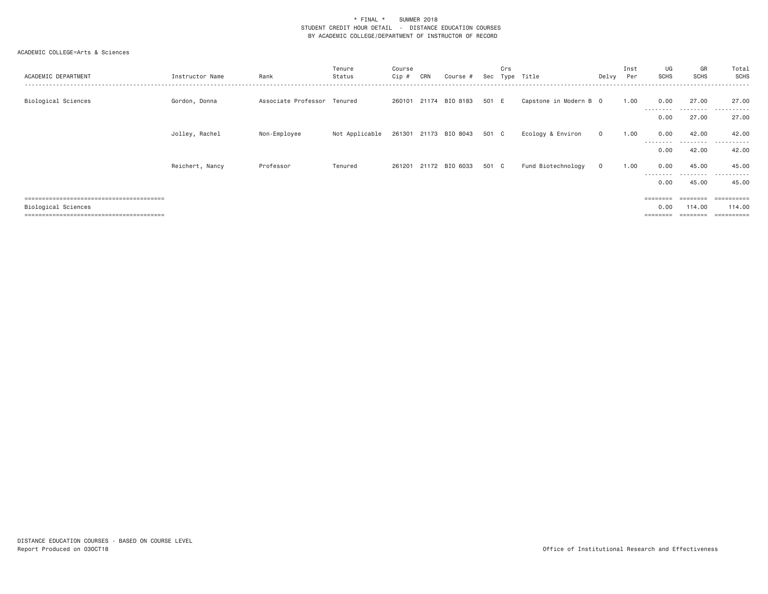\* FINAL \*    SUMMER 2018
STUDENT CREDIT HOUR DETAIL - DISTANCE EDUCATION COURSES
BY ACADEMIC COLLEGE/DEPARTMENT OF INSTRUCTOR OF RECORD

ACADEMIC COLLEGE=Arts & Sciences

| ACADEMIC DEPARTMENT | Instructor Name | Rank | Tenure Status | Course Cip # | CRN | Course # | Sec | Crs Type | Title | Delvy | Inst Per | UG SCHS | GR SCHS | Total SCHS |
|---|---|---|---|---|---|---|---|---|---|---|---|---|---|---|
| Biological Sciences | Gordon, Donna | Associate Professor | Tenured | 260101 | 21174 | BIO 8183 | 501 | E | Capstone in Modern B | O | 1.00 | 0.00 | 27.00 | 27.00 |
| | | | | | | | | | | | | 0.00 | 27.00 | 27.00 |
| | Jolley, Rachel | Non-Employee | Not Applicable | 261301 | 21173 | BIO 8043 | 501 | C | Ecology & Environ | O | 1.00 | 0.00 | 42.00 | 42.00 |
| | | | | | | | | | | | | 0.00 | 42.00 | 42.00 |
| | Reichert, Nancy | Professor | Tenured | 261201 | 21172 | BIO 6033 | 501 | C | Fund Biotechnology | O | 1.00 | 0.00 | 45.00 | 45.00 |
| | | | | | | | | | | | | 0.00 | 45.00 | 45.00 |
| Biological Sciences | | | | | | | | | | | | 0.00 | 114.00 | 114.00 |

DISTANCE EDUCATION COURSES - BASED ON COURSE LEVEL
Report Produced on 03OCT18

Office of Institutional Research and Effectiveness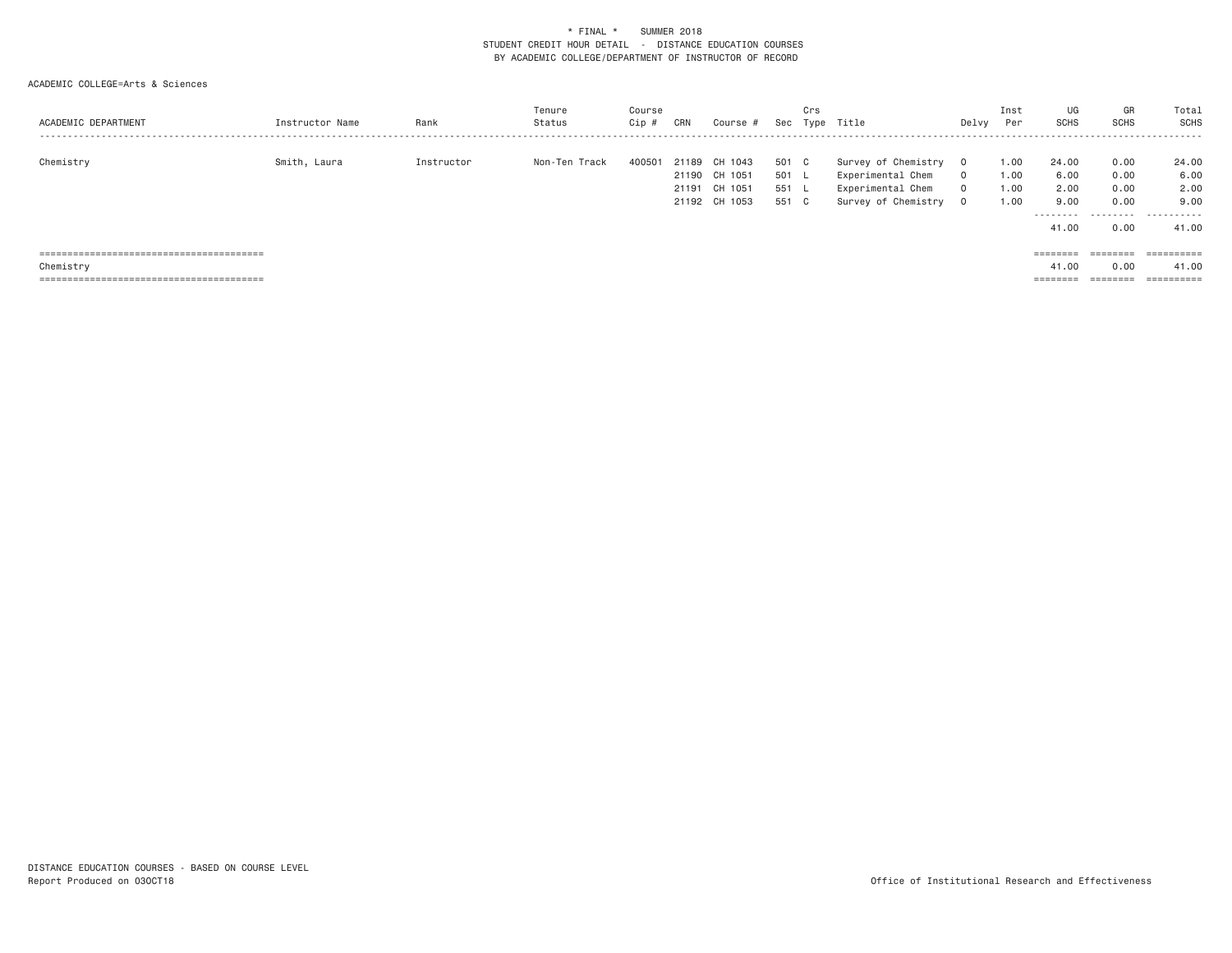\* FINAL \*    SUMMER 2018
STUDENT CREDIT HOUR DETAIL - DISTANCE EDUCATION COURSES
BY ACADEMIC COLLEGE/DEPARTMENT OF INSTRUCTOR OF RECORD

ACADEMIC COLLEGE=Arts & Sciences

| ACADEMIC DEPARTMENT | Instructor Name | Rank | Tenure Status | Course Cip # | CRN | Course # | Sec | Crs Type | Title | Delvy | Inst Per | UG SCHS | GR SCHS | Total SCHS |
|---|---|---|---|---|---|---|---|---|---|---|---|---|---|---|
| Chemistry | Smith, Laura | Instructor | Non-Ten Track | 400501 | 21189 | CH 1043 | 501 | C | Survey of Chemistry | O | 1.00 | 24.00 | 0.00 | 24.00 |
| | | | | | 21190 | CH 1051 | 501 | L | Experimental Chem | O | 1.00 | 6.00 | 0.00 | 6.00 |
| | | | | | 21191 | CH 1051 | 551 | L | Experimental Chem | O | 1.00 | 2.00 | 0.00 | 2.00 |
| | | | | | 21192 | CH 1053 | 551 | C | Survey of Chemistry | O | 1.00 | 9.00 | 0.00 | 9.00 |
| | | | | | | | | | | | | 41.00 | 0.00 | 41.00 |
| Chemistry | | | | | | | | | | | | 41.00 | 0.00 | 41.00 |

DISTANCE EDUCATION COURSES - BASED ON COURSE LEVEL
Report Produced on 03OCT18

Office of Institutional Research and Effectiveness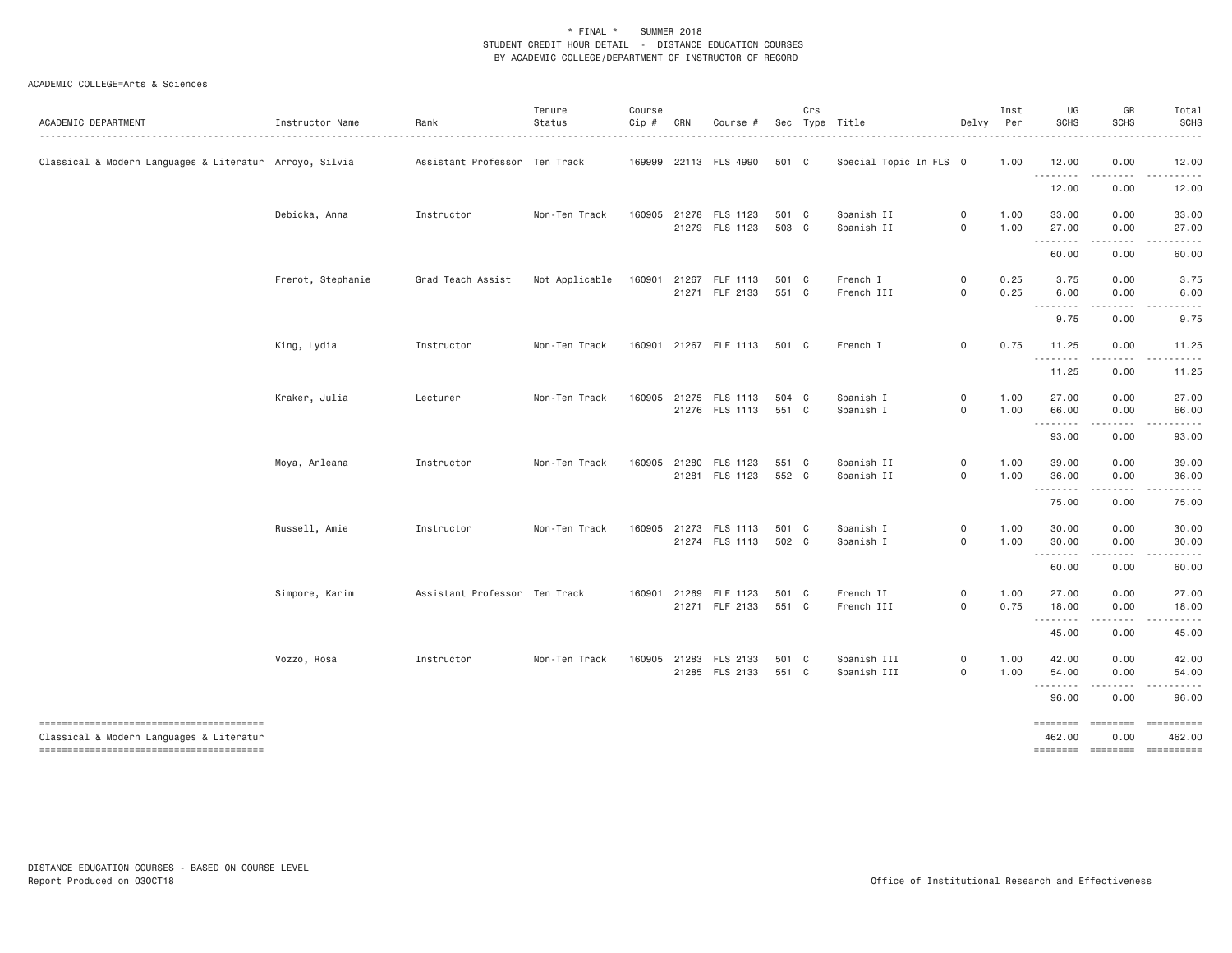\* FINAL \* SUMMER 2018
STUDENT CREDIT HOUR DETAIL - DISTANCE EDUCATION COURSES
BY ACADEMIC COLLEGE/DEPARTMENT OF INSTRUCTOR OF RECORD

ACADEMIC COLLEGE=Arts & Sciences

| ACADEMIC DEPARTMENT | Instructor Name | Rank | Tenure Status | Course Cip # | CRN | Course # | Sec | Crs Type | Title | Delvy | Inst Per | UG SCHS | GR SCHS | Total SCHS |
|---|---|---|---|---|---|---|---|---|---|---|---|---|---|---|
| Classical & Modern Languages & Literatur | Arroyo, Silvia | Assistant Professor | Ten Track | 169999 | 22113 | FLS 4990 | 501 | C | Special Topic In FLS | 0 | 1.00 | 12.00 | 0.00 | 12.00 |
| | | | | | | | | | | | | 12.00 | 0.00 | 12.00 |
| | Debicka, Anna | Instructor | Non-Ten Track | 160905 | 21278 | FLS 1123 | 501 | C | Spanish II | 0 | 1.00 | 33.00 | 0.00 | 33.00 |
| | | | | | 21279 | FLS 1123 | 503 | C | Spanish II | 0 | 1.00 | 27.00 | 0.00 | 27.00 |
| | | | | | | | | | | | | 60.00 | 0.00 | 60.00 |
| | Frerot, Stephanie | Grad Teach Assist | Not Applicable | 160901 | 21267 | FLF 1113 | 501 | C | French I | 0 | 0.25 | 3.75 | 0.00 | 3.75 |
| | | | | | 21271 | FLF 2133 | 551 | C | French III | 0 | 0.25 | 6.00 | 0.00 | 6.00 |
| | | | | | | | | | | | | 9.75 | 0.00 | 9.75 |
| | King, Lydia | Instructor | Non-Ten Track | 160901 | 21267 | FLF 1113 | 501 | C | French I | 0 | 0.75 | 11.25 | 0.00 | 11.25 |
| | | | | | | | | | | | | 11.25 | 0.00 | 11.25 |
| | Kraker, Julia | Lecturer | Non-Ten Track | 160905 | 21275 | FLS 1113 | 504 | C | Spanish I | 0 | 1.00 | 27.00 | 0.00 | 27.00 |
| | | | | | 21276 | FLS 1113 | 551 | C | Spanish I | 0 | 1.00 | 66.00 | 0.00 | 66.00 |
| | | | | | | | | | | | | 93.00 | 0.00 | 93.00 |
| | Moya, Arleana | Instructor | Non-Ten Track | 160905 | 21280 | FLS 1123 | 551 | C | Spanish II | 0 | 1.00 | 39.00 | 0.00 | 39.00 |
| | | | | | 21281 | FLS 1123 | 552 | C | Spanish II | 0 | 1.00 | 36.00 | 0.00 | 36.00 |
| | | | | | | | | | | | | 75.00 | 0.00 | 75.00 |
| | Russell, Amie | Instructor | Non-Ten Track | 160905 | 21273 | FLS 1113 | 501 | C | Spanish I | 0 | 1.00 | 30.00 | 0.00 | 30.00 |
| | | | | | 21274 | FLS 1113 | 502 | C | Spanish I | 0 | 1.00 | 30.00 | 0.00 | 30.00 |
| | | | | | | | | | | | | 60.00 | 0.00 | 60.00 |
| | Simpore, Karim | Assistant Professor | Ten Track | 160901 | 21269 | FLF 1123 | 501 | C | French II | 0 | 1.00 | 27.00 | 0.00 | 27.00 |
| | | | | | 21271 | FLF 2133 | 551 | C | French III | 0 | 0.75 | 18.00 | 0.00 | 18.00 |
| | | | | | | | | | | | | 45.00 | 0.00 | 45.00 |
| | Vozzo, Rosa | Instructor | Non-Ten Track | 160905 | 21283 | FLS 2133 | 501 | C | Spanish III | 0 | 1.00 | 42.00 | 0.00 | 42.00 |
| | | | | | 21285 | FLS 2133 | 551 | C | Spanish III | 0 | 1.00 | 54.00 | 0.00 | 54.00 |
| | | | | | | | | | | | | 96.00 | 0.00 | 96.00 |
| Classical & Modern Languages & Literatur | | | | | | | | | | | | 462.00 | 0.00 | 462.00 |

DISTANCE EDUCATION COURSES - BASED ON COURSE LEVEL
Report Produced on 03OCT18 | Office of Institutional Research and Effectiveness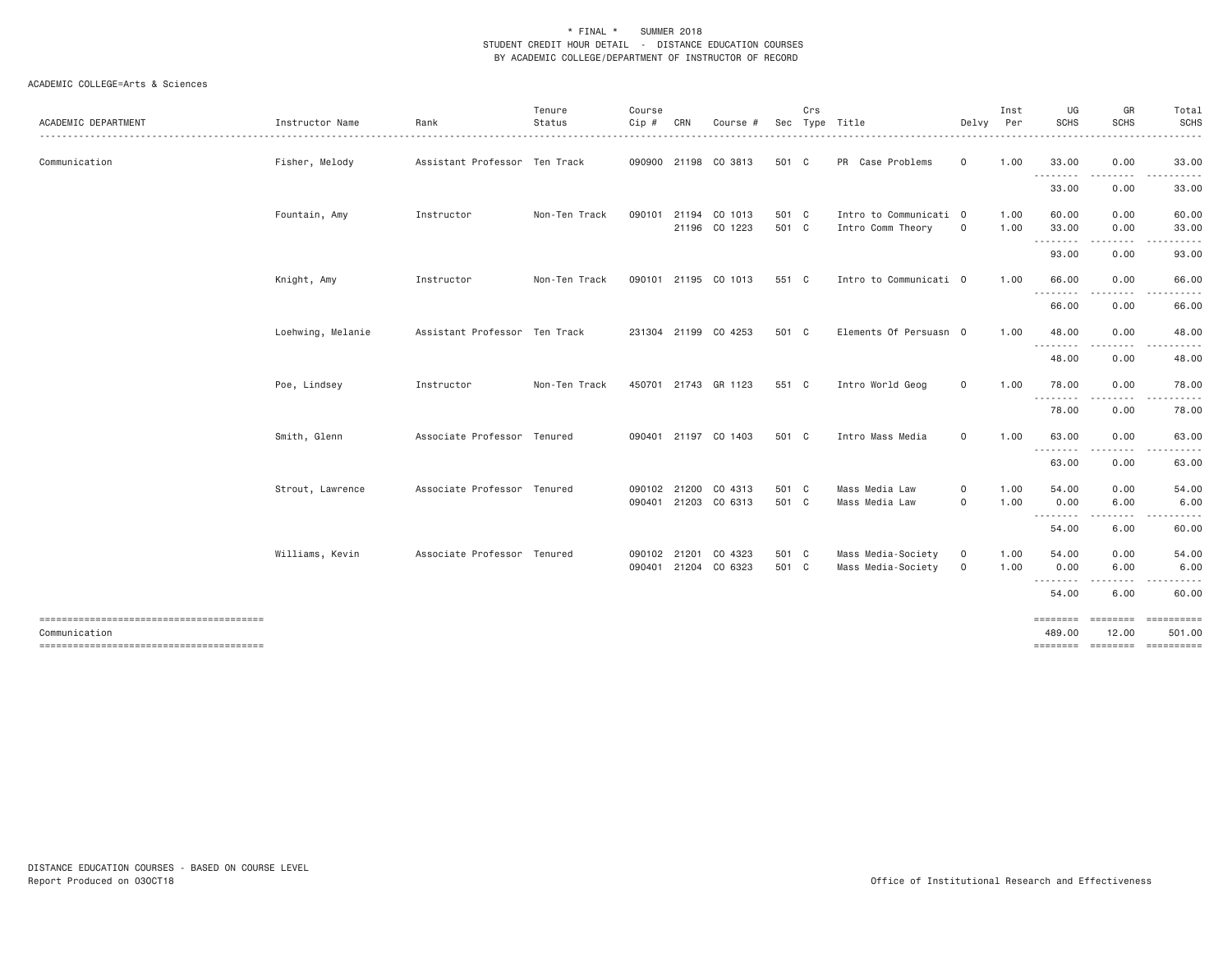\* FINAL \* SUMMER 2018
STUDENT CREDIT HOUR DETAIL - DISTANCE EDUCATION COURSES
BY ACADEMIC COLLEGE/DEPARTMENT OF INSTRUCTOR OF RECORD

ACADEMIC COLLEGE=Arts & Sciences

| ACADEMIC DEPARTMENT | Instructor Name | Rank | Tenure Status | Course Cip # | CRN | Course # | Sec | Crs Type | Title | Delvy | Inst Per | UG SCHS | GR SCHS | Total SCHS |
|---|---|---|---|---|---|---|---|---|---|---|---|---|---|---|
| Communication | Fisher, Melody | Assistant Professor | Ten Track | 090900 | 21198 | CO 3813 | 501 | C | PR Case Problems | O | 1.00 | 33.00 | 0.00 | 33.00 |
| | | | | | | | | | | | | 33.00 | 0.00 | 33.00 |
| | Fountain, Amy | Instructor | Non-Ten Track | 090101 | 21194 | CO 1013 | 501 | C | Intro to Communicati | O | 1.00 | 60.00 | 0.00 | 60.00 |
| | | | | | 21196 | CO 1223 | 501 | C | Intro Comm Theory | O | 1.00 | 33.00 | 0.00 | 33.00 |
| | | | | | | | | | | | | 93.00 | 0.00 | 93.00 |
| | Knight, Amy | Instructor | Non-Ten Track | 090101 | 21195 | CO 1013 | 551 | C | Intro to Communicati | O | 1.00 | 66.00 | 0.00 | 66.00 |
| | | | | | | | | | | | | 66.00 | 0.00 | 66.00 |
| | Loehwing, Melanie | Assistant Professor | Ten Track | 231304 | 21199 | CO 4253 | 501 | C | Elements Of Persuasn | O | 1.00 | 48.00 | 0.00 | 48.00 |
| | | | | | | | | | | | | 48.00 | 0.00 | 48.00 |
| | Poe, Lindsey | Instructor | Non-Ten Track | 450701 | 21743 | GR 1123 | 551 | C | Intro World Geog | O | 1.00 | 78.00 | 0.00 | 78.00 |
| | | | | | | | | | | | | 78.00 | 0.00 | 78.00 |
| | Smith, Glenn | Associate Professor | Tenured | 090401 | 21197 | CO 1403 | 501 | C | Intro Mass Media | O | 1.00 | 63.00 | 0.00 | 63.00 |
| | | | | | | | | | | | | 63.00 | 0.00 | 63.00 |
| | Strout, Lawrence | Associate Professor | Tenured | 090102 | 21200 | CO 4313 | 501 | C | Mass Media Law | O | 1.00 | 54.00 | 0.00 | 54.00 |
| | | | | 090401 | 21203 | CO 6313 | 501 | C | Mass Media Law | O | 1.00 | 0.00 | 6.00 | 6.00 |
| | | | | | | | | | | | | 54.00 | 6.00 | 60.00 |
| | Williams, Kevin | Associate Professor | Tenured | 090102 | 21201 | CO 4323 | 501 | C | Mass Media-Society | O | 1.00 | 54.00 | 0.00 | 54.00 |
| | | | | 090401 | 21204 | CO 6323 | 501 | C | Mass Media-Society | O | 1.00 | 0.00 | 6.00 | 6.00 |
| | | | | | | | | | | | | 54.00 | 6.00 | 60.00 |
| Communication | | | | | | | | | | | | 489.00 | 12.00 | 501.00 |

DISTANCE EDUCATION COURSES - BASED ON COURSE LEVEL
Report Produced on 03OCT18

Office of Institutional Research and Effectiveness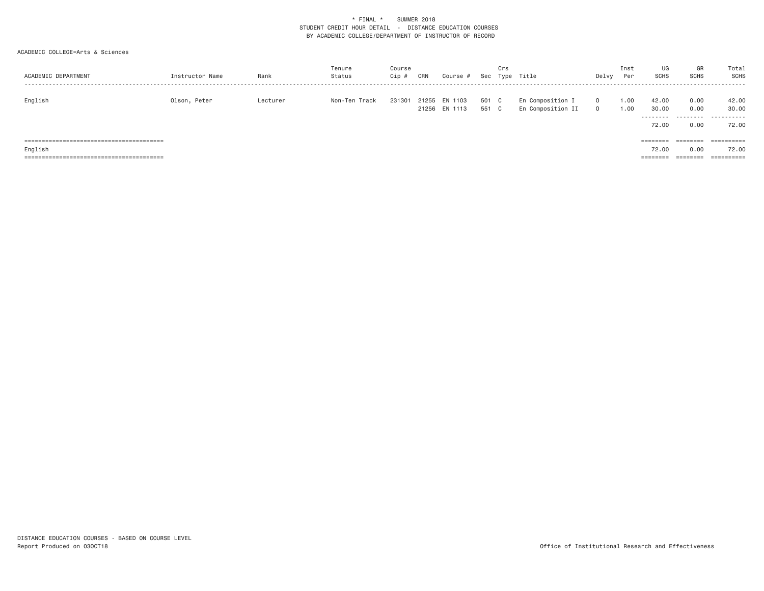\* FINAL \* SUMMER 2018
STUDENT CREDIT HOUR DETAIL - DISTANCE EDUCATION COURSES
BY ACADEMIC COLLEGE/DEPARTMENT OF INSTRUCTOR OF RECORD

ACADEMIC COLLEGE=Arts & Sciences

| ACADEMIC DEPARTMENT | Instructor Name | Rank | Tenure Status | Course Cip # | CRN | Course # | Sec | Crs Type | Title | Delvy | Inst Per | UG SCHS | GR SCHS | Total SCHS |
|---|---|---|---|---|---|---|---|---|---|---|---|---|---|---|
| English | Olson, Peter | Lecturer | Non-Ten Track | 231301 | 21255 | EN 1103 | 501 | C | En Composition I | O | 1.00 | 42.00 | 0.00 | 42.00 |
| | | | | | 21256 | EN 1113 | 551 | C | En Composition II | O | 1.00 | 30.00 | 0.00 | 30.00 |
| | | | | | | | | | | | | 72.00 | 0.00 | 72.00 |
| English | | | | | | | | | | | | 72.00 | 0.00 | 72.00 |

DISTANCE EDUCATION COURSES - BASED ON COURSE LEVEL
Report Produced on 03OCT18

Office of Institutional Research and Effectiveness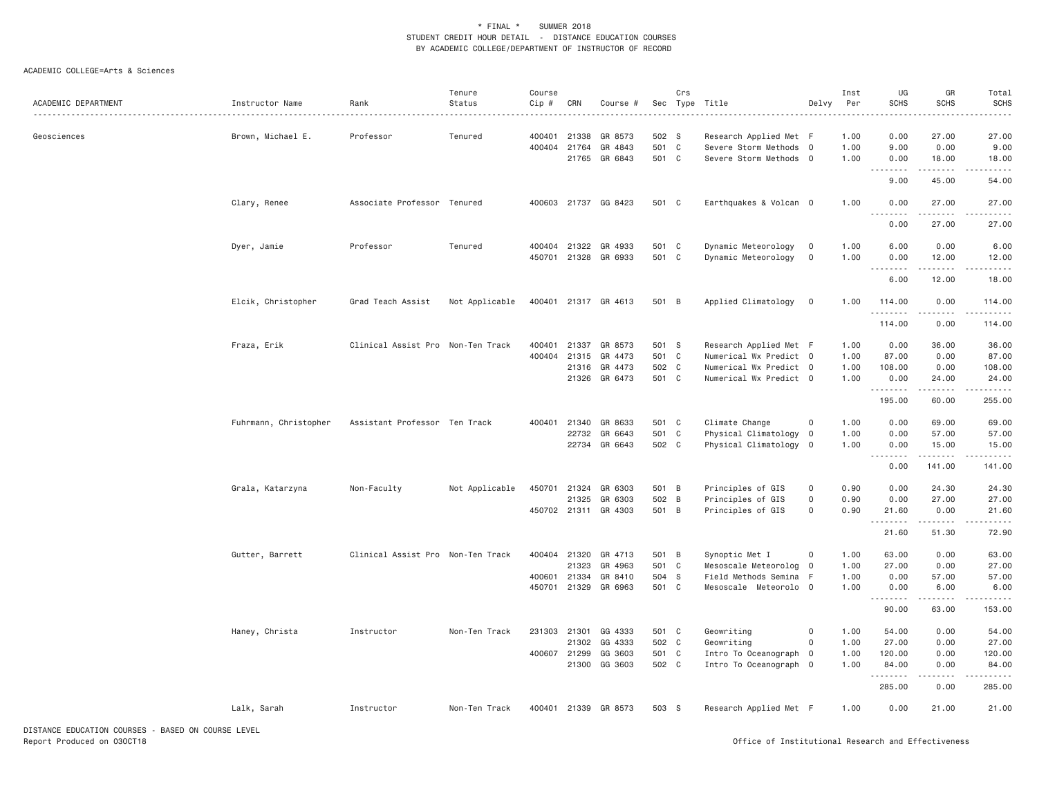\* FINAL \* SUMMER 2018
STUDENT CREDIT HOUR DETAIL - DISTANCE EDUCATION COURSES
BY ACADEMIC COLLEGE/DEPARTMENT OF INSTRUCTOR OF RECORD

ACADEMIC COLLEGE=Arts & Sciences

| ACADEMIC DEPARTMENT | Instructor Name | Rank | Tenure Status | Course Cip # | CRN | Course # | Sec | Crs Type | Title | Delvy | Inst Per | UG SCHS | GR SCHS | Total SCHS |
|---|---|---|---|---|---|---|---|---|---|---|---|---|---|---|
| Geosciences | Brown, Michael E. | Professor | Tenured | 400401 | 21338 | GR 8573 | 502 | S | Research Applied Met | F | 1.00 | 0.00 | 27.00 | 27.00 |
| | | | | 400404 | 21764 | GR 4843 | 501 | C | Severe Storm Methods | O | 1.00 | 9.00 | 0.00 | 9.00 |
| | | | | | 21765 | GR 6843 | 501 | C | Severe Storm Methods | O | 1.00 | 0.00 | 18.00 | 18.00 |
| | | | | | | | | | | | | 9.00 | 45.00 | 54.00 |
| | Clary, Renee | Associate Professor | Tenured | 400603 | 21737 | GG 8423 | 501 | C | Earthquakes & Volcan | O | 1.00 | 0.00 | 27.00 | 27.00 |
| | | | | | | | | | | | | 0.00 | 27.00 | 27.00 |
| | Dyer, Jamie | Professor | Tenured | 400404 | 21322 | GR 4933 | 501 | C | Dynamic Meteorology | O | 1.00 | 6.00 | 0.00 | 6.00 |
| | | | | 450701 | 21328 | GR 6933 | 501 | C | Dynamic Meteorology | O | 1.00 | 0.00 | 12.00 | 12.00 |
| | | | | | | | | | | | | 6.00 | 12.00 | 18.00 |
| | Elcik, Christopher | Grad Teach Assist | Not Applicable | 400401 | 21317 | GR 4613 | 501 | B | Applied Climatology | O | 1.00 | 114.00 | 0.00 | 114.00 |
| | | | | | | | | | | | | 114.00 | 0.00 | 114.00 |
| | Fraza, Erik | Clinical Assist Pro | Non-Ten Track | 400401 | 21337 | GR 8573 | 501 | S | Research Applied Met | F | 1.00 | 0.00 | 36.00 | 36.00 |
| | | | | 400404 | 21315 | GR 4473 | 501 | C | Numerical Wx Predict | O | 1.00 | 87.00 | 0.00 | 87.00 |
| | | | | | 21316 | GR 4473 | 502 | C | Numerical Wx Predict | O | 1.00 | 108.00 | 0.00 | 108.00 |
| | | | | | 21326 | GR 6473 | 501 | C | Numerical Wx Predict | O | 1.00 | 0.00 | 24.00 | 24.00 |
| | | | | | | | | | | | | 195.00 | 60.00 | 255.00 |
| | Fuhrmann, Christopher | Assistant Professor | Ten Track | 400401 | 21340 | GR 8633 | 501 | C | Climate Change | O | 1.00 | 0.00 | 69.00 | 69.00 |
| | | | | | 22732 | GR 6643 | 501 | C | Physical Climatology | O | 1.00 | 0.00 | 57.00 | 57.00 |
| | | | | | 22734 | GR 6643 | 502 | C | Physical Climatology | O | 1.00 | 0.00 | 15.00 | 15.00 |
| | | | | | | | | | | | | 0.00 | 141.00 | 141.00 |
| | Grala, Katarzyna | Non-Faculty | Not Applicable | 450701 | 21324 | GR 6303 | 501 | B | Principles of GIS | O | 0.90 | 0.00 | 24.30 | 24.30 |
| | | | | | 21325 | GR 6303 | 502 | B | Principles of GIS | O | 0.90 | 0.00 | 27.00 | 27.00 |
| | | | | 450702 | 21311 | GR 4303 | 501 | B | Principles of GIS | O | 0.90 | 21.60 | 0.00 | 21.60 |
| | | | | | | | | | | | | 21.60 | 51.30 | 72.90 |
| | Gutter, Barrett | Clinical Assist Pro | Non-Ten Track | 400404 | 21320 | GR 4713 | 501 | B | Synoptic Met I | O | 1.00 | 63.00 | 0.00 | 63.00 |
| | | | | | 21323 | GR 4963 | 501 | C | Mesoscale Meteorolog | O | 1.00 | 27.00 | 0.00 | 27.00 |
| | | | | 400601 | 21334 | GR 8410 | 504 | S | Field Methods Semina | F | 1.00 | 0.00 | 57.00 | 57.00 |
| | | | | 450701 | 21329 | GR 6963 | 501 | C | Mesoscale Meteorolo | O | 1.00 | 0.00 | 6.00 | 6.00 |
| | | | | | | | | | | | | 90.00 | 63.00 | 153.00 |
| | Haney, Christa | Instructor | Non-Ten Track | 231303 | 21301 | GG 4333 | 501 | C | Geowriting | O | 1.00 | 54.00 | 0.00 | 54.00 |
| | | | | | 21302 | GG 4333 | 502 | C | Geowriting | O | 1.00 | 27.00 | 0.00 | 27.00 |
| | | | | 400607 | 21299 | GG 3603 | 501 | C | Intro To Oceanograph | O | 1.00 | 120.00 | 0.00 | 120.00 |
| | | | | | 21300 | GG 3603 | 502 | C | Intro To Oceanograph | O | 1.00 | 84.00 | 0.00 | 84.00 |
| | | | | | | | | | | | | 285.00 | 0.00 | 285.00 |
| | Lalk, Sarah | Instructor | Non-Ten Track | 400401 | 21339 | GR 8573 | 503 | S | Research Applied Met | F | 1.00 | 0.00 | 21.00 | 21.00 |

DISTANCE EDUCATION COURSES - BASED ON COURSE LEVEL
Report Produced on 03OCT18

Office of Institutional Research and Effectiveness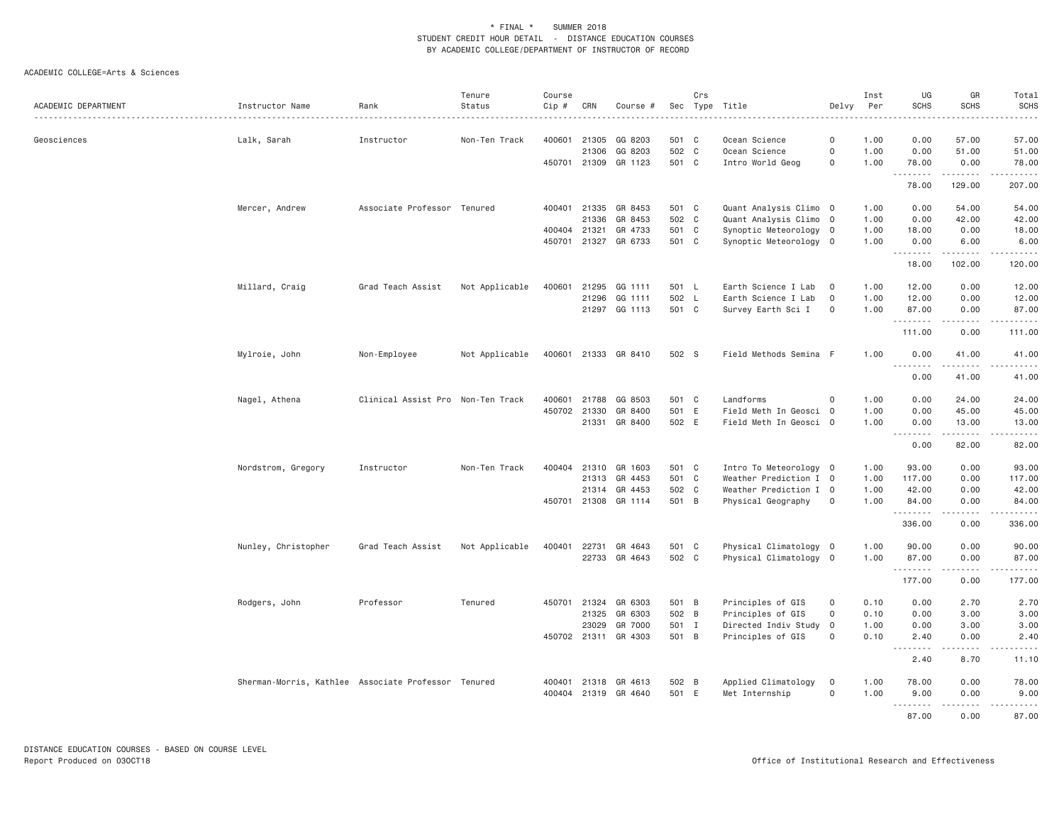\* FINAL \*    SUMMER 2018
STUDENT CREDIT HOUR DETAIL - DISTANCE EDUCATION COURSES
BY ACADEMIC COLLEGE/DEPARTMENT OF INSTRUCTOR OF RECORD

ACADEMIC COLLEGE=Arts & Sciences

| ACADEMIC DEPARTMENT | Instructor Name | Rank | Tenure Status | Course Cip # | CRN | Course # | Sec | Crs Type | Title | Delvy | Inst Per | UG SCHS | GR SCHS | Total SCHS |
|---|---|---|---|---|---|---|---|---|---|---|---|---|---|---|
| Geosciences | Lalk, Sarah | Instructor | Non-Ten Track | 400601 | 21305 | GG 8203 | 501 | C | Ocean Science | O | 1.00 | 0.00 | 57.00 | 57.00 |
| | | | | | 21306 | GG 8203 | 502 | C | Ocean Science | O | 1.00 | 0.00 | 51.00 | 51.00 |
| | | | | 450701 | 21309 | GR 1123 | 501 | C | Intro World Geog | O | 1.00 | 78.00 | 0.00 | 78.00 |
| | | | | | | | | | | | | 78.00 | 129.00 | 207.00 |
| | Mercer, Andrew | Associate Professor | Tenured | 400401 | 21335 | GR 8453 | 501 | C | Quant Analysis Climo | O | 1.00 | 0.00 | 54.00 | 54.00 |
| | | | | | 21336 | GR 8453 | 502 | C | Quant Analysis Climo | O | 1.00 | 0.00 | 42.00 | 42.00 |
| | | | | 400404 | 21321 | GR 4733 | 501 | C | Synoptic Meteorology | O | 1.00 | 18.00 | 0.00 | 18.00 |
| | | | | 450701 | 21327 | GR 6733 | 501 | C | Synoptic Meteorology | O | 1.00 | 0.00 | 6.00 | 6.00 |
| | | | | | | | | | | | | 18.00 | 102.00 | 120.00 |
| | Millard, Craig | Grad Teach Assist | Not Applicable | 400601 | 21295 | GG 1111 | 501 | L | Earth Science I Lab | O | 1.00 | 12.00 | 0.00 | 12.00 |
| | | | | | 21296 | GG 1111 | 502 | L | Earth Science I Lab | O | 1.00 | 12.00 | 0.00 | 12.00 |
| | | | | | 21297 | GG 1113 | 501 | C | Survey Earth Sci I | O | 1.00 | 87.00 | 0.00 | 87.00 |
| | | | | | | | | | | | | 111.00 | 0.00 | 111.00 |
| | Mylroie, John | Non-Employee | Not Applicable | 400601 | 21333 | GR 8410 | 502 | S | Field Methods Semina | F | 1.00 | 0.00 | 41.00 | 41.00 |
| | | | | | | | | | | | | 0.00 | 41.00 | 41.00 |
| | Nagel, Athena | Clinical Assist Pro | Non-Ten Track | 400601 | 21788 | GG 8503 | 501 | C | Landforms | O | 1.00 | 0.00 | 24.00 | 24.00 |
| | | | | 450702 | 21330 | GR 8400 | 501 | E | Field Meth In Geosci | O | 1.00 | 0.00 | 45.00 | 45.00 |
| | | | | | 21331 | GR 8400 | 502 | E | Field Meth In Geosci | O | 1.00 | 0.00 | 13.00 | 13.00 |
| | | | | | | | | | | | | 0.00 | 82.00 | 82.00 |
| | Nordstrom, Gregory | Instructor | Non-Ten Track | 400404 | 21310 | GR 1603 | 501 | C | Intro To Meteorology | O | 1.00 | 93.00 | 0.00 | 93.00 |
| | | | | | 21313 | GR 4453 | 501 | C | Weather Prediction I | O | 1.00 | 117.00 | 0.00 | 117.00 |
| | | | | | 21314 | GR 4453 | 502 | C | Weather Prediction I | O | 1.00 | 42.00 | 0.00 | 42.00 |
| | | | | 450701 | 21308 | GR 1114 | 501 | B | Physical Geography | O | 1.00 | 84.00 | 0.00 | 84.00 |
| | | | | | | | | | | | | 336.00 | 0.00 | 336.00 |
| | Nunley, Christopher | Grad Teach Assist | Not Applicable | 400401 | 22731 | GR 4643 | 501 | C | Physical Climatology | O | 1.00 | 90.00 | 0.00 | 90.00 |
| | | | | | 22733 | GR 4643 | 502 | C | Physical Climatology | O | 1.00 | 87.00 | 0.00 | 87.00 |
| | | | | | | | | | | | | 177.00 | 0.00 | 177.00 |
| | Rodgers, John | Professor | Tenured | 450701 | 21324 | GR 6303 | 501 | B | Principles of GIS | O | 0.10 | 0.00 | 2.70 | 2.70 |
| | | | | | 21325 | GR 6303 | 502 | B | Principles of GIS | O | 0.10 | 0.00 | 3.00 | 3.00 |
| | | | | | 23029 | GR 7000 | 501 | I | Directed Indiv Study | O | 1.00 | 0.00 | 3.00 | 3.00 |
| | | | | 450702 | 21311 | GR 4303 | 501 | B | Principles of GIS | O | 0.10 | 2.40 | 0.00 | 2.40 |
| | | | | | | | | | | | | 2.40 | 8.70 | 11.10 |
| | Sherman-Morris, Kathlee | Associate Professor | Tenured | 400401 | 21318 | GR 4613 | 502 | B | Applied Climatology | O | 1.00 | 78.00 | 0.00 | 78.00 |
| | | | | 400404 | 21319 | GR 4640 | 501 | E | Met Internship | O | 1.00 | 9.00 | 0.00 | 9.00 |
| | | | | | | | | | | | | 87.00 | 0.00 | 87.00 |

DISTANCE EDUCATION COURSES - BASED ON COURSE LEVEL
Report Produced on 03OCT18

Office of Institutional Research and Effectiveness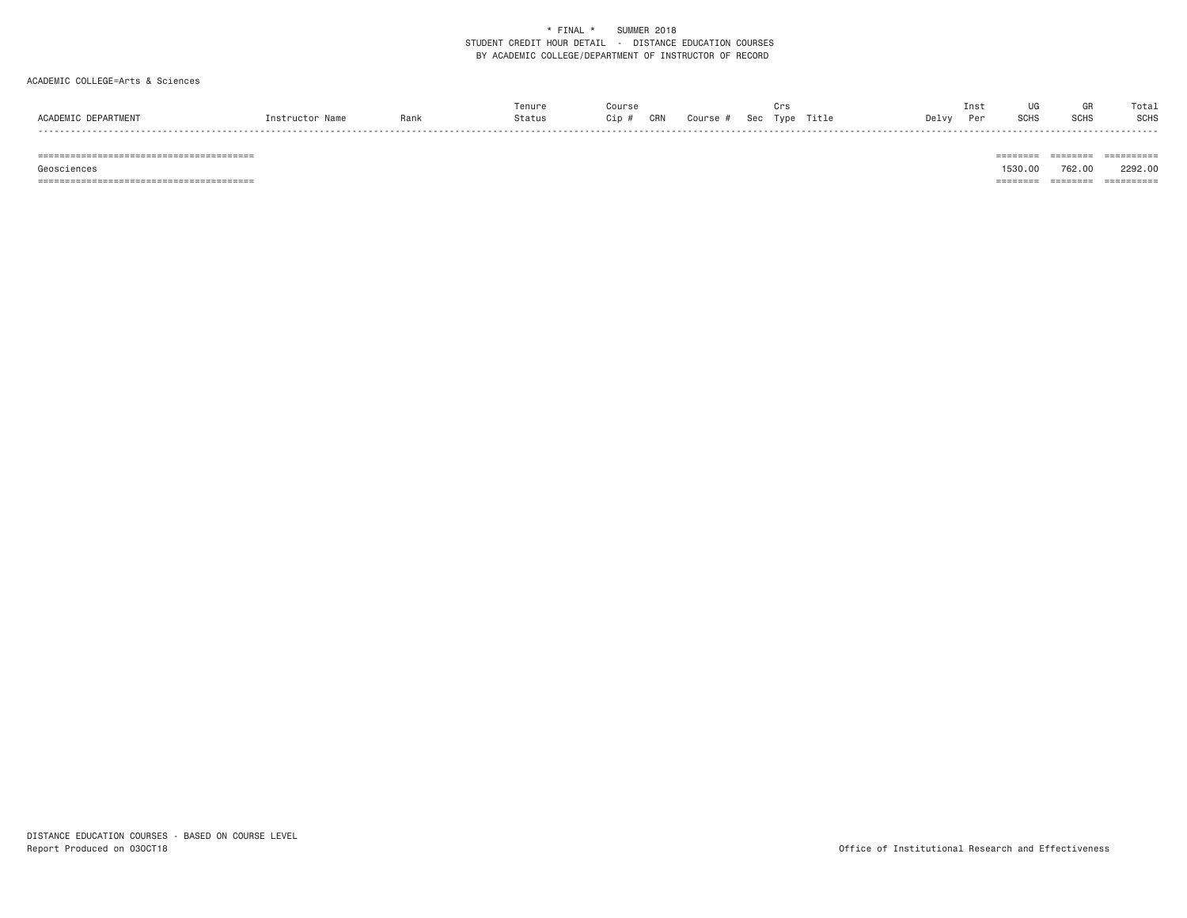\* FINAL \*    SUMMER 2018
STUDENT CREDIT HOUR DETAIL - DISTANCE EDUCATION COURSES
BY ACADEMIC COLLEGE/DEPARTMENT OF INSTRUCTOR OF RECORD

ACADEMIC COLLEGE=Arts & Sciences

| ACADEMIC DEPARTMENT | Instructor Name | Rank | Tenure Status | Course Cip # | CRN | Course # | Sec | Crs Type | Title | Delvy | Inst Per | UG SCHS | GR SCHS | Total SCHS |
|---|---|---|---|---|---|---|---|---|---|---|---|---|---|---|
| Geosciences | | | | | | | | | | | | 1530.00 | 762.00 | 2292.00 |

DISTANCE EDUCATION COURSES - BASED ON COURSE LEVEL
Report Produced on 03OCT18

Office of Institutional Research and Effectiveness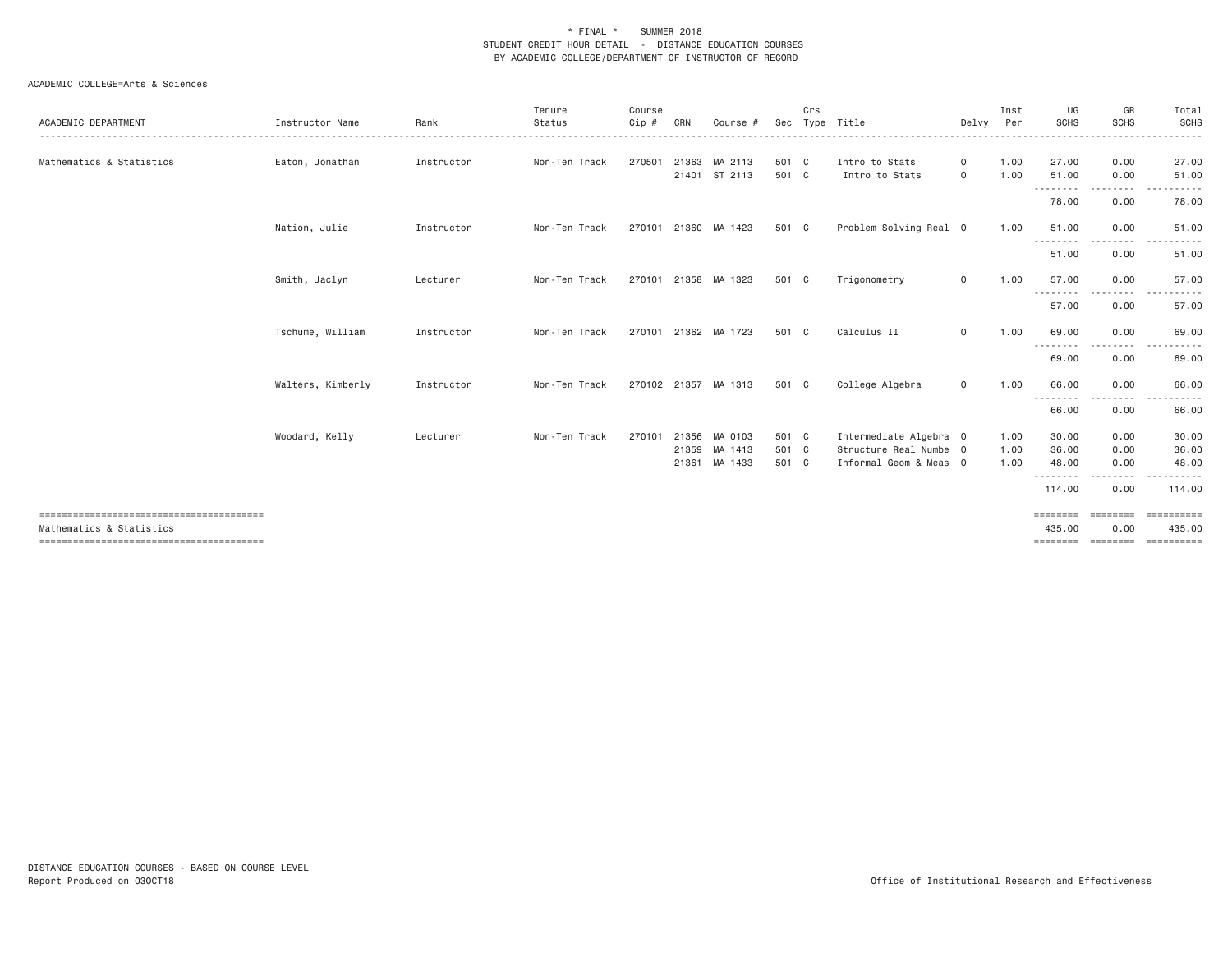\* FINAL \* SUMMER 2018
STUDENT CREDIT HOUR DETAIL - DISTANCE EDUCATION COURSES
BY ACADEMIC COLLEGE/DEPARTMENT OF INSTRUCTOR OF RECORD

ACADEMIC COLLEGE=Arts & Sciences

| ACADEMIC DEPARTMENT | Instructor Name | Rank | Tenure Status | Course Cip # | CRN | Course # | Sec | Crs Type | Title | Delvy | Inst Per | UG SCHS | GR SCHS | Total SCHS |
|---|---|---|---|---|---|---|---|---|---|---|---|---|---|---|
| Mathematics & Statistics | Eaton, Jonathan | Instructor | Non-Ten Track | 270501 | 21363 | MA 2113 | 501 | C | Intro to Stats | O | 1.00 | 27.00 | 0.00 | 27.00 |
| | | | | | 21401 | ST 2113 | 501 | C | Intro to Stats | O | 1.00 | 51.00 | 0.00 | 51.00 |
| | | | | | | | | | | | | 78.00 | 0.00 | 78.00 |
| | Nation, Julie | Instructor | Non-Ten Track | 270101 | 21360 | MA 1423 | 501 | C | Problem Solving Real | O | 1.00 | 51.00 | 0.00 | 51.00 |
| | | | | | | | | | | | | 51.00 | 0.00 | 51.00 |
| | Smith, Jaclyn | Lecturer | Non-Ten Track | 270101 | 21358 | MA 1323 | 501 | C | Trigonometry | O | 1.00 | 57.00 | 0.00 | 57.00 |
| | | | | | | | | | | | | 57.00 | 0.00 | 57.00 |
| | Tschume, William | Instructor | Non-Ten Track | 270101 | 21362 | MA 1723 | 501 | C | Calculus II | O | 1.00 | 69.00 | 0.00 | 69.00 |
| | | | | | | | | | | | | 69.00 | 0.00 | 69.00 |
| | Walters, Kimberly | Instructor | Non-Ten Track | 270102 | 21357 | MA 1313 | 501 | C | College Algebra | O | 1.00 | 66.00 | 0.00 | 66.00 |
| | | | | | | | | | | | | 66.00 | 0.00 | 66.00 |
| | Woodard, Kelly | Lecturer | Non-Ten Track | 270101 | 21356 | MA 0103 | 501 | C | Intermediate Algebra | O | 1.00 | 30.00 | 0.00 | 30.00 |
| | | | | | 21359 | MA 1413 | 501 | C | Structure Real Numbe | O | 1.00 | 36.00 | 0.00 | 36.00 |
| | | | | | 21361 | MA 1433 | 501 | C | Informal Geom & Meas | O | 1.00 | 48.00 | 0.00 | 48.00 |
| | | | | | | | | | | | | 114.00 | 0.00 | 114.00 |
| Mathematics & Statistics | | | | | | | | | | | | 435.00 | 0.00 | 435.00 |

DISTANCE EDUCATION COURSES - BASED ON COURSE LEVEL
Report Produced on 03OCT18

Office of Institutional Research and Effectiveness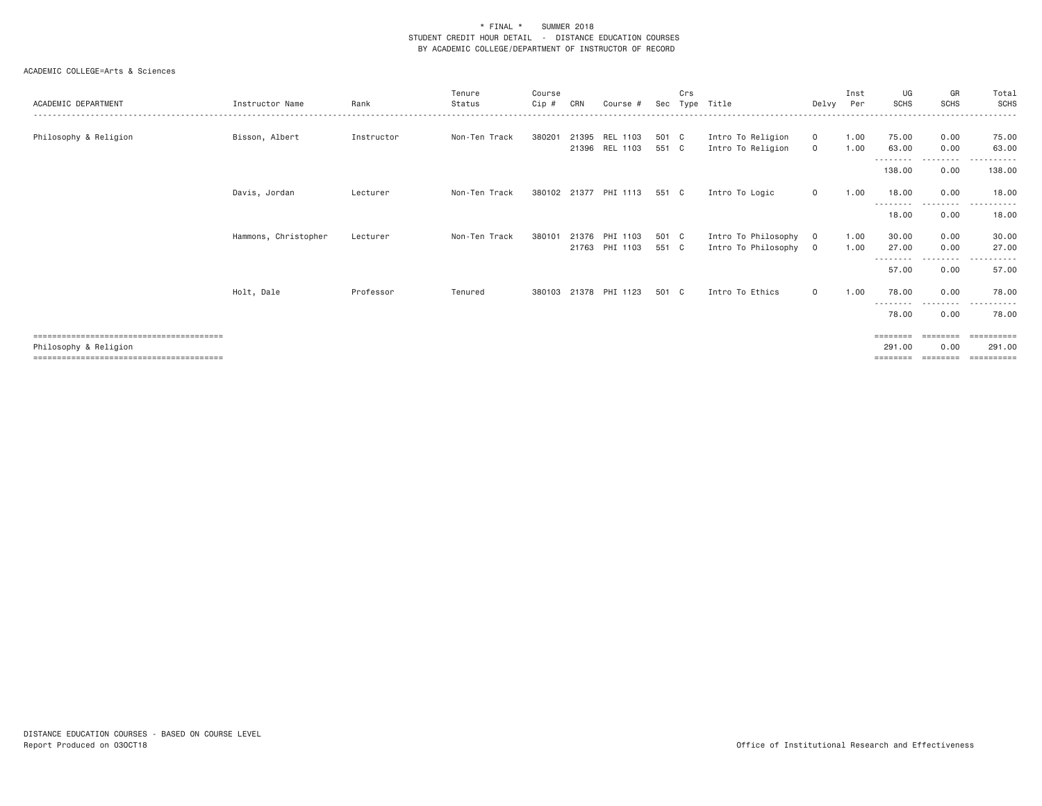\* FINAL \* SUMMER 2018
STUDENT CREDIT HOUR DETAIL - DISTANCE EDUCATION COURSES
BY ACADEMIC COLLEGE/DEPARTMENT OF INSTRUCTOR OF RECORD

ACADEMIC COLLEGE=Arts & Sciences

| ACADEMIC DEPARTMENT | Instructor Name | Rank | Tenure Status | Course Cip # | CRN | Course # | Sec | Crs Type | Title | Delvy | Inst Per | UG SCHS | GR SCHS | Total SCHS |
|---|---|---|---|---|---|---|---|---|---|---|---|---|---|---|
| Philosophy & Religion | Bisson, Albert | Instructor | Non-Ten Track | 380201 | 21395 | REL 1103 | 501 | C | Intro To Religion | O | 1.00 | 75.00 | 0.00 | 75.00 |
| | | | | | 21396 | REL 1103 | 551 | C | Intro To Religion | O | 1.00 | 63.00 | 0.00 | 63.00 |
| | | | | | | | | | | | | 138.00 | 0.00 | 138.00 |
| | Davis, Jordan | Lecturer | Non-Ten Track | 380102 | 21377 | PHI 1113 | 551 | C | Intro To Logic | O | 1.00 | 18.00 | 0.00 | 18.00 |
| | | | | | | | | | | | | 18.00 | 0.00 | 18.00 |
| | Hammons, Christopher | Lecturer | Non-Ten Track | 380101 | 21376 | PHI 1103 | 501 | C | Intro To Philosophy | O | 1.00 | 30.00 | 0.00 | 30.00 |
| | | | | | 21763 | PHI 1103 | 551 | C | Intro To Philosophy | O | 1.00 | 27.00 | 0.00 | 27.00 |
| | | | | | | | | | | | | 57.00 | 0.00 | 57.00 |
| | Holt, Dale | Professor | Tenured | 380103 | 21378 | PHI 1123 | 501 | C | Intro To Ethics | O | 1.00 | 78.00 | 0.00 | 78.00 |
| | | | | | | | | | | | | 78.00 | 0.00 | 78.00 |
| Philosophy & Religion | | | | | | | | | | | | 291.00 | 0.00 | 291.00 |

DISTANCE EDUCATION COURSES - BASED ON COURSE LEVEL
Report Produced on 03OCT18

Office of Institutional Research and Effectiveness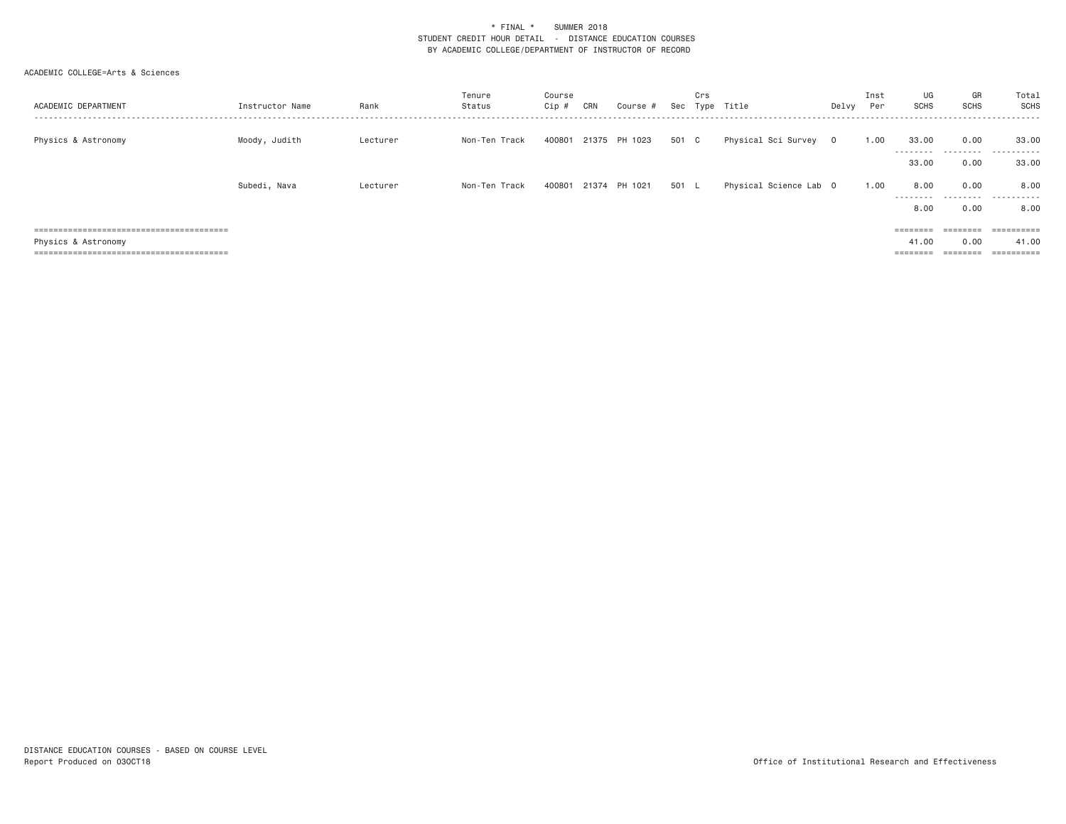\* FINAL \*    SUMMER 2018
STUDENT CREDIT HOUR DETAIL - DISTANCE EDUCATION COURSES
BY ACADEMIC COLLEGE/DEPARTMENT OF INSTRUCTOR OF RECORD

ACADEMIC COLLEGE=Arts & Sciences

| ACADEMIC DEPARTMENT | Instructor Name | Rank | Tenure Status | Course Cip # | CRN | Course # | Sec | Crs Type | Title | Delvy | Inst Per | UG SCHS | GR SCHS | Total SCHS |
|---|---|---|---|---|---|---|---|---|---|---|---|---|---|---|
| Physics & Astronomy | Moody, Judith | Lecturer | Non-Ten Track | 400801 | 21375 | PH 1023 | 501 | C | Physical Sci Survey | O | 1.00 | 33.00 | 0.00 | 33.00 |
| | | | | | | | | | | | | 33.00 | 0.00 | 33.00 |
| | Subedi, Nava | Lecturer | Non-Ten Track | 400801 | 21374 | PH 1021 | 501 | L | Physical Science Lab | O | 1.00 | 8.00 | 0.00 | 8.00 |
| | | | | | | | | | | | | 8.00 | 0.00 | 8.00 |
| Physics & Astronomy | | | | | | | | | | | | 41.00 | 0.00 | 41.00 |

DISTANCE EDUCATION COURSES - BASED ON COURSE LEVEL
Report Produced on 03OCT18

Office of Institutional Research and Effectiveness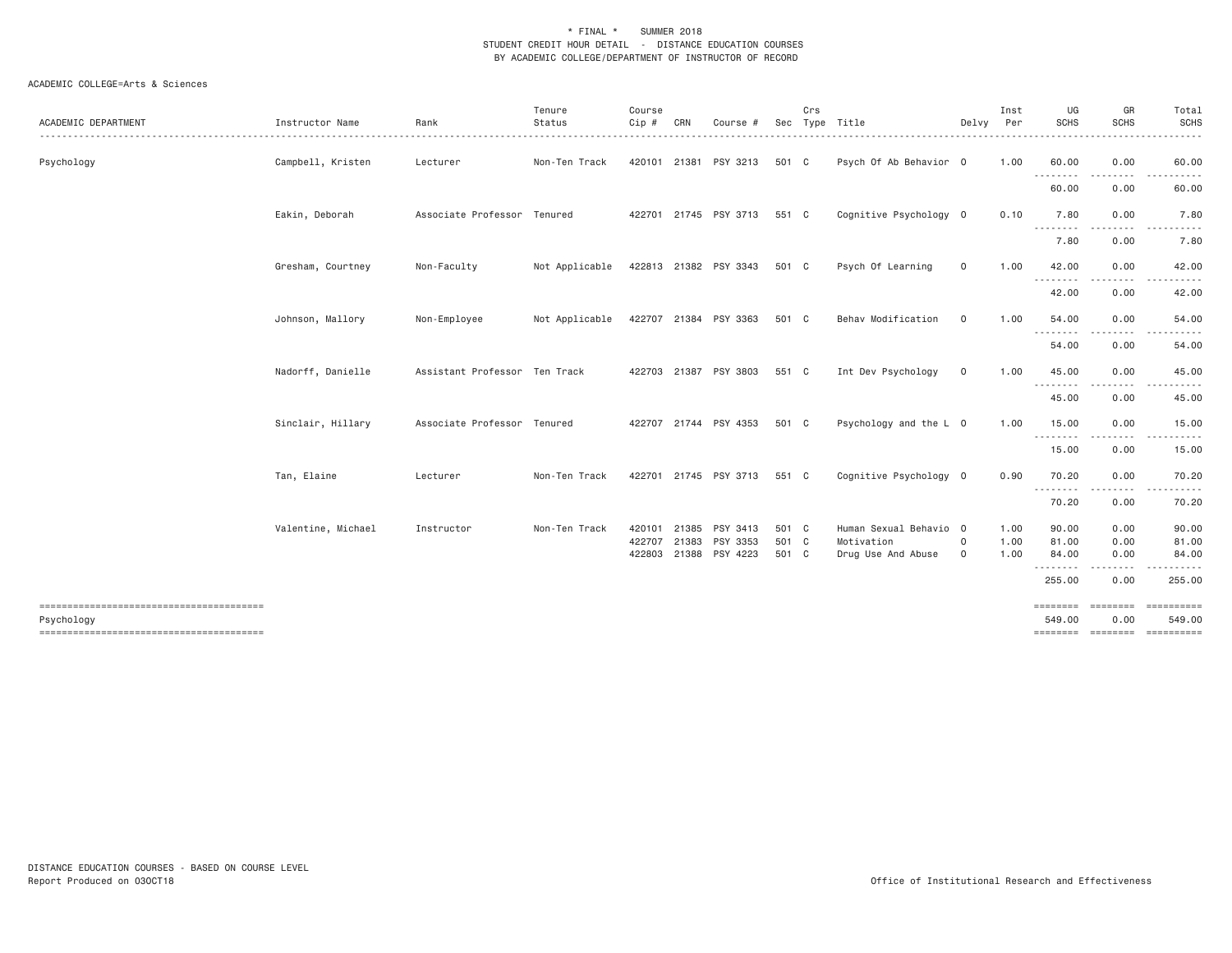\* FINAL \* SUMMER 2018
STUDENT CREDIT HOUR DETAIL - DISTANCE EDUCATION COURSES
BY ACADEMIC COLLEGE/DEPARTMENT OF INSTRUCTOR OF RECORD

ACADEMIC COLLEGE=Arts & Sciences

| ACADEMIC DEPARTMENT | Instructor Name | Rank | Tenure Status | Course Cip # | CRN | Course # | Sec | Crs Type | Title | Delvy | Inst Per | UG SCHS | GR SCHS | Total SCHS |
|---|---|---|---|---|---|---|---|---|---|---|---|---|---|---|
| Psychology | Campbell, Kristen | Lecturer | Non-Ten Track | 420101 | 21381 | PSY 3213 | 501 | C | Psych Of Ab Behavior | O | 1.00 | 60.00 | 0.00 | 60.00 |
| | | | | | | | | | | | | 60.00 | 0.00 | 60.00 |
| | Eakin, Deborah | Associate Professor | Tenured | 422701 | 21745 | PSY 3713 | 551 | C | Cognitive Psychology | O | 0.10 | 7.80 | 0.00 | 7.80 |
| | | | | | | | | | | | | 7.80 | 0.00 | 7.80 |
| | Gresham, Courtney | Non-Faculty | Not Applicable | 422813 | 21382 | PSY 3343 | 501 | C | Psych Of Learning | O | 1.00 | 42.00 | 0.00 | 42.00 |
| | | | | | | | | | | | | 42.00 | 0.00 | 42.00 |
| | Johnson, Mallory | Non-Employee | Not Applicable | 422707 | 21384 | PSY 3363 | 501 | C | Behav Modification | O | 1.00 | 54.00 | 0.00 | 54.00 |
| | | | | | | | | | | | | 54.00 | 0.00 | 54.00 |
| | Nadorff, Danielle | Assistant Professor | Ten Track | 422703 | 21387 | PSY 3803 | 551 | C | Int Dev Psychology | O | 1.00 | 45.00 | 0.00 | 45.00 |
| | | | | | | | | | | | | 45.00 | 0.00 | 45.00 |
| | Sinclair, Hillary | Associate Professor | Tenured | 422707 | 21744 | PSY 4353 | 501 | C | Psychology and the L | O | 1.00 | 15.00 | 0.00 | 15.00 |
| | | | | | | | | | | | | 15.00 | 0.00 | 15.00 |
| | Tan, Elaine | Lecturer | Non-Ten Track | 422701 | 21745 | PSY 3713 | 551 | C | Cognitive Psychology | O | 0.90 | 70.20 | 0.00 | 70.20 |
| | | | | | | | | | | | | 70.20 | 0.00 | 70.20 |
| | Valentine, Michael | Instructor | Non-Ten Track | 420101 | 21385 | PSY 3413 | 501 | C | Human Sexual Behavio | O | 1.00 | 90.00 | 0.00 | 90.00 |
| | | | | 422707 | 21383 | PSY 3353 | 501 | C | Motivation | O | 1.00 | 81.00 | 0.00 | 81.00 |
| | | | | 422803 | 21388 | PSY 4223 | 501 | C | Drug Use And Abuse | O | 1.00 | 84.00 | 0.00 | 84.00 |
| | | | | | | | | | | | | 255.00 | 0.00 | 255.00 |
| Psychology | | | | | | | | | | | | 549.00 | 0.00 | 549.00 |

DISTANCE EDUCATION COURSES - BASED ON COURSE LEVEL
Report Produced on 03OCT18

Office of Institutional Research and Effectiveness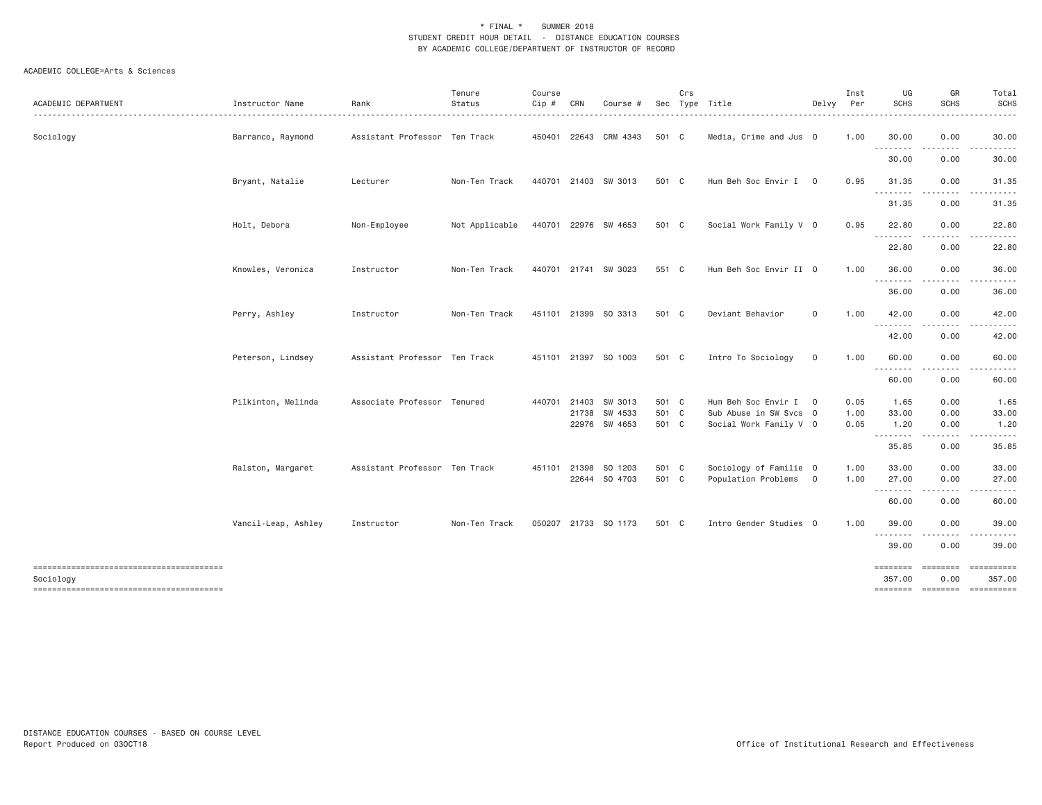\* FINAL \* SUMMER 2018
STUDENT CREDIT HOUR DETAIL - DISTANCE EDUCATION COURSES
BY ACADEMIC COLLEGE/DEPARTMENT OF INSTRUCTOR OF RECORD

ACADEMIC COLLEGE=Arts & Sciences

| ACADEMIC DEPARTMENT | Instructor Name | Rank | Tenure Status | Course Cip # | CRN | Course # | Sec | Crs Type | Title | Delvy | Inst Per | UG SCHS | GR SCHS | Total SCHS |
|---|---|---|---|---|---|---|---|---|---|---|---|---|---|---|
| Sociology | Barranco, Raymond | Assistant Professor | Ten Track | 450401 | 22643 | CRM 4343 | 501 | C | Media, Crime and Jus | O | 1.00 | 30.00 | 0.00 | 30.00 |
| | | | | | | | | | | | | 30.00 | 0.00 | 30.00 |
| | Bryant, Natalie | Lecturer | Non-Ten Track | 440701 | 21403 | SW 3013 | 501 | C | Hum Beh Soc Envir I | O | 0.95 | 31.35 | 0.00 | 31.35 |
| | | | | | | | | | | | | 31.35 | 0.00 | 31.35 |
| | Holt, Debora | Non-Employee | Not Applicable | 440701 | 22976 | SW 4653 | 501 | C | Social Work Family V | O | 0.95 | 22.80 | 0.00 | 22.80 |
| | | | | | | | | | | | | 22.80 | 0.00 | 22.80 |
| | Knowles, Veronica | Instructor | Non-Ten Track | 440701 | 21741 | SW 3023 | 551 | C | Hum Beh Soc Envir II | O | 1.00 | 36.00 | 0.00 | 36.00 |
| | | | | | | | | | | | | 36.00 | 0.00 | 36.00 |
| | Perry, Ashley | Instructor | Non-Ten Track | 451101 | 21399 | SO 3313 | 501 | C | Deviant Behavior | O | 1.00 | 42.00 | 0.00 | 42.00 |
| | | | | | | | | | | | | 42.00 | 0.00 | 42.00 |
| | Peterson, Lindsey | Assistant Professor | Ten Track | 451101 | 21397 | SO 1003 | 501 | C | Intro To Sociology | O | 1.00 | 60.00 | 0.00 | 60.00 |
| | | | | | | | | | | | | 60.00 | 0.00 | 60.00 |
| | Pilkinton, Melinda | Associate Professor | Tenured | 440701 | 21403 | SW 3013 | 501 | C | Hum Beh Soc Envir I | O | 0.05 | 1.65 | 0.00 | 1.65 |
| | | | | | 21738 | SW 4533 | 501 | C | Sub Abuse in SW Svcs | O | 1.00 | 33.00 | 0.00 | 33.00 |
| | | | | | 22976 | SW 4653 | 501 | C | Social Work Family V | O | 0.05 | 1.20 | 0.00 | 1.20 |
| | | | | | | | | | | | | 35.85 | 0.00 | 35.85 |
| | Ralston, Margaret | Assistant Professor | Ten Track | 451101 | 21398 | SO 1203 | 501 | C | Sociology of Familie | O | 1.00 | 33.00 | 0.00 | 33.00 |
| | | | | | 22644 | SO 4703 | 501 | C | Population Problems | O | 1.00 | 27.00 | 0.00 | 27.00 |
| | | | | | | | | | | | | 60.00 | 0.00 | 60.00 |
| | Vancil-Leap, Ashley | Instructor | Non-Ten Track | 050207 | 21733 | SO 1173 | 501 | C | Intro Gender Studies | O | 1.00 | 39.00 | 0.00 | 39.00 |
| | | | | | | | | | | | | 39.00 | 0.00 | 39.00 |
| Sociology | | | | | | | | | | | | 357.00 | 0.00 | 357.00 |

DISTANCE EDUCATION COURSES - BASED ON COURSE LEVEL
Report Produced on 03OCT18

Office of Institutional Research and Effectiveness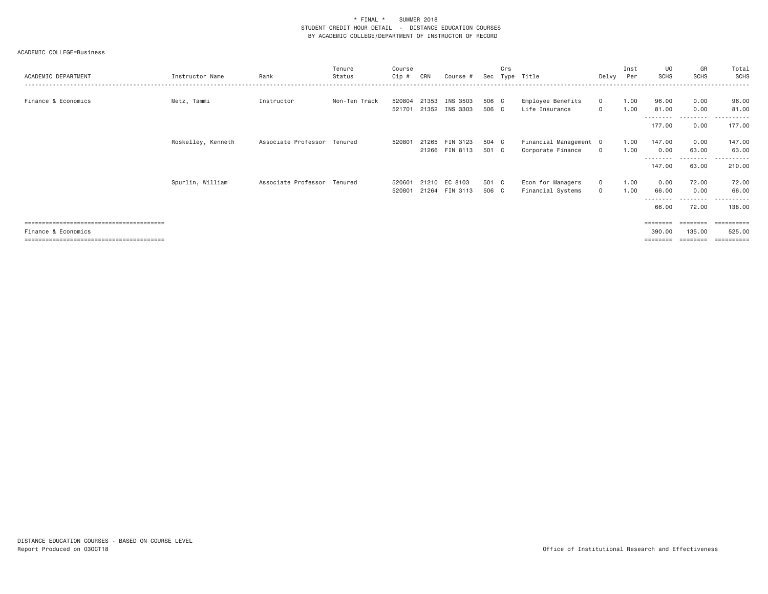\* FINAL \* SUMMER 2018
STUDENT CREDIT HOUR DETAIL - DISTANCE EDUCATION COURSES
BY ACADEMIC COLLEGE/DEPARTMENT OF INSTRUCTOR OF RECORD

ACADEMIC COLLEGE=Business

| ACADEMIC DEPARTMENT | Instructor Name | Rank | Tenure Status | Course Cip # | CRN | Course # | Sec | Crs Type | Title | Delvy | Inst Per | UG SCHS | GR SCHS | Total SCHS |
|---|---|---|---|---|---|---|---|---|---|---|---|---|---|---|
| Finance & Economics | Metz, Tammi | Instructor | Non-Ten Track | 520804 | 21353 | INS 3503 | 506 | C | Employee Benefits | O | 1.00 | 96.00 | 0.00 | 96.00 |
| | | | | 521701 | 21352 | INS 3303 | 506 | C | Life Insurance | O | 1.00 | 81.00 | 0.00 | 81.00 |
| | | | | | | | | | | | | 177.00 | 0.00 | 177.00 |
| | Roskelley, Kenneth | Associate Professor | Tenured | 520801 | 21265 | FIN 3123 | 504 | C | Financial Management | O | 1.00 | 147.00 | 0.00 | 147.00 |
| | | | | | 21266 | FIN 8113 | 501 | C | Corporate Finance | O | 1.00 | 0.00 | 63.00 | 63.00 |
| | | | | | | | | | | | | 147.00 | 63.00 | 210.00 |
| | Spurlin, William | Associate Professor | Tenured | 520601 | 21210 | EC 8103 | 501 | C | Econ for Managers | O | 1.00 | 0.00 | 72.00 | 72.00 |
| | | | | 520801 | 21264 | FIN 3113 | 506 | C | Financial Systems | O | 1.00 | 66.00 | 0.00 | 66.00 |
| | | | | | | | | | | | | 66.00 | 72.00 | 138.00 |
| Finance & Economics | | | | | | | | | | | | 390.00 | 135.00 | 525.00 |

DISTANCE EDUCATION COURSES - BASED ON COURSE LEVEL
Report Produced on 03OCT18

Office of Institutional Research and Effectiveness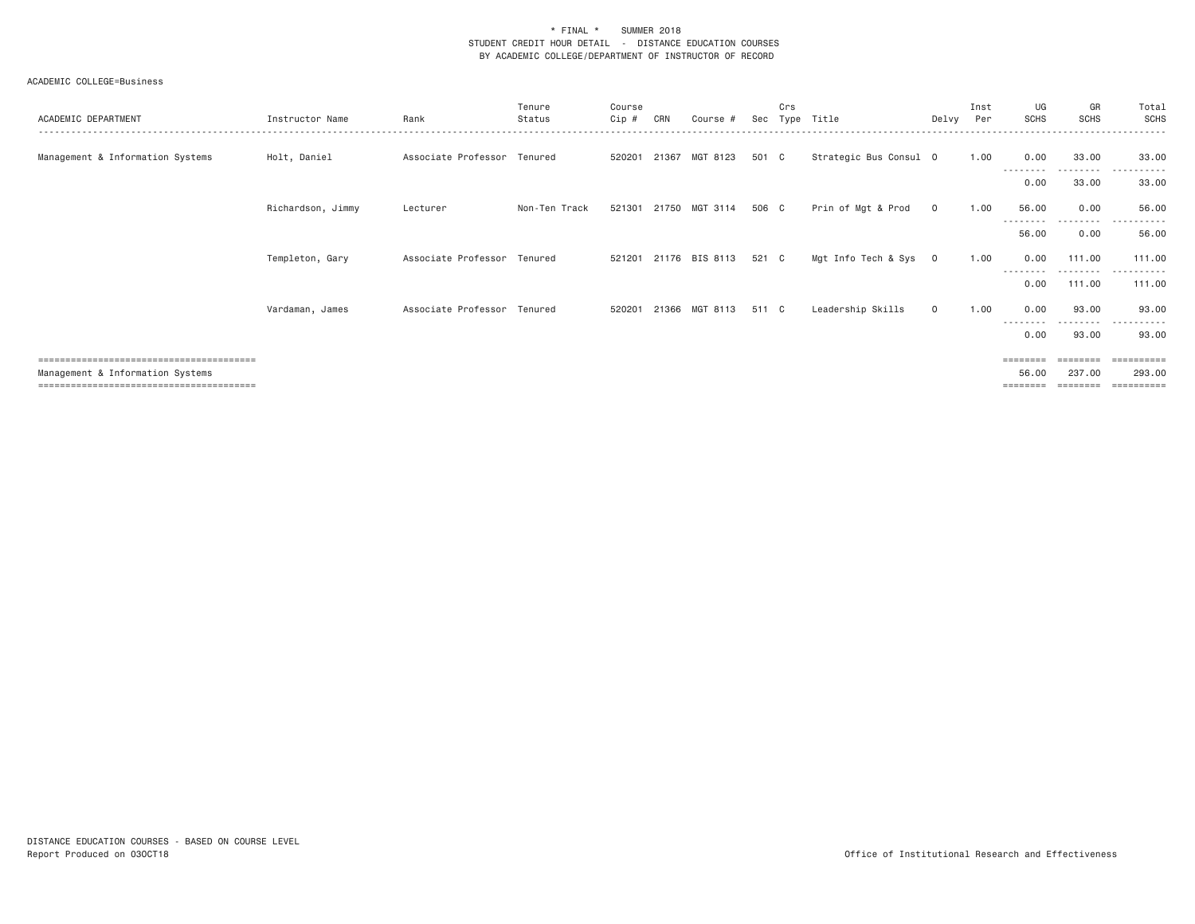\* FINAL \*    SUMMER 2018
STUDENT CREDIT HOUR DETAIL - DISTANCE EDUCATION COURSES
BY ACADEMIC COLLEGE/DEPARTMENT OF INSTRUCTOR OF RECORD

ACADEMIC COLLEGE=Business

| ACADEMIC DEPARTMENT | Instructor Name | Rank | Tenure Status | Course Cip # | CRN | Course # | Sec | Crs Type | Title | Delvy | Inst Per | UG SCHS | GR SCHS | Total SCHS |
|---|---|---|---|---|---|---|---|---|---|---|---|---|---|---|
| Management & Information Systems | Holt, Daniel | Associate Professor | Tenured | 520201 | 21367 | MGT 8123 | 501 | C | Strategic Bus Consul | O | 1.00 | 0.00 | 33.00 | 33.00 |
| | | | | | | | | | | | | 0.00 | 33.00 | 33.00 |
| | Richardson, Jimmy | Lecturer | Non-Ten Track | 521301 | 21750 | MGT 3114 | 506 | C | Prin of Mgt & Prod | O | 1.00 | 56.00 | 0.00 | 56.00 |
| | | | | | | | | | | | | 56.00 | 0.00 | 56.00 |
| | Templeton, Gary | Associate Professor | Tenured | 521201 | 21176 | BIS 8113 | 521 | C | Mgt Info Tech & Sys | O | 1.00 | 0.00 | 111.00 | 111.00 |
| | | | | | | | | | | | | 0.00 | 111.00 | 111.00 |
| | Vardaman, James | Associate Professor | Tenured | 520201 | 21366 | MGT 8113 | 511 | C | Leadership Skills | O | 1.00 | 0.00 | 93.00 | 93.00 |
| | | | | | | | | | | | | 0.00 | 93.00 | 93.00 |
| Management & Information Systems | | | | | | | | | | | | 56.00 | 237.00 | 293.00 |

DISTANCE EDUCATION COURSES - BASED ON COURSE LEVEL
Report Produced on 03OCT18

Office of Institutional Research and Effectiveness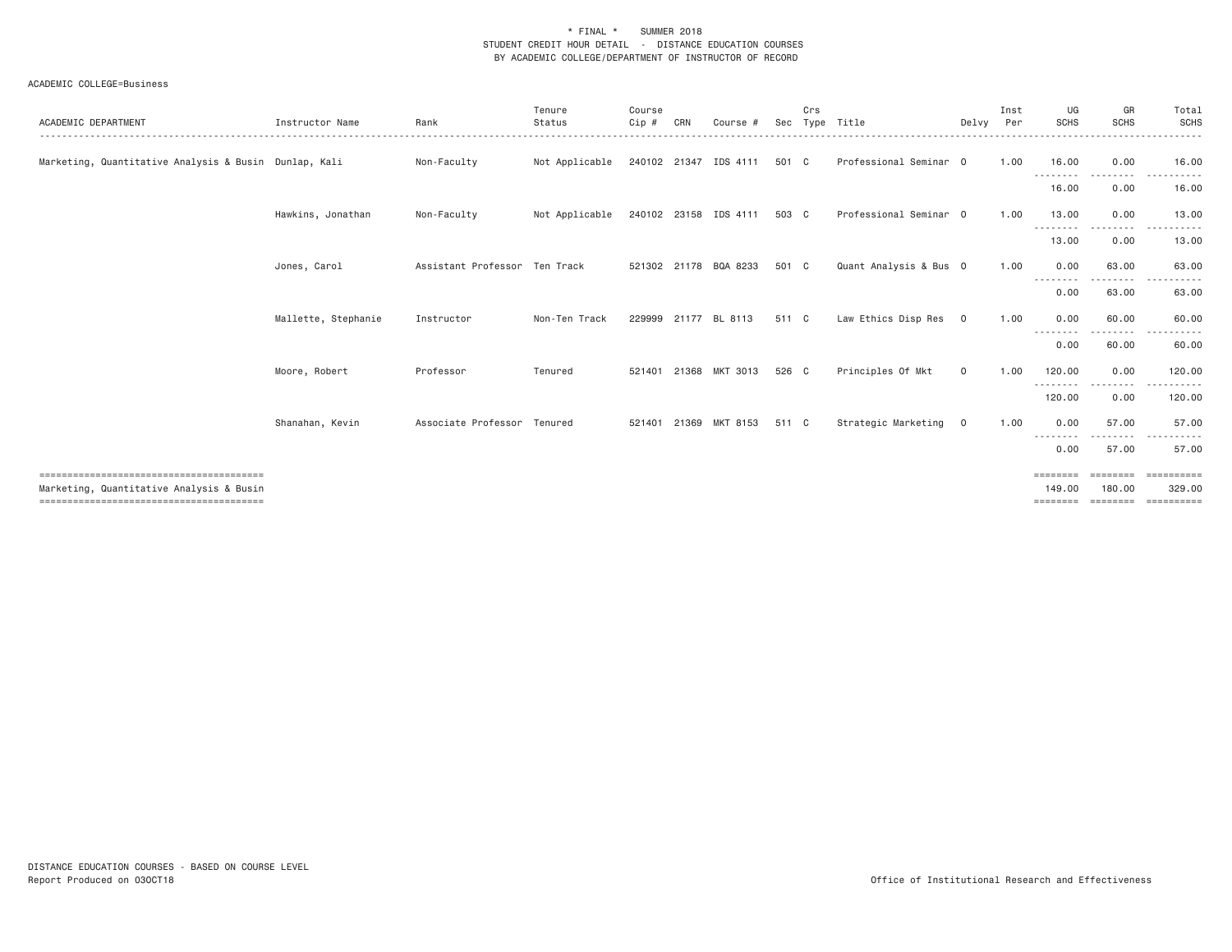\* FINAL \*    SUMMER 2018
STUDENT CREDIT HOUR DETAIL - DISTANCE EDUCATION COURSES
BY ACADEMIC COLLEGE/DEPARTMENT OF INSTRUCTOR OF RECORD

ACADEMIC COLLEGE=Business

| ACADEMIC DEPARTMENT | Instructor Name | Rank | Tenure Status | Course Cip # | CRN | Course # | Sec | Crs Type | Title | Delvy | Inst Per | UG SCHS | GR SCHS | Total SCHS |
|---|---|---|---|---|---|---|---|---|---|---|---|---|---|---|
| Marketing, Quantitative Analysis & Busin | Dunlap, Kali | Non-Faculty | Not Applicable | 240102 | 21347 | IDS 4111 | 501 | C | Professional Seminar | O | 1.00 | 16.00 | 0.00 | 16.00 |
| | | | | | | | | | | | | 16.00 | 0.00 | 16.00 |
| | Hawkins, Jonathan | Non-Faculty | Not Applicable | 240102 | 23158 | IDS 4111 | 503 | C | Professional Seminar | O | 1.00 | 13.00 | 0.00 | 13.00 |
| | | | | | | | | | | | | 13.00 | 0.00 | 13.00 |
| | Jones, Carol | Assistant Professor | Ten Track | 521302 | 21178 | BQA 8233 | 501 | C | Quant Analysis & Bus | O | 1.00 | 0.00 | 63.00 | 63.00 |
| | | | | | | | | | | | | 0.00 | 63.00 | 63.00 |
| | Mallette, Stephanie | Instructor | Non-Ten Track | 229999 | 21177 | BL 8113 | 511 | C | Law Ethics Disp Res | O | 1.00 | 0.00 | 60.00 | 60.00 |
| | | | | | | | | | | | | 0.00 | 60.00 | 60.00 |
| | Moore, Robert | Professor | Tenured | 521401 | 21368 | MKT 3013 | 526 | C | Principles Of Mkt | O | 1.00 | 120.00 | 0.00 | 120.00 |
| | | | | | | | | | | | | 120.00 | 0.00 | 120.00 |
| | Shanahan, Kevin | Associate Professor | Tenured | 521401 | 21369 | MKT 8153 | 511 | C | Strategic Marketing | O | 1.00 | 0.00 | 57.00 | 57.00 |
| | | | | | | | | | | | | 0.00 | 57.00 | 57.00 |
| Marketing, Quantitative Analysis & Busin | | | | | | | | | | | | 149.00 | 180.00 | 329.00 |

DISTANCE EDUCATION COURSES - BASED ON COURSE LEVEL
Report Produced on 03OCT18

Office of Institutional Research and Effectiveness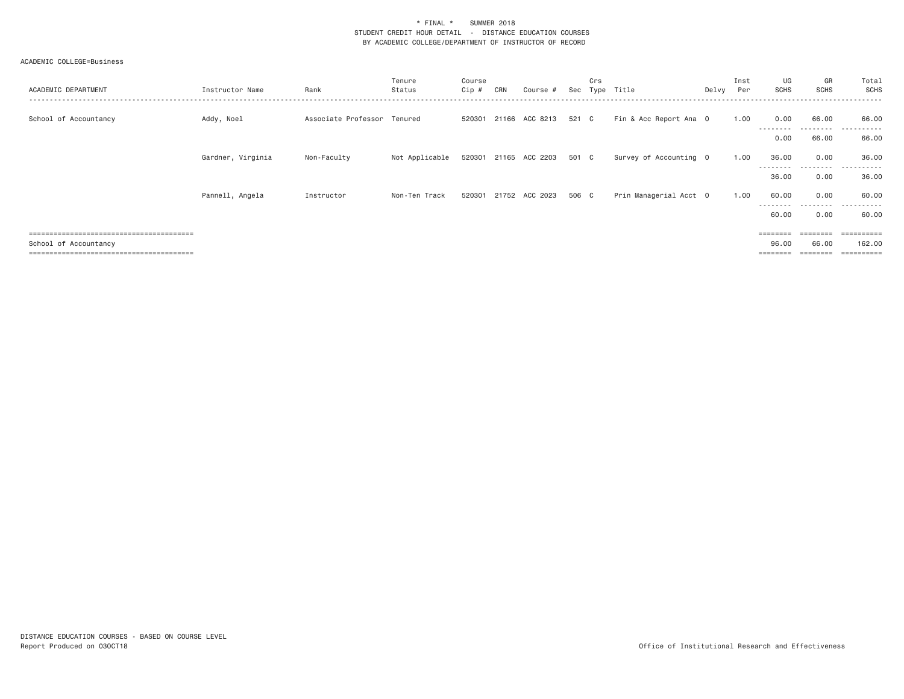\* FINAL \* SUMMER 2018
STUDENT CREDIT HOUR DETAIL - DISTANCE EDUCATION COURSES
BY ACADEMIC COLLEGE/DEPARTMENT OF INSTRUCTOR OF RECORD

ACADEMIC COLLEGE=Business

| ACADEMIC DEPARTMENT | Instructor Name | Rank | Tenure Status | Course Cip # | CRN | Course # | Sec | Crs Type | Title | Delvy | Inst Per | UG SCHS | GR SCHS | Total SCHS |
|---|---|---|---|---|---|---|---|---|---|---|---|---|---|---|
| School of Accountancy | Addy, Noel | Associate Professor | Tenured | 520301 | 21166 | ACC 8213 | 521 | C | Fin & Acc Report Ana | O | 1.00 | 0.00 | 66.00 | 66.00 |
| | | | | | | | | | | | | 0.00 | 66.00 | 66.00 |
| | Gardner, Virginia | Non-Faculty | Not Applicable | 520301 | 21165 | ACC 2203 | 501 | C | Survey of Accounting | O | 1.00 | 36.00 | 0.00 | 36.00 |
| | | | | | | | | | | | | 36.00 | 0.00 | 36.00 |
| | Pannell, Angela | Instructor | Non-Ten Track | 520301 | 21752 | ACC 2023 | 506 | C | Prin Managerial Acct | O | 1.00 | 60.00 | 0.00 | 60.00 |
| | | | | | | | | | | | | 60.00 | 0.00 | 60.00 |
| School of Accountancy | | | | | | | | | | | | 96.00 | 66.00 | 162.00 |

DISTANCE EDUCATION COURSES - BASED ON COURSE LEVEL
Report Produced on 03OCT18

Office of Institutional Research and Effectiveness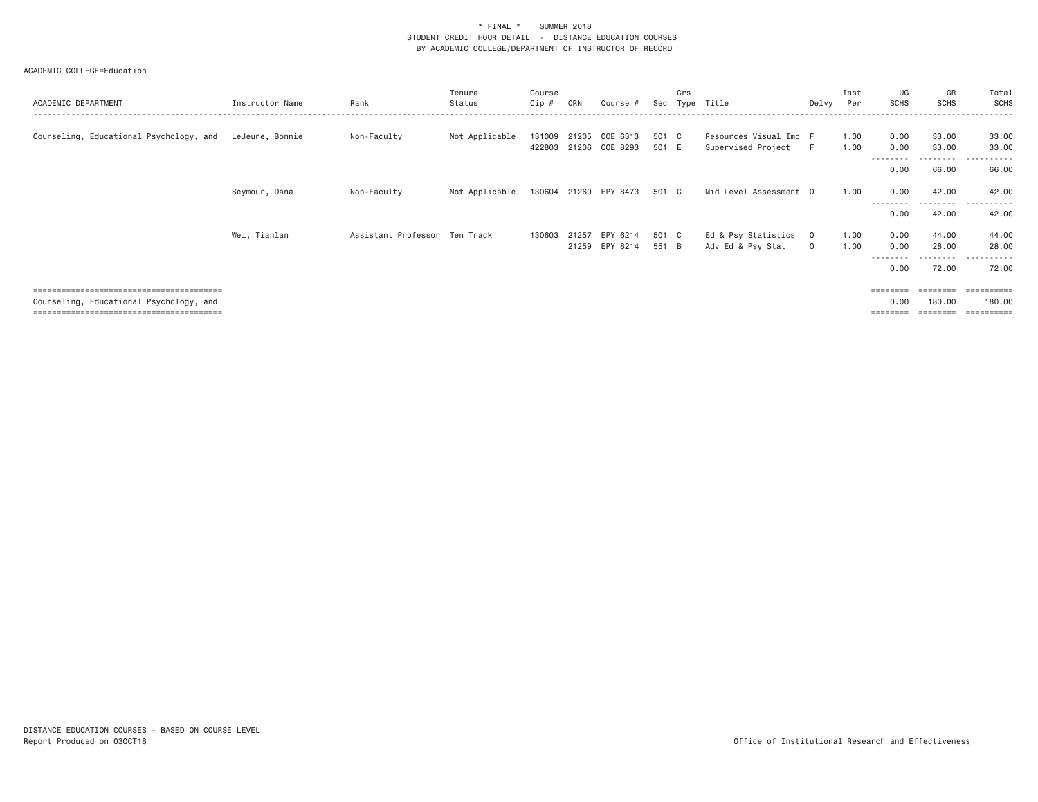\* FINAL \*    SUMMER 2018
STUDENT CREDIT HOUR DETAIL - DISTANCE EDUCATION COURSES
BY ACADEMIC COLLEGE/DEPARTMENT OF INSTRUCTOR OF RECORD

ACADEMIC COLLEGE=Education

| ACADEMIC DEPARTMENT | Instructor Name | Rank | Tenure Status | Course Cip # | CRN | Course # | Sec | Crs Type | Title | Delvy | Inst Per | UG SCHS | GR SCHS | Total SCHS |
|---|---|---|---|---|---|---|---|---|---|---|---|---|---|---|
| Counseling, Educational Psychology, and | LeJeune, Bonnie | Non-Faculty | Not Applicable | 131009 | 21205 | COE 6313 | 501 | C | Resources Visual Imp | F | 1.00 | 0.00 | 33.00 | 33.00 |
| | | | | 422803 | 21206 | COE 8293 | 501 | E | Supervised Project | F | 1.00 | 0.00 | 33.00 | 33.00 |
| | | | | | | | | | | | | 0.00 | 66.00 | 66.00 |
| | Seymour, Dana | Non-Faculty | Not Applicable | 130604 | 21260 | EPY 8473 | 501 | C | Mid Level Assessment | O | 1.00 | 0.00 | 42.00 | 42.00 |
| | | | | | | | | | | | | 0.00 | 42.00 | 42.00 |
| | Wei, Tianlan | Assistant Professor | Ten Track | 130603 | 21257 | EPY 6214 | 501 | C | Ed & Psy Statistics | O | 1.00 | 0.00 | 44.00 | 44.00 |
| | | | | | 21259 | EPY 8214 | 551 | B | Adv Ed & Psy Stat | O | 1.00 | 0.00 | 28.00 | 28.00 |
| | | | | | | | | | | | | 0.00 | 72.00 | 72.00 |
| Counseling, Educational Psychology, and | | | | | | | | | | | | 0.00 | 180.00 | 180.00 |

DISTANCE EDUCATION COURSES - BASED ON COURSE LEVEL
Report Produced on 03OCT18

Office of Institutional Research and Effectiveness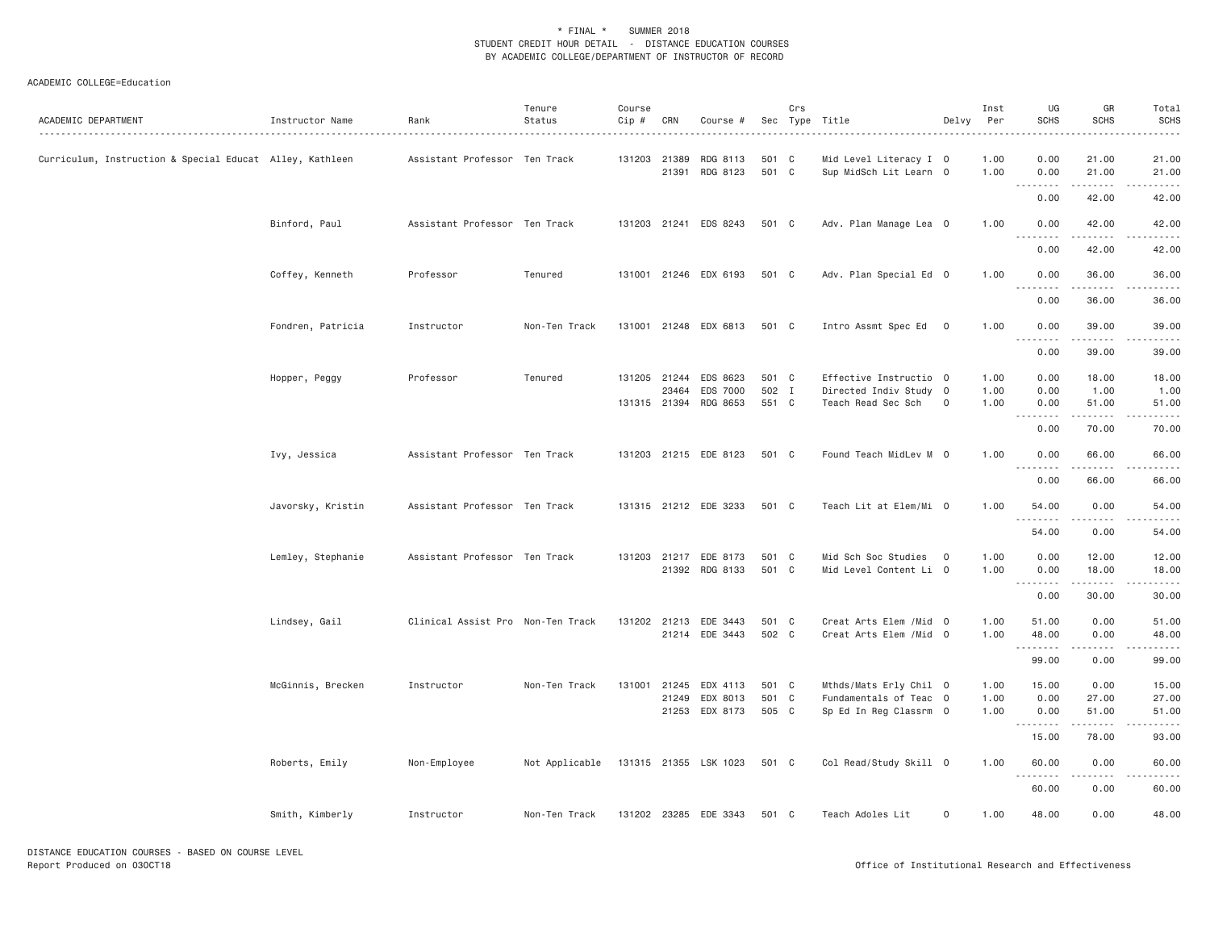\* FINAL \* SUMMER 2018
STUDENT CREDIT HOUR DETAIL - DISTANCE EDUCATION COURSES
BY ACADEMIC COLLEGE/DEPARTMENT OF INSTRUCTOR OF RECORD

ACADEMIC COLLEGE=Education

| ACADEMIC DEPARTMENT | Instructor Name | Rank | Tenure Status | Course Cip # | CRN | Course # | Sec | Crs Type | Title | Delvy | Inst Per | UG SCHS | GR SCHS | Total SCHS |
|---|---|---|---|---|---|---|---|---|---|---|---|---|---|---|
| Curriculum, Instruction & Special Educat | Alley, Kathleen | Assistant Professor | Ten Track | 131203 | 21389 | RDG 8113 | 501 | C | Mid Level Literacy I | O | 1.00 | 0.00 | 21.00 | 21.00 |
| | | | | | 21391 | RDG 8123 | 501 | C | Sup MidSch Lit Learn | O | 1.00 | 0.00 | 21.00 | 21.00 |
| | | | | | | | | | | | | 0.00 | 42.00 | 42.00 |
| | Binford, Paul | Assistant Professor | Ten Track | 131203 | 21241 | EDS 8243 | 501 | C | Adv. Plan Manage Lea | O | 1.00 | 0.00 | 42.00 | 42.00 |
| | | | | | | | | | | | | 0.00 | 42.00 | 42.00 |
| | Coffey, Kenneth | Professor | Tenured | 131001 | 21246 | EDX 6193 | 501 | C | Adv. Plan Special Ed | O | 1.00 | 0.00 | 36.00 | 36.00 |
| | | | | | | | | | | | | 0.00 | 36.00 | 36.00 |
| | Fondren, Patricia | Instructor | Non-Ten Track | 131001 | 21248 | EDX 6813 | 501 | C | Intro Assmt Spec Ed | O | 1.00 | 0.00 | 39.00 | 39.00 |
| | | | | | | | | | | | | 0.00 | 39.00 | 39.00 |
| | Hopper, Peggy | Professor | Tenured | 131205 | 21244 | EDS 8623 | 501 | C | Effective Instructio | O | 1.00 | 0.00 | 18.00 | 18.00 |
| | | | | | 23464 | EDS 7000 | 502 | I | Directed Indiv Study | O | 1.00 | 0.00 | 1.00 | 1.00 |
| | | | | 131315 | 21394 | RDG 8653 | 551 | C | Teach Read Sec Sch | O | 1.00 | 0.00 | 51.00 | 51.00 |
| | | | | | | | | | | | | 0.00 | 70.00 | 70.00 |
| | Ivy, Jessica | Assistant Professor | Ten Track | 131203 | 21215 | EDE 8123 | 501 | C | Found Teach MidLev M | O | 1.00 | 0.00 | 66.00 | 66.00 |
| | | | | | | | | | | | | 0.00 | 66.00 | 66.00 |
| | Javorsky, Kristin | Assistant Professor | Ten Track | 131315 | 21212 | EDE 3233 | 501 | C | Teach Lit at Elem/Mi | O | 1.00 | 54.00 | 0.00 | 54.00 |
| | | | | | | | | | | | | 54.00 | 0.00 | 54.00 |
| | Lemley, Stephanie | Assistant Professor | Ten Track | 131203 | 21217 | EDE 8173 | 501 | C | Mid Sch Soc Studies | O | 1.00 | 0.00 | 12.00 | 12.00 |
| | | | | | 21392 | RDG 8133 | 501 | C | Mid Level Content Li | O | 1.00 | 0.00 | 18.00 | 18.00 |
| | | | | | | | | | | | | 0.00 | 30.00 | 30.00 |
| | Lindsey, Gail | Clinical Assist Pro | Non-Ten Track | 131202 | 21213 | EDE 3443 | 501 | C | Creat Arts Elem /Mid | O | 1.00 | 51.00 | 0.00 | 51.00 |
| | | | | | 21214 | EDE 3443 | 502 | C | Creat Arts Elem /Mid | O | 1.00 | 48.00 | 0.00 | 48.00 |
| | | | | | | | | | | | | 99.00 | 0.00 | 99.00 |
| | McGinnis, Brecken | Instructor | Non-Ten Track | 131001 | 21245 | EDX 4113 | 501 | C | Mthds/Mats Erly Chil | O | 1.00 | 15.00 | 0.00 | 15.00 |
| | | | | | 21249 | EDX 8013 | 501 | C | Fundamentals of Teac | O | 1.00 | 0.00 | 27.00 | 27.00 |
| | | | | | 21253 | EDX 8173 | 505 | C | Sp Ed In Reg Classrm | O | 1.00 | 0.00 | 51.00 | 51.00 |
| | | | | | | | | | | | | 15.00 | 78.00 | 93.00 |
| | Roberts, Emily | Non-Employee | Not Applicable | 131315 | 21355 | LSK 1023 | 501 | C | Col Read/Study Skill | O | 1.00 | 60.00 | 0.00 | 60.00 |
| | | | | | | | | | | | | 60.00 | 0.00 | 60.00 |
| | Smith, Kimberly | Instructor | Non-Ten Track | 131202 | 23285 | EDE 3343 | 501 | C | Teach Adoles Lit | O | 1.00 | 48.00 | 0.00 | 48.00 |

DISTANCE EDUCATION COURSES - BASED ON COURSE LEVEL
Report Produced on 03OCT18

Office of Institutional Research and Effectiveness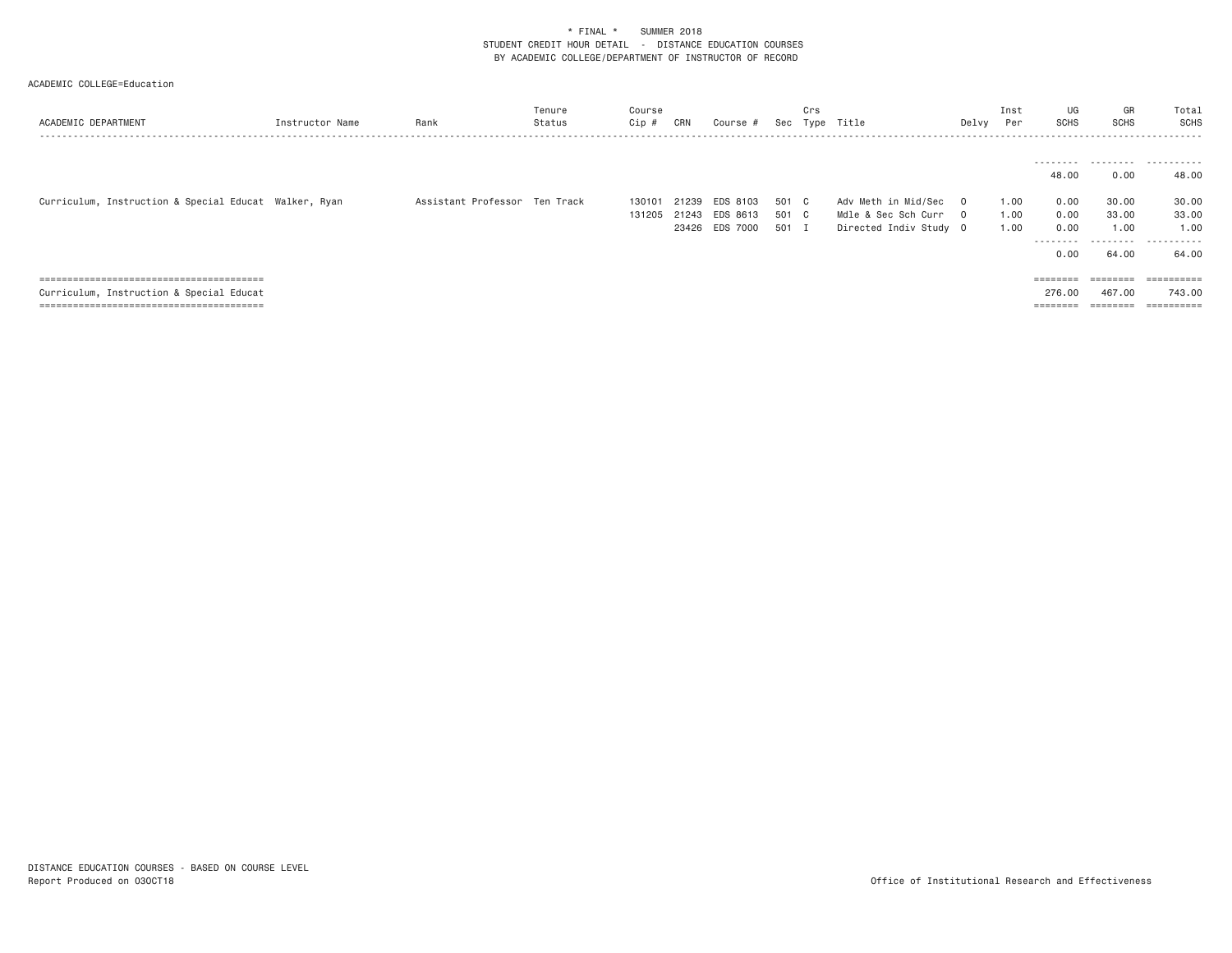\* FINAL \*    SUMMER 2018
STUDENT CREDIT HOUR DETAIL - DISTANCE EDUCATION COURSES
BY ACADEMIC COLLEGE/DEPARTMENT OF INSTRUCTOR OF RECORD

ACADEMIC COLLEGE=Education

| ACADEMIC DEPARTMENT | Instructor Name | Rank | Tenure Status | Course Cip # | CRN | Course # | Sec | Crs Type | Title | Delvy | Inst Per | UG SCHS | GR SCHS | Total SCHS |
|---|---|---|---|---|---|---|---|---|---|---|---|---|---|---|
| | | | | | | | | | | | | 48.00 | 0.00 | 48.00 |
| Curriculum, Instruction & Special Educat | Walker, Ryan | Assistant Professor | Ten Track | 130101 | 21239 | EDS 8103 | 501 | C | Adv Meth in Mid/Sec | O | 1.00 | 0.00 | 30.00 | 30.00 |
| | | | | 131205 | 21243 | EDS 8613 | 501 | C | Mdle & Sec Sch Curr | O | 1.00 | 0.00 | 33.00 | 33.00 |
| | | | | | 23426 | EDS 7000 | 501 | I | Directed Indiv Study | O | 1.00 | 0.00 | 1.00 | 1.00 |
| | | | | | | | | | | | | 0.00 | 64.00 | 64.00 |
| Curriculum, Instruction & Special Educat | | | | | | | | | | | | 276.00 | 467.00 | 743.00 |

DISTANCE EDUCATION COURSES - BASED ON COURSE LEVEL
Report Produced on 03OCT18

Office of Institutional Research and Effectiveness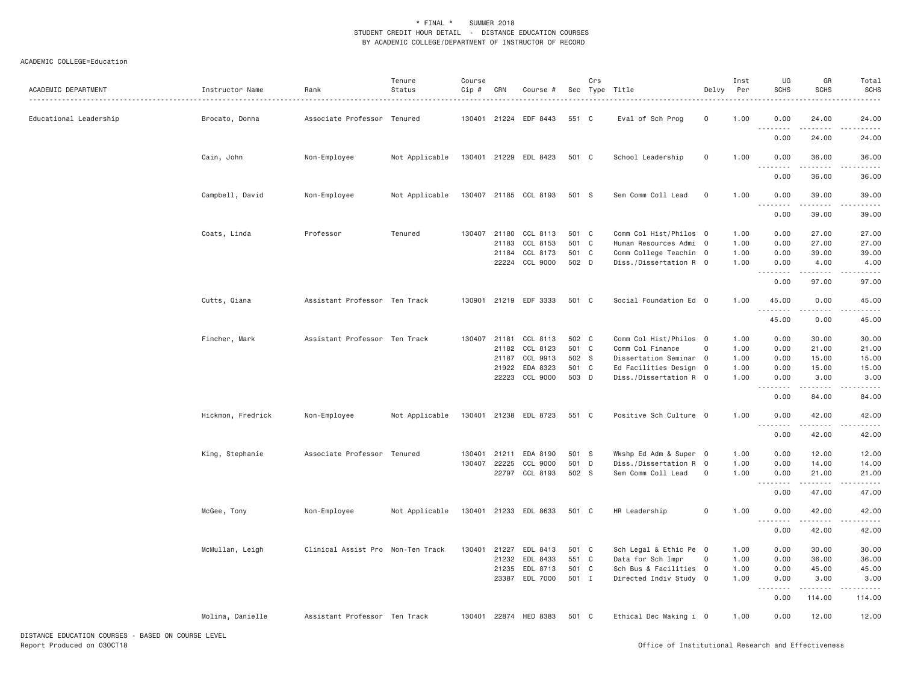\* FINAL \*    SUMMER 2018
STUDENT CREDIT HOUR DETAIL - DISTANCE EDUCATION COURSES
BY ACADEMIC COLLEGE/DEPARTMENT OF INSTRUCTOR OF RECORD

ACADEMIC COLLEGE=Education

| ACADEMIC DEPARTMENT | Instructor Name | Rank | Tenure Status | Course Cip # | CRN | Course # | Sec | Crs Type | Title | Delvy | Inst Per | UG SCHS | GR SCHS | Total SCHS |
|---|---|---|---|---|---|---|---|---|---|---|---|---|---|---|
| Educational Leadership | Brocato, Donna | Associate Professor | Tenured | 130401 | 21224 | EDF 8443 | 551 | C | Eval of Sch Prog | O | 1.00 | 0.00 | 24.00 | 24.00 |
| | | | | | | | | | | | | 0.00 | 24.00 | 24.00 |
| | Cain, John | Non-Employee | Not Applicable | 130401 | 21229 | EDL 8423 | 501 | C | School Leadership | O | 1.00 | 0.00 | 36.00 | 36.00 |
| | | | | | | | | | | | | 0.00 | 36.00 | 36.00 |
| | Campbell, David | Non-Employee | Not Applicable | 130407 | 21185 | CCL 8193 | 501 | S | Sem Comm Coll Lead | O | 1.00 | 0.00 | 39.00 | 39.00 |
| | | | | | | | | | | | | 0.00 | 39.00 | 39.00 |
| | Coats, Linda | Professor | Tenured | 130407 | 21180 | CCL 8113 | 501 | C | Comm Col Hist/Philos | O | 1.00 | 0.00 | 27.00 | 27.00 |
| | | | | | 21183 | CCL 8153 | 501 | C | Human Resources Admi | O | 1.00 | 0.00 | 27.00 | 27.00 |
| | | | | | 21184 | CCL 8173 | 501 | C | Comm College Teachin | O | 1.00 | 0.00 | 39.00 | 39.00 |
| | | | | | 22224 | CCL 9000 | 502 | D | Diss./Dissertation R | O | 1.00 | 0.00 | 4.00 | 4.00 |
| | | | | | | | | | | | | 0.00 | 97.00 | 97.00 |
| | Cutts, Qiana | Assistant Professor | Ten Track | 130901 | 21219 | EDF 3333 | 501 | C | Social Foundation Ed | O | 1.00 | 45.00 | 0.00 | 45.00 |
| | | | | | | | | | | | | 45.00 | 0.00 | 45.00 |
| | Fincher, Mark | Assistant Professor | Ten Track | 130407 | 21181 | CCL 8113 | 502 | C | Comm Col Hist/Philos | O | 1.00 | 0.00 | 30.00 | 30.00 |
| | | | | | 21182 | CCL 8123 | 501 | C | Comm Col Finance | O | 1.00 | 0.00 | 21.00 | 21.00 |
| | | | | | 21187 | CCL 9913 | 502 | S | Dissertation Seminar | O | 1.00 | 0.00 | 15.00 | 15.00 |
| | | | | | 21922 | EDA 8323 | 501 | C | Ed Facilities Design | O | 1.00 | 0.00 | 15.00 | 15.00 |
| | | | | | 22223 | CCL 9000 | 503 | D | Diss./Dissertation R | O | 1.00 | 0.00 | 3.00 | 3.00 |
| | | | | | | | | | | | | 0.00 | 84.00 | 84.00 |
| | Hickmon, Fredrick | Non-Employee | Not Applicable | 130401 | 21238 | EDL 8723 | 551 | C | Positive Sch Culture | O | 1.00 | 0.00 | 42.00 | 42.00 |
| | | | | | | | | | | | | 0.00 | 42.00 | 42.00 |
| | King, Stephanie | Associate Professor | Tenured | 130401 | 21211 | EDA 8190 | 501 | S | Wkshp Ed Adm & Super | O | 1.00 | 0.00 | 12.00 | 12.00 |
| | | | | 130407 | 22225 | CCL 9000 | 501 | D | Diss./Dissertation R | O | 1.00 | 0.00 | 14.00 | 14.00 |
| | | | | | 22797 | CCL 8193 | 502 | S | Sem Comm Coll Lead | O | 1.00 | 0.00 | 21.00 | 21.00 |
| | | | | | | | | | | | | 0.00 | 47.00 | 47.00 |
| | McGee, Tony | Non-Employee | Not Applicable | 130401 | 21233 | EDL 8633 | 501 | C | HR Leadership | O | 1.00 | 0.00 | 42.00 | 42.00 |
| | | | | | | | | | | | | 0.00 | 42.00 | 42.00 |
| | McMullan, Leigh | Clinical Assist Pro | Non-Ten Track | 130401 | 21227 | EDL 8413 | 501 | C | Sch Legal & Ethic Pe | O | 1.00 | 0.00 | 30.00 | 30.00 |
| | | | | | 21232 | EDL 8433 | 551 | C | Data for Sch Impr | O | 1.00 | 0.00 | 36.00 | 36.00 |
| | | | | | 21235 | EDL 8713 | 501 | C | Sch Bus & Facilities | O | 1.00 | 0.00 | 45.00 | 45.00 |
| | | | | | 23387 | EDL 7000 | 501 | I | Directed Indiv Study | O | 1.00 | 0.00 | 3.00 | 3.00 |
| | | | | | | | | | | | | 0.00 | 114.00 | 114.00 |
| | Molina, Danielle | Assistant Professor | Ten Track | 130401 | 22874 | HED 8383 | 501 | C | Ethical Dec Making i | O | 1.00 | 0.00 | 12.00 | 12.00 |

DISTANCE EDUCATION COURSES - BASED ON COURSE LEVEL
Report Produced on 03OCT18

Office of Institutional Research and Effectiveness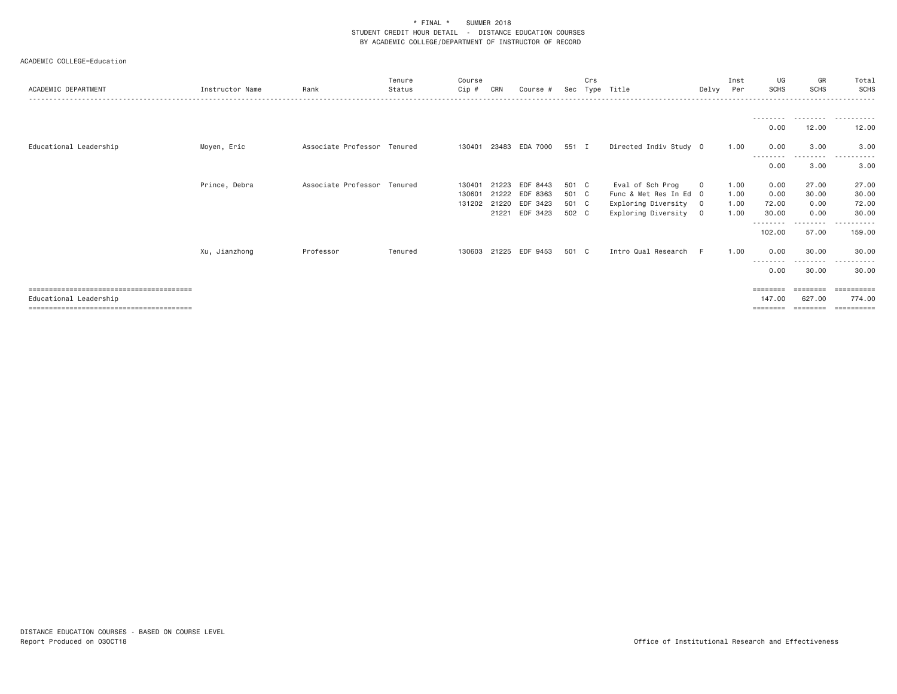# * FINAL * SUMMER 2018
## STUDENT CREDIT HOUR DETAIL - DISTANCE EDUCATION COURSES
### BY ACADEMIC COLLEGE/DEPARTMENT OF INSTRUCTOR OF RECORD

ACADEMIC COLLEGE=Education

| ACADEMIC DEPARTMENT | Instructor Name | Rank | Tenure Status | Course Cip # | CRN | Course # | Sec | Crs Type | Title | Delvy | Inst Per | UG SCHS | GR SCHS | Total SCHS |
|---|---|---|---|---|---|---|---|---|---|---|---|---|---|---|
| | | | | | | | | | | | | 0.00 | 12.00 | 12.00 |
| Educational Leadership | Moyen, Eric | Associate Professor | Tenured | 130401 | 23483 | EDA 7000 | 551 | I | Directed Indiv Study | O | 1.00 | 0.00 | 3.00 | 3.00 |
| | | | | | | | | | | | | 0.00 | 3.00 | 3.00 |
| | Prince, Debra | Associate Professor | Tenured | 130401 | 21223 | EDF 8443 | 501 | C | Eval of Sch Prog | O | 1.00 | 0.00 | 27.00 | 27.00 |
| | | | | 130601 | 21222 | EDF 8363 | 501 | C | Func & Met Res In Ed | O | 1.00 | 0.00 | 30.00 | 30.00 |
| | | | | 131202 | 21220 | EDF 3423 | 501 | C | Exploring Diversity | O | 1.00 | 72.00 | 0.00 | 72.00 |
| | | | | | 21221 | EDF 3423 | 502 | C | Exploring Diversity | O | 1.00 | 30.00 | 0.00 | 30.00 |
| | | | | | | | | | | | | 102.00 | 57.00 | 159.00 |
| | Xu, Jianzhong | Professor | Tenured | 130603 | 21225 | EDF 9453 | 501 | C | Intro Qual Research | F | 1.00 | 0.00 | 30.00 | 30.00 |
| | | | | | | | | | | | | 0.00 | 30.00 | 30.00 |
| Educational Leadership | | | | | | | | | | | | 147.00 | 627.00 | 774.00 |

DISTANCE EDUCATION COURSES - BASED ON COURSE LEVEL
Report Produced on 03OCT18

Office of Institutional Research and Effectiveness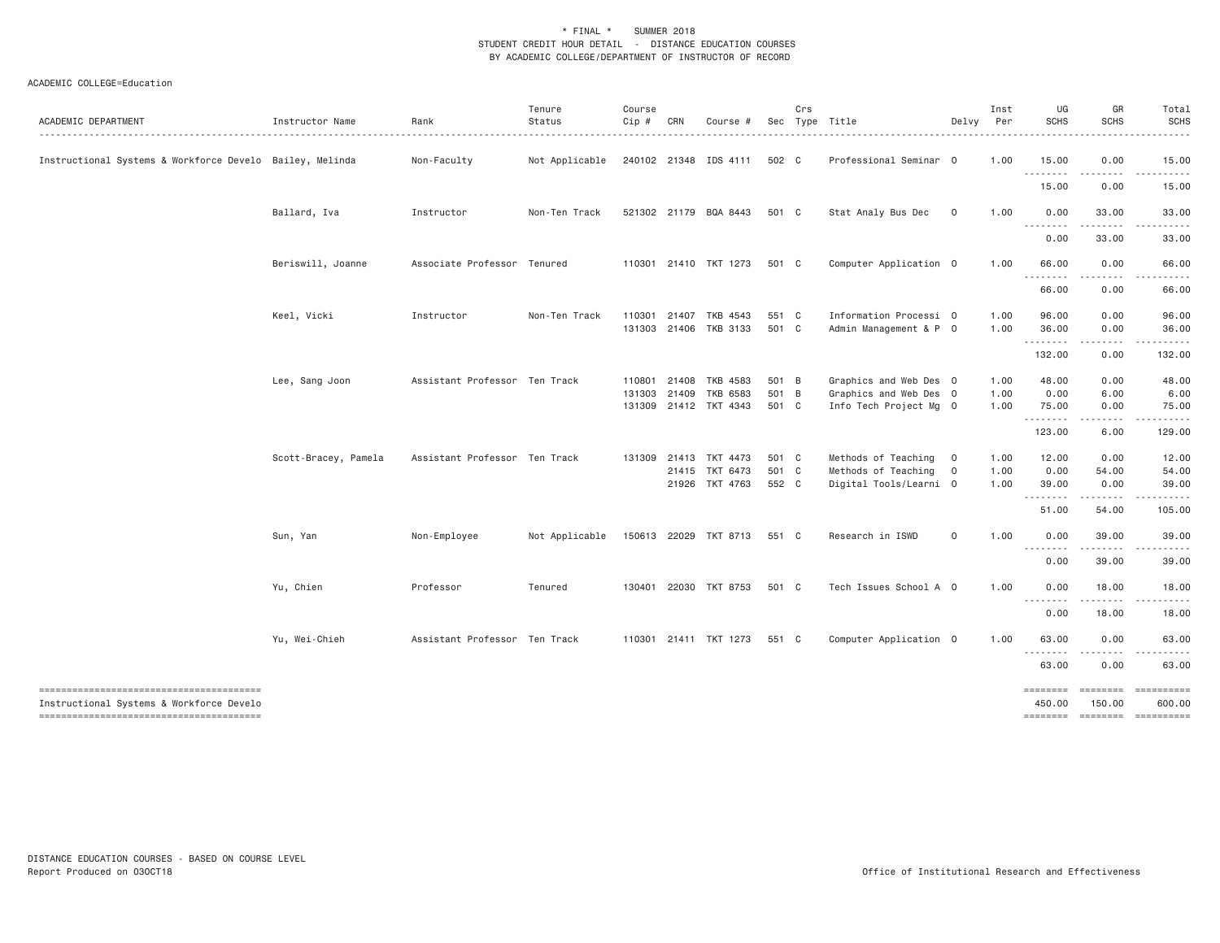\* FINAL \* SUMMER 2018
STUDENT CREDIT HOUR DETAIL - DISTANCE EDUCATION COURSES
BY ACADEMIC COLLEGE/DEPARTMENT OF INSTRUCTOR OF RECORD

ACADEMIC COLLEGE=Education

| ACADEMIC DEPARTMENT | Instructor Name | Rank | Tenure Status | Course Cip # | CRN | Course # | Sec | Crs Type | Title | Delvy | Inst Per | UG SCHS | GR SCHS | Total SCHS |
|---|---|---|---|---|---|---|---|---|---|---|---|---|---|---|
| Instructional Systems & Workforce Develo | Bailey, Melinda | Non-Faculty | Not Applicable | 240102 | 21348 | IDS 4111 | 502 | C | Professional Seminar | O | 1.00 | 15.00 | 0.00 | 15.00 |
| | | | | | | | | | | | | 15.00 | 0.00 | 15.00 |
| | Ballard, Iva | Instructor | Non-Ten Track | 521302 | 21179 | BQA 8443 | 501 | C | Stat Analy Bus Dec | O | 1.00 | 0.00 | 33.00 | 33.00 |
| | | | | | | | | | | | | 0.00 | 33.00 | 33.00 |
| | Beriswill, Joanne | Associate Professor | Tenured | 110301 | 21410 | TKT 1273 | 501 | C | Computer Application | O | 1.00 | 66.00 | 0.00 | 66.00 |
| | | | | | | | | | | | | 66.00 | 0.00 | 66.00 |
| | Keel, Vicki | Instructor | Non-Ten Track | 110301 | 21407 | TKB 4543 | 551 | C | Information Processi | O | 1.00 | 96.00 | 0.00 | 96.00 |
| | | | | 131303 | 21406 | TKB 3133 | 501 | C | Admin Management & P | O | 1.00 | 36.00 | 0.00 | 36.00 |
| | | | | | | | | | | | | 132.00 | 0.00 | 132.00 |
| | Lee, Sang Joon | Assistant Professor | Ten Track | 110801 | 21408 | TKB 4583 | 501 | B | Graphics and Web Des | O | 1.00 | 48.00 | 0.00 | 48.00 |
| | | | | 131303 | 21409 | TKB 6583 | 501 | B | Graphics and Web Des | O | 1.00 | 0.00 | 6.00 | 6.00 |
| | | | | 131309 | 21412 | TKT 4343 | 501 | C | Info Tech Project Mg | O | 1.00 | 75.00 | 0.00 | 75.00 |
| | | | | | | | | | | | | 123.00 | 6.00 | 129.00 |
| | Scott-Bracey, Pamela | Assistant Professor | Ten Track | 131309 | 21413 | TKT 4473 | 501 | C | Methods of Teaching | O | 1.00 | 12.00 | 0.00 | 12.00 |
| | | | | | 21415 | TKT 6473 | 501 | C | Methods of Teaching | O | 1.00 | 0.00 | 54.00 | 54.00 |
| | | | | | 21926 | TKT 4763 | 552 | C | Digital Tools/Learni | O | 1.00 | 39.00 | 0.00 | 39.00 |
| | | | | | | | | | | | | 51.00 | 54.00 | 105.00 |
| | Sun, Yan | Non-Employee | Not Applicable | 150613 | 22029 | TKT 8713 | 551 | C | Research in ISWD | O | 1.00 | 0.00 | 39.00 | 39.00 |
| | | | | | | | | | | | | 0.00 | 39.00 | 39.00 |
| | Yu, Chien | Professor | Tenured | 130401 | 22030 | TKT 8753 | 501 | C | Tech Issues School A | O | 1.00 | 0.00 | 18.00 | 18.00 |
| | | | | | | | | | | | | 0.00 | 18.00 | 18.00 |
| | Yu, Wei-Chieh | Assistant Professor | Ten Track | 110301 | 21411 | TKT 1273 | 551 | C | Computer Application | O | 1.00 | 63.00 | 0.00 | 63.00 |
| | | | | | | | | | | | | 63.00 | 0.00 | 63.00 |
| Instructional Systems & Workforce Develo | | | | | | | | | | | | 450.00 | 150.00 | 600.00 |

DISTANCE EDUCATION COURSES - BASED ON COURSE LEVEL
Report Produced on 03OCT18

Office of Institutional Research and Effectiveness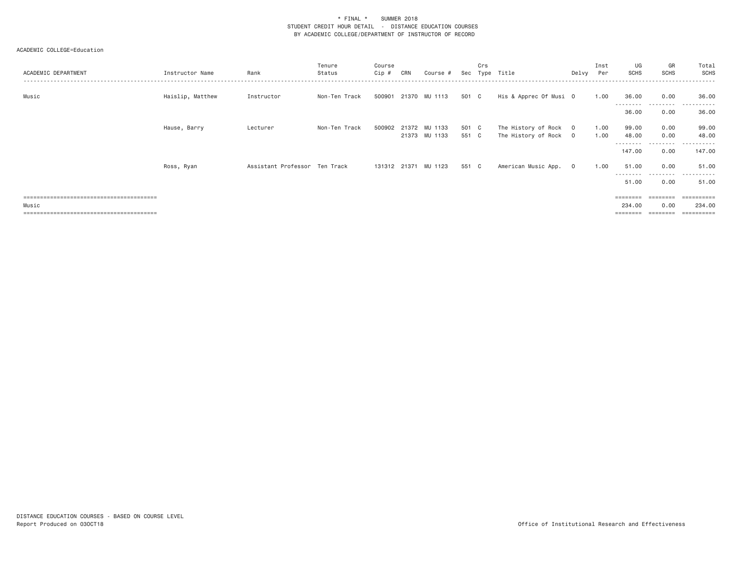\* FINAL \*    SUMMER 2018
STUDENT CREDIT HOUR DETAIL - DISTANCE EDUCATION COURSES
BY ACADEMIC COLLEGE/DEPARTMENT OF INSTRUCTOR OF RECORD

ACADEMIC COLLEGE=Education

| ACADEMIC DEPARTMENT | Instructor Name | Rank | Tenure Status | Course Cip # | CRN | Course # | Sec | Crs Type | Title | Delvy | Inst Per | UG SCHS | GR SCHS | Total SCHS |
|---|---|---|---|---|---|---|---|---|---|---|---|---|---|---|
| Music | Haislip, Matthew | Instructor | Non-Ten Track | 500901 | 21370 | MU 1113 | 501 | C | His & Apprec Of Musi | O | 1.00 | 36.00 | 0.00 | 36.00 |
| | | | | | | | | | | | | 36.00 | 0.00 | 36.00 |
| | Hause, Barry | Lecturer | Non-Ten Track | 500902 | 21372 | MU 1133 | 501 | C | The History of Rock | O | 1.00 | 99.00 | 0.00 | 99.00 |
| | | | | | 21373 | MU 1133 | 551 | C | The History of Rock | O | 1.00 | 48.00 | 0.00 | 48.00 |
| | | | | | | | | | | | | 147.00 | 0.00 | 147.00 |
| | Ross, Ryan | Assistant Professor | Ten Track | 131312 | 21371 | MU 1123 | 551 | C | American Music App. | O | 1.00 | 51.00 | 0.00 | 51.00 |
| | | | | | | | | | | | | 51.00 | 0.00 | 51.00 |
| Music | | | | | | | | | | | | 234.00 | 0.00 | 234.00 |

DISTANCE EDUCATION COURSES - BASED ON COURSE LEVEL
Report Produced on 03OCT18

Office of Institutional Research and Effectiveness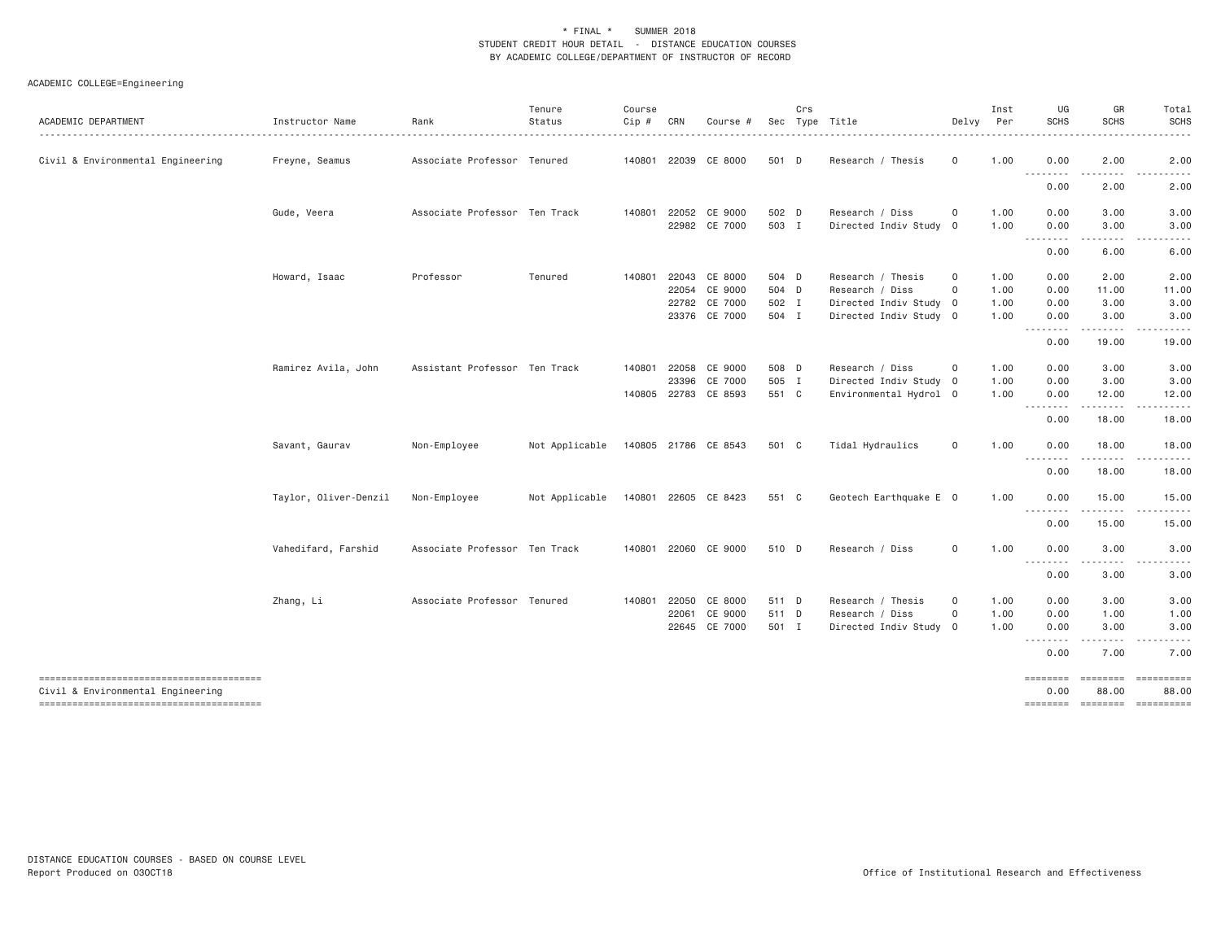\* FINAL \* SUMMER 2018
STUDENT CREDIT HOUR DETAIL - DISTANCE EDUCATION COURSES
BY ACADEMIC COLLEGE/DEPARTMENT OF INSTRUCTOR OF RECORD

ACADEMIC COLLEGE=Engineering

| ACADEMIC DEPARTMENT | Instructor Name | Rank | Tenure Status | Course Cip # | CRN | Course # | Sec | Crs Type | Title | Delvy | Inst Per | UG SCHS | GR SCHS | Total SCHS |
|---|---|---|---|---|---|---|---|---|---|---|---|---|---|---|
| Civil & Environmental Engineering | Freyne, Seamus | Associate Professor | Tenured | 140801 | 22039 | CE 8000 | 501 | D | Research / Thesis | O | 1.00 | 0.00 | 2.00 | 2.00 |
| | | | | | | | | | | | | 0.00 | 2.00 | 2.00 |
| | Gude, Veera | Associate Professor | Ten Track | 140801 | 22052 | CE 9000 | 502 | D | Research / Diss | O | 1.00 | 0.00 | 3.00 | 3.00 |
| | | | | | 22982 | CE 7000 | 503 | I | Directed Indiv Study | O | 1.00 | 0.00 | 3.00 | 3.00 |
| | | | | | | | | | | | | 0.00 | 6.00 | 6.00 |
| | Howard, Isaac | Professor | Tenured | 140801 | 22043 | CE 8000 | 504 | D | Research / Thesis | O | 1.00 | 0.00 | 2.00 | 2.00 |
| | | | | | 22054 | CE 9000 | 504 | D | Research / Diss | O | 1.00 | 0.00 | 11.00 | 11.00 |
| | | | | | 22782 | CE 7000 | 502 | I | Directed Indiv Study | O | 1.00 | 0.00 | 3.00 | 3.00 |
| | | | | | 23376 | CE 7000 | 504 | I | Directed Indiv Study | O | 1.00 | 0.00 | 3.00 | 3.00 |
| | | | | | | | | | | | | 0.00 | 19.00 | 19.00 |
| | Ramirez Avila, John | Assistant Professor | Ten Track | 140801 | 22058 | CE 9000 | 508 | D | Research / Diss | O | 1.00 | 0.00 | 3.00 | 3.00 |
| | | | | | 23396 | CE 7000 | 505 | I | Directed Indiv Study | O | 1.00 | 0.00 | 3.00 | 3.00 |
| | | | | 140805 | 22783 | CE 8593 | 551 | C | Environmental Hydrol | O | 1.00 | 0.00 | 12.00 | 12.00 |
| | | | | | | | | | | | | 0.00 | 18.00 | 18.00 |
| | Savant, Gaurav | Non-Employee | Not Applicable | 140805 | 21786 | CE 8543 | 501 | C | Tidal Hydraulics | O | 1.00 | 0.00 | 18.00 | 18.00 |
| | | | | | | | | | | | | 0.00 | 18.00 | 18.00 |
| | Taylor, Oliver-Denzil | Non-Employee | Not Applicable | 140801 | 22605 | CE 8423 | 551 | C | Geotech Earthquake E | O | 1.00 | 0.00 | 15.00 | 15.00 |
| | | | | | | | | | | | | 0.00 | 15.00 | 15.00 |
| | Vahedifard, Farshid | Associate Professor | Ten Track | 140801 | 22060 | CE 9000 | 510 | D | Research / Diss | O | 1.00 | 0.00 | 3.00 | 3.00 |
| | | | | | | | | | | | | 0.00 | 3.00 | 3.00 |
| | Zhang, Li | Associate Professor | Tenured | 140801 | 22050 | CE 8000 | 511 | D | Research / Thesis | O | 1.00 | 0.00 | 3.00 | 3.00 |
| | | | | | 22061 | CE 9000 | 511 | D | Research / Diss | O | 1.00 | 0.00 | 1.00 | 1.00 |
| | | | | | 22645 | CE 7000 | 501 | I | Directed Indiv Study | O | 1.00 | 0.00 | 3.00 | 3.00 |
| | | | | | | | | | | | | 0.00 | 7.00 | 7.00 |
| Civil & Environmental Engineering | | | | | | | | | | | | 0.00 | 88.00 | 88.00 |

DISTANCE EDUCATION COURSES - BASED ON COURSE LEVEL
Report Produced on 03OCT18

Office of Institutional Research and Effectiveness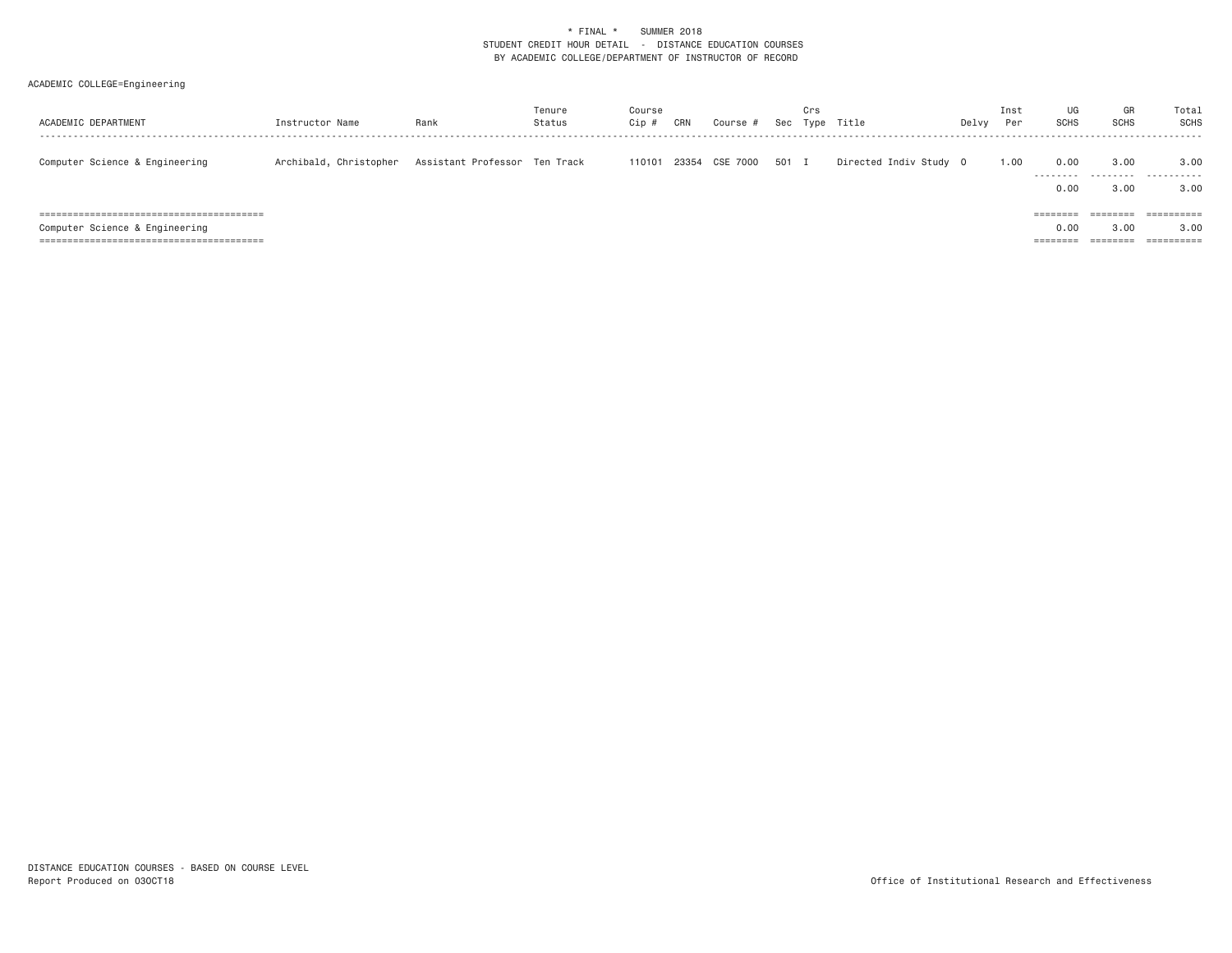\* FINAL \* SUMMER 2018
STUDENT CREDIT HOUR DETAIL - DISTANCE EDUCATION COURSES
BY ACADEMIC COLLEGE/DEPARTMENT OF INSTRUCTOR OF RECORD

ACADEMIC COLLEGE=Engineering

| ACADEMIC DEPARTMENT | Instructor Name | Rank | Tenure Status | Course Cip # | CRN | Course # | Sec | Crs Type | Title | Delvy | Inst Per | UG SCHS | GR SCHS | Total SCHS |
|---|---|---|---|---|---|---|---|---|---|---|---|---|---|---|
| Computer Science & Engineering | Archibald, Christopher | Assistant Professor | Ten Track | 110101 | 23354 | CSE 7000 | 501 | I | Directed Indiv Study | O | 1.00 | 0.00 | 3.00 | 3.00 |
| | | | | | | | | | | | | 0.00 | 3.00 | 3.00 |
| Computer Science & Engineering | | | | | | | | | | | | 0.00 | 3.00 | 3.00 |

DISTANCE EDUCATION COURSES - BASED ON COURSE LEVEL
Report Produced on 03OCT18

Office of Institutional Research and Effectiveness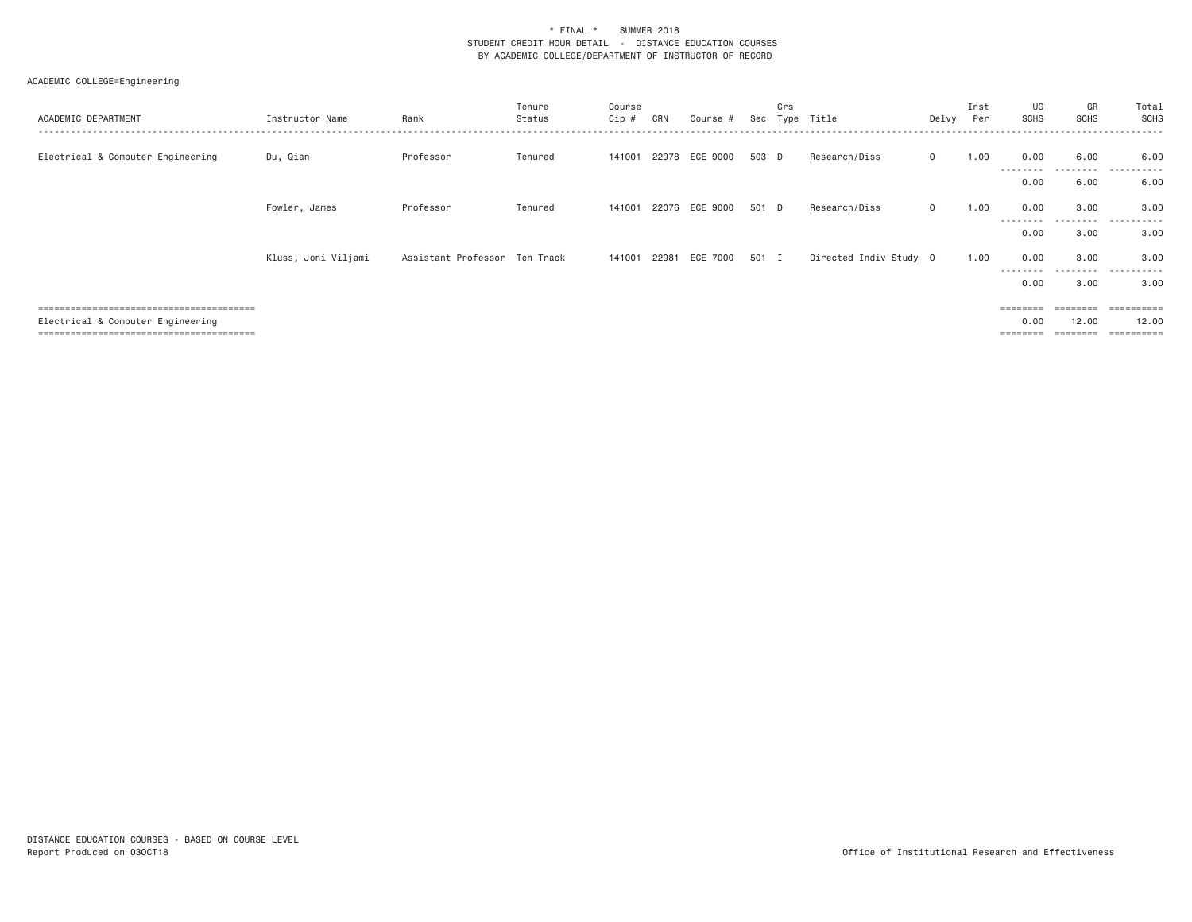\* FINAL \*    SUMMER 2018
STUDENT CREDIT HOUR DETAIL - DISTANCE EDUCATION COURSES
BY ACADEMIC COLLEGE/DEPARTMENT OF INSTRUCTOR OF RECORD

ACADEMIC COLLEGE=Engineering

| ACADEMIC DEPARTMENT | Instructor Name | Rank | Tenure Status | Course Cip # | CRN | Course # | Sec | Crs Type | Title | Delvy | Inst Per | UG SCHS | GR SCHS | Total SCHS |
|---|---|---|---|---|---|---|---|---|---|---|---|---|---|---|
| Electrical & Computer Engineering | Du, Qian | Professor | Tenured | 141001 | 22978 | ECE 9000 | 503 | D | Research/Diss | O | 1.00 | 0.00 | 6.00 | 6.00 |
| | | | | | | | | | | | | 0.00 | 6.00 | 6.00 |
| | Fowler, James | Professor | Tenured | 141001 | 22076 | ECE 9000 | 501 | D | Research/Diss | O | 1.00 | 0.00 | 3.00 | 3.00 |
| | | | | | | | | | | | | 0.00 | 3.00 | 3.00 |
| | Kluss, Joni Viljami | Assistant Professor | Ten Track | 141001 | 22981 | ECE 7000 | 501 | I | Directed Indiv Study | O | 1.00 | 0.00 | 3.00 | 3.00 |
| | | | | | | | | | | | | 0.00 | 3.00 | 3.00 |
| Electrical & Computer Engineering | | | | | | | | | | | | 0.00 | 12.00 | 12.00 |

DISTANCE EDUCATION COURSES - BASED ON COURSE LEVEL
Report Produced on 03OCT18

Office of Institutional Research and Effectiveness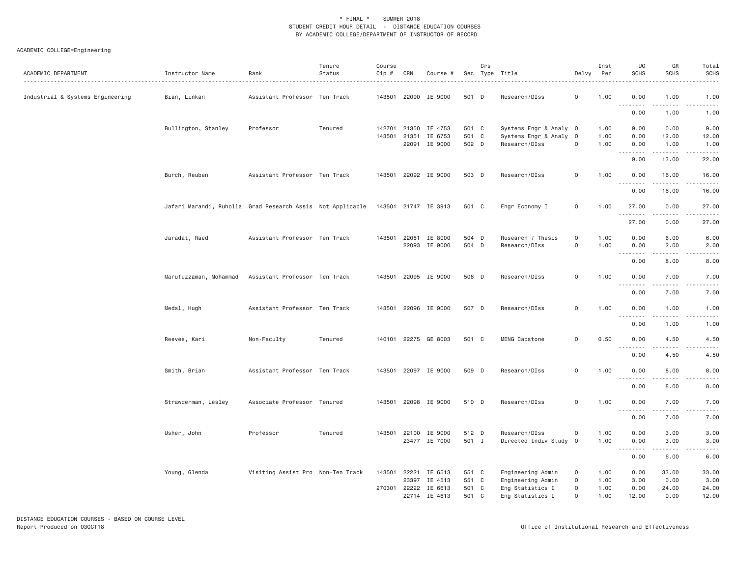\* FINAL \* SUMMER 2018
STUDENT CREDIT HOUR DETAIL - DISTANCE EDUCATION COURSES
BY ACADEMIC COLLEGE/DEPARTMENT OF INSTRUCTOR OF RECORD

ACADEMIC COLLEGE=Engineering

| ACADEMIC DEPARTMENT | Instructor Name | Rank | Tenure Status | Course Cip # | CRN | Course # | Sec | Crs Type | Title | Delvy | Inst Per | UG SCHS | GR SCHS | Total SCHS |
|---|---|---|---|---|---|---|---|---|---|---|---|---|---|---|
| Industrial & Systems Engineering | Bian, Linkan | Assistant Professor | Ten Track | 143501 | 22090 | IE 9000 | 501 | D | Research/DIss | O | 1.00 | 0.00 | 1.00 | 1.00 |
| | | | | | | | | | | | | 0.00 | 1.00 | 1.00 |
| | Bullington, Stanley | Professor | Tenured | 142701 | 21350 | IE 4753 | 501 | C | Systems Engr & Analy | O | 1.00 | 9.00 | 0.00 | 9.00 |
| | | | | 143501 | 21351 | IE 6753 | 501 | C | Systems Engr & Analy | O | 1.00 | 0.00 | 12.00 | 12.00 |
| | | | | | 22091 | IE 9000 | 502 | D | Research/DIss | O | 1.00 | 0.00 | 1.00 | 1.00 |
| | | | | | | | | | | | | 9.00 | 13.00 | 22.00 |
| | Burch, Reuben | Assistant Professor | Ten Track | 143501 | 22092 | IE 9000 | 503 | D | Research/DIss | O | 1.00 | 0.00 | 16.00 | 16.00 |
| | | | | | | | | | | | | 0.00 | 16.00 | 16.00 |
| | Jafari Marandi, Ruholla | Grad Research Assis | Not Applicable | 143501 | 21747 | IE 3913 | 501 | C | Engr Economy I | O | 1.00 | 27.00 | 0.00 | 27.00 |
| | | | | | | | | | | | | 27.00 | 0.00 | 27.00 |
| | Jaradat, Raed | Assistant Professor | Ten Track | 143501 | 22081 | IE 8000 | 504 | D | Research / Thesis | O | 1.00 | 0.00 | 6.00 | 6.00 |
| | | | | | 22093 | IE 9000 | 504 | D | Research/DIss | O | 1.00 | 0.00 | 2.00 | 2.00 |
| | | | | | | | | | | | | 0.00 | 8.00 | 8.00 |
| | Marufuzzaman, Mohammad | Assistant Professor | Ten Track | 143501 | 22095 | IE 9000 | 506 | D | Research/DIss | O | 1.00 | 0.00 | 7.00 | 7.00 |
| | | | | | | | | | | | | 0.00 | 7.00 | 7.00 |
| | Medal, Hugh | Assistant Professor | Ten Track | 143501 | 22096 | IE 9000 | 507 | D | Research/DIss | O | 1.00 | 0.00 | 1.00 | 1.00 |
| | | | | | | | | | | | | 0.00 | 1.00 | 1.00 |
| | Reeves, Kari | Non-Faculty | Tenured | 140101 | 22275 | GE 8003 | 501 | C | MENG Capstone | O | 0.50 | 0.00 | 4.50 | 4.50 |
| | | | | | | | | | | | | 0.00 | 4.50 | 4.50 |
| | Smith, Brian | Assistant Professor | Ten Track | 143501 | 22097 | IE 9000 | 509 | D | Research/DIss | O | 1.00 | 0.00 | 8.00 | 8.00 |
| | | | | | | | | | | | | 0.00 | 8.00 | 8.00 |
| | Strawderman, Lesley | Associate Professor | Tenured | 143501 | 22098 | IE 9000 | 510 | D | Research/DIss | O | 1.00 | 0.00 | 7.00 | 7.00 |
| | | | | | | | | | | | | 0.00 | 7.00 | 7.00 |
| | Usher, John | Professor | Tenured | 143501 | 22100 | IE 9000 | 512 | D | Research/DIss | O | 1.00 | 0.00 | 3.00 | 3.00 |
| | | | | | 23477 | IE 7000 | 501 | I | Directed Indiv Study | O | 1.00 | 0.00 | 3.00 | 3.00 |
| | | | | | | | | | | | | 0.00 | 6.00 | 6.00 |
| | Young, Glenda | Visiting Assist Pro | Non-Ten Track | 143501 | 22221 | IE 6513 | 551 | C | Engineering Admin | O | 1.00 | 0.00 | 33.00 | 33.00 |
| | | | | | 23397 | IE 4513 | 551 | C | Engineering Admin | O | 1.00 | 3.00 | 0.00 | 3.00 |
| | | | | 270301 | 22222 | IE 6613 | 501 | C | Eng Statistics I | O | 1.00 | 0.00 | 24.00 | 24.00 |
| | | | | | 22714 | IE 4613 | 501 | C | Eng Statistics I | O | 1.00 | 12.00 | 0.00 | 12.00 |

DISTANCE EDUCATION COURSES - BASED ON COURSE LEVEL
Report Produced on 03OCT18 — Office of Institutional Research and Effectiveness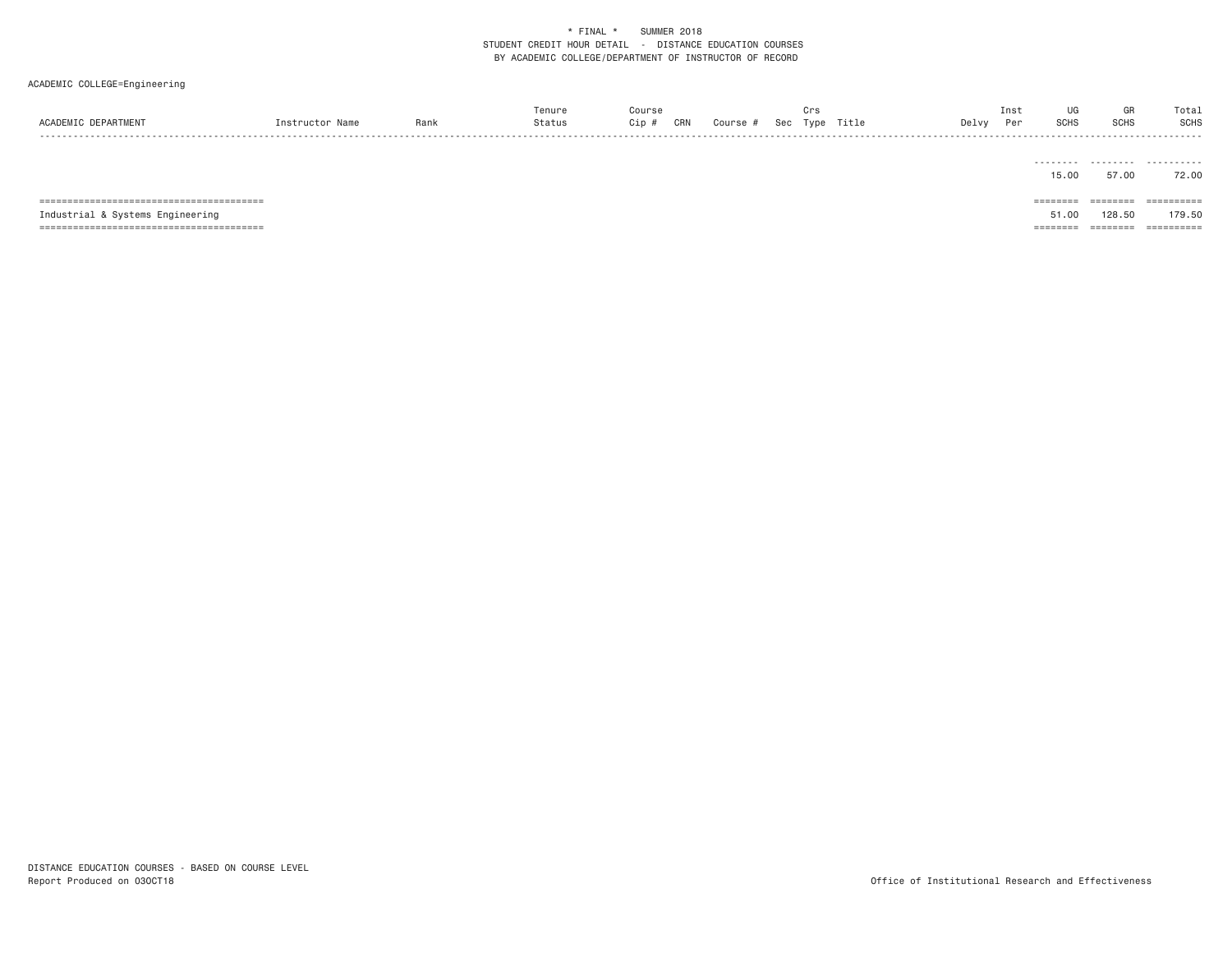\* FINAL \*    SUMMER 2018
STUDENT CREDIT HOUR DETAIL - DISTANCE EDUCATION COURSES
BY ACADEMIC COLLEGE/DEPARTMENT OF INSTRUCTOR OF RECORD

ACADEMIC COLLEGE=Engineering

| ACADEMIC DEPARTMENT | Instructor Name | Rank | Tenure Status | Course Cip # | CRN | Course # | Sec | Crs Type | Title | Delvy | Inst Per | UG SCHS | GR SCHS | Total SCHS |
|---|---|---|---|---|---|---|---|---|---|---|---|---|---|---|
| | | | | | | | | | | | | 15.00 | 57.00 | 72.00 |
| Industrial & Systems Engineering | | | | | | | | | | | | 51.00 | 128.50 | 179.50 |

DISTANCE EDUCATION COURSES - BASED ON COURSE LEVEL
Report Produced on 03OCT18

Office of Institutional Research and Effectiveness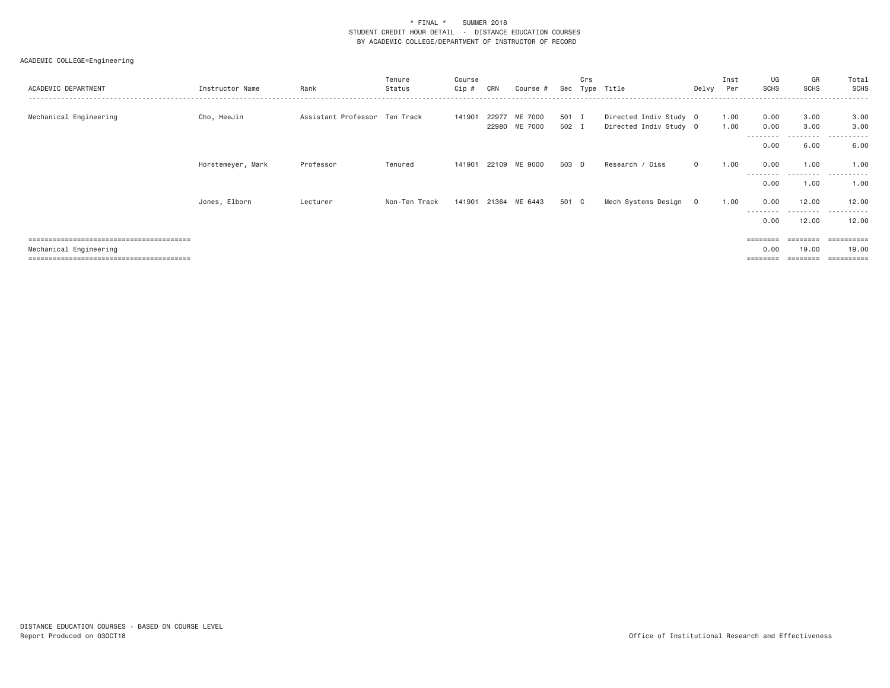\* FINAL \*    SUMMER 2018
STUDENT CREDIT HOUR DETAIL - DISTANCE EDUCATION COURSES
BY ACADEMIC COLLEGE/DEPARTMENT OF INSTRUCTOR OF RECORD

ACADEMIC COLLEGE=Engineering

| ACADEMIC DEPARTMENT | Instructor Name | Rank | Tenure Status | Course Cip # | CRN | Course # | Sec | Crs Type | Title | Delvy | Inst Per | UG SCHS | GR SCHS | Total SCHS |
|---|---|---|---|---|---|---|---|---|---|---|---|---|---|---|
| Mechanical Engineering | Cho, HeeJin | Assistant Professor | Ten Track | 141901 | 22977 | ME 7000 | 501 | I | Directed Indiv Study | O | 1.00 | 0.00 | 3.00 | 3.00 |
| | | | | | 22980 | ME 7000 | 502 | I | Directed Indiv Study | O | 1.00 | 0.00 | 3.00 | 3.00 |
| | | | | | | | | | | | | 0.00 | 6.00 | 6.00 |
| | Horstemeyer, Mark | Professor | Tenured | 141901 | 22109 | ME 9000 | 503 | D | Research / Diss | O | 1.00 | 0.00 | 1.00 | 1.00 |
| | | | | | | | | | | | | 0.00 | 1.00 | 1.00 |
| | Jones, Elborn | Lecturer | Non-Ten Track | 141901 | 21364 | ME 6443 | 501 | C | Mech Systems Design | O | 1.00 | 0.00 | 12.00 | 12.00 |
| | | | | | | | | | | | | 0.00 | 12.00 | 12.00 |
| Mechanical Engineering | | | | | | | | | | | | 0.00 | 19.00 | 19.00 |

DISTANCE EDUCATION COURSES - BASED ON COURSE LEVEL
Report Produced on 03OCT18

Office of Institutional Research and Effectiveness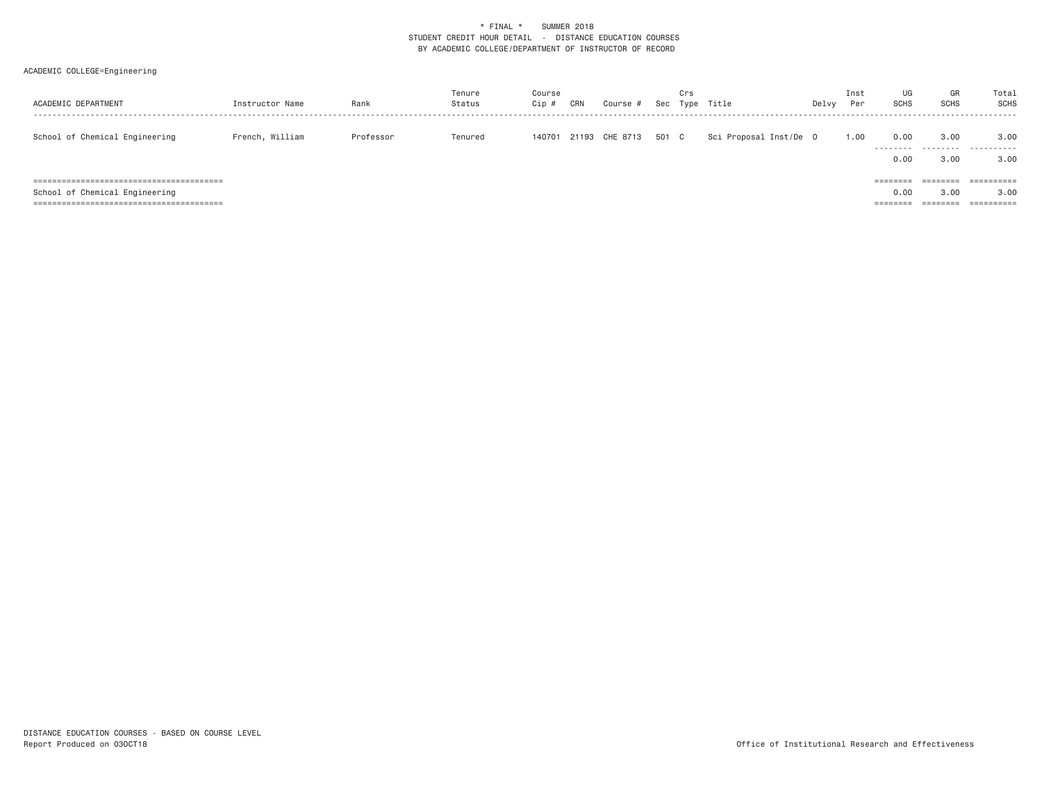\* FINAL \* SUMMER 2018
STUDENT CREDIT HOUR DETAIL - DISTANCE EDUCATION COURSES
BY ACADEMIC COLLEGE/DEPARTMENT OF INSTRUCTOR OF RECORD

ACADEMIC COLLEGE=Engineering

| ACADEMIC DEPARTMENT | Instructor Name | Rank | Tenure Status | Course Cip # | CRN | Course # | Sec | Crs Type | Title | Delvy | Inst Per | UG SCHS | GR SCHS | Total SCHS |
|---|---|---|---|---|---|---|---|---|---|---|---|---|---|---|
| School of Chemical Engineering | French, William | Professor | Tenured | 140701 | 21193 | CHE 8713 | 501 | C | Sci Proposal Inst/De | O | 1.00 | 0.00 | 3.00 | 3.00 |
| | | | | | | | | | | | | 0.00 | 3.00 | 3.00 |
| School of Chemical Engineering | | | | | | | | | | | | 0.00 | 3.00 | 3.00 |

DISTANCE EDUCATION COURSES - BASED ON COURSE LEVEL
Report Produced on 03OCT18

Office of Institutional Research and Effectiveness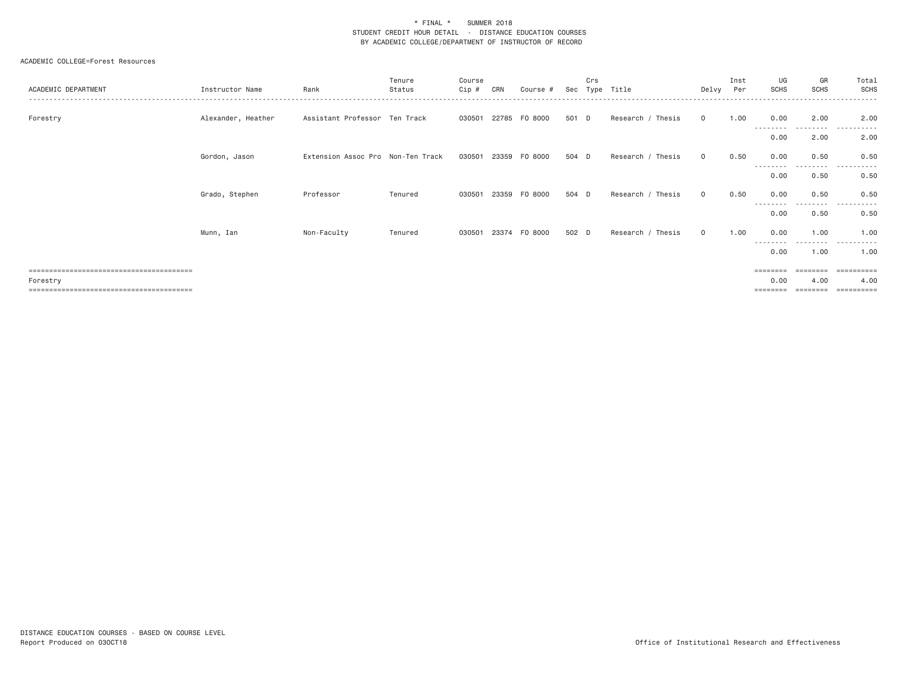\* FINAL \* SUMMER 2018
STUDENT CREDIT HOUR DETAIL - DISTANCE EDUCATION COURSES
BY ACADEMIC COLLEGE/DEPARTMENT OF INSTRUCTOR OF RECORD

ACADEMIC COLLEGE=Forest Resources

| ACADEMIC DEPARTMENT | Instructor Name | Rank | Tenure Status | Course Cip # | CRN | Course # | Sec | Crs Type | Title | Delvy | Inst Per | UG SCHS | GR SCHS | Total SCHS |
|---|---|---|---|---|---|---|---|---|---|---|---|---|---|---|
| Forestry | Alexander, Heather | Assistant Professor | Ten Track | 030501 | 22785 | FO 8000 | 501 | D | Research / Thesis | O | 1.00 | 0.00 | 2.00 | 2.00 |
| | | | | | | | | | | | | 0.00 | 2.00 | 2.00 |
| | Gordon, Jason | Extension Assoc Pro | Non-Ten Track | 030501 | 23359 | FO 8000 | 504 | D | Research / Thesis | O | 0.50 | 0.00 | 0.50 | 0.50 |
| | | | | | | | | | | | | 0.00 | 0.50 | 0.50 |
| | Grado, Stephen | Professor | Tenured | 030501 | 23359 | FO 8000 | 504 | D | Research / Thesis | O | 0.50 | 0.00 | 0.50 | 0.50 |
| | | | | | | | | | | | | 0.00 | 0.50 | 0.50 |
| | Munn, Ian | Non-Faculty | Tenured | 030501 | 23374 | FO 8000 | 502 | D | Research / Thesis | O | 1.00 | 0.00 | 1.00 | 1.00 |
| | | | | | | | | | | | | 0.00 | 1.00 | 1.00 |
| Forestry | | | | | | | | | | | | 0.00 | 4.00 | 4.00 |

DISTANCE EDUCATION COURSES - BASED ON COURSE LEVEL
Report Produced on 03OCT18

Office of Institutional Research and Effectiveness